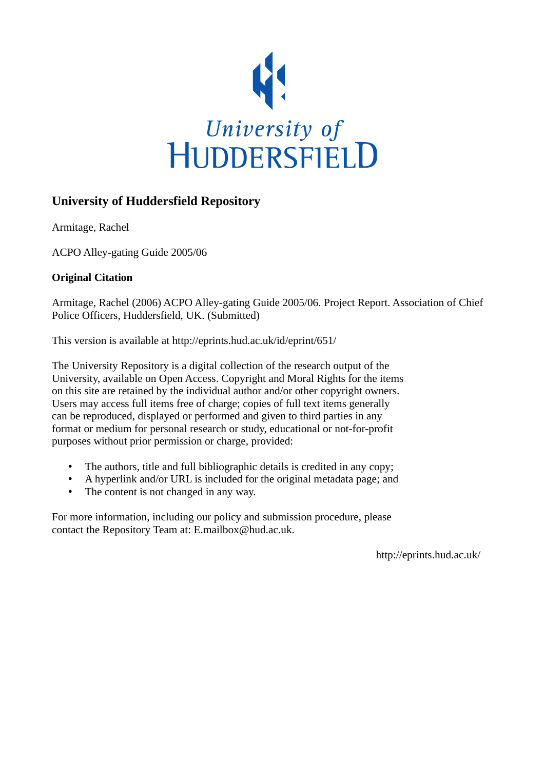University of
HUDDERSFIELD

## University of Huddersfield Repository

Armitage, Rachel

ACPO Alley-gating Guide 2005/06

### Original Citation

Armitage, Rachel (2006) ACPO Alley-gating Guide 2005/06. Project Report. Association of Chief Police Officers, Huddersfield, UK. (Submitted)

This version is available at http://eprints.hud.ac.uk/id/eprint/651/

The University Repository is a digital collection of the research output of the University, available on Open Access. Copyright and Moral Rights for the items on this site are retained by the individual author and/or other copyright owners. Users may access full items free of charge; copies of full text items generally can be reproduced, displayed or performed and given to third parties in any format or medium for personal research or study, educational or not-for-profit purposes without prior permission or charge, provided:

- The authors, title and full bibliographic details is credited in any copy;
- A hyperlink and/or URL is included for the original metadata page; and
- The content is not changed in any way.

For more information, including our policy and submission procedure, please contact the Repository Team at: E.mailbox@hud.ac.uk.

http://eprints.hud.ac.uk/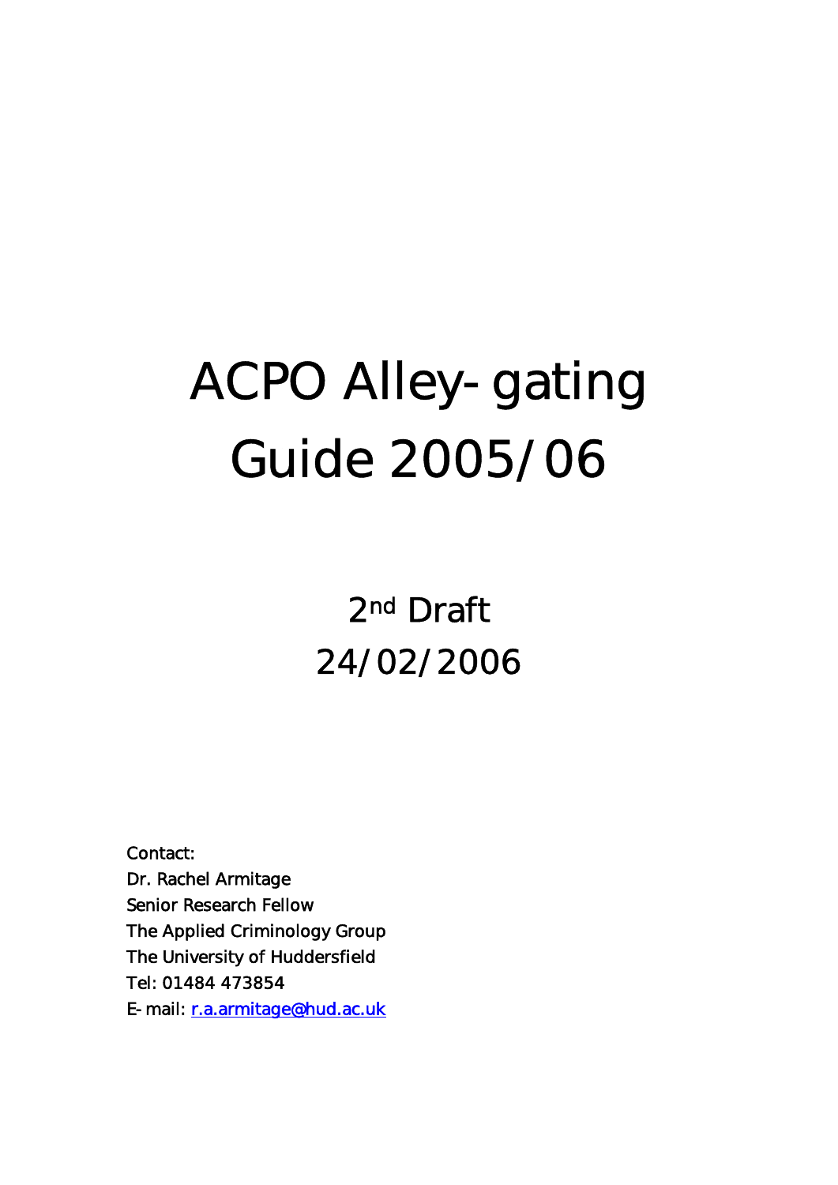# ACPO Alley-gating Guide 2005/06

2nd Draft

24/02/2006

Contact:
Dr. Rachel Armitage
Senior Research Fellow
The Applied Criminology Group
The University of Huddersfield
Tel: 01484 473854
E-mail: r.a.armitage@hud.ac.uk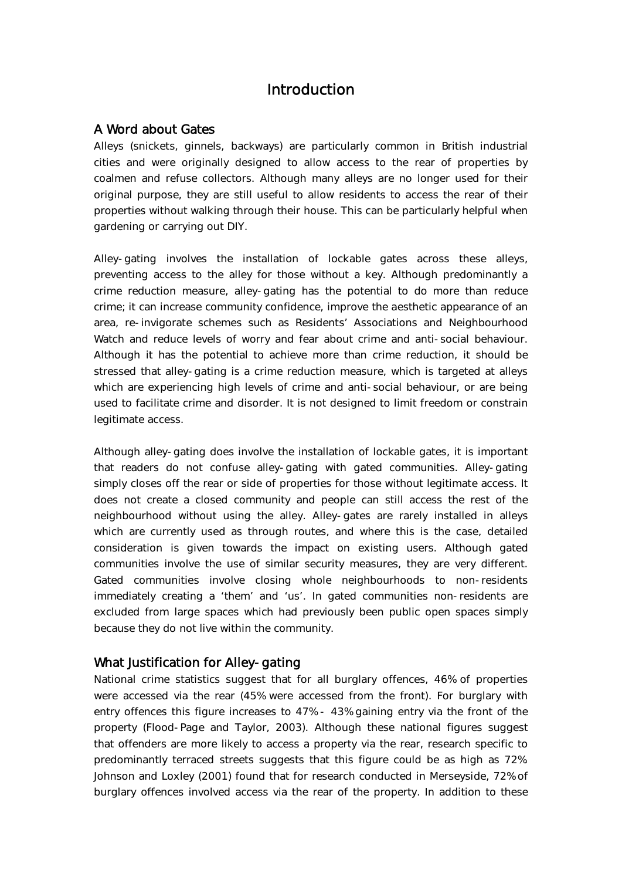# Introduction

## A Word about Gates

Alleys (snickets, ginnels, backways) are particularly common in British industrial cities and were originally designed to allow access to the rear of properties by coalmen and refuse collectors. Although many alleys are no longer used for their original purpose, they are still useful to allow residents to access the rear of their properties without walking through their house. This can be particularly helpful when gardening or carrying out DIY.

Alley-gating involves the installation of lockable gates across these alleys, preventing access to the alley for those without a key. Although predominantly a crime reduction measure, alley-gating has the potential to do more than reduce crime; it can increase community confidence, improve the aesthetic appearance of an area, re-invigorate schemes such as Residents' Associations and Neighbourhood Watch and reduce levels of worry and fear about crime and anti-social behaviour. Although it has the potential to achieve more than crime reduction, it should be stressed that alley-gating is a crime reduction measure, which is targeted at alleys which are experiencing high levels of crime and anti-social behaviour, or are being used to facilitate crime and disorder. It is not designed to limit freedom or constrain legitimate access.

Although alley-gating does involve the installation of lockable gates, it is important that readers do not confuse alley-gating with gated communities. Alley-gating simply closes off the rear or side of properties for those without legitimate access. It does not create a closed community and people can still access the rest of the neighbourhood without using the alley. Alley-gates are rarely installed in alleys which are currently used as through routes, and where this is the case, detailed consideration is given towards the impact on existing users. Although gated communities involve the use of similar security measures, they are very different. Gated communities involve closing whole neighbourhoods to non-residents immediately creating a 'them' and 'us'. In gated communities non-residents are excluded from large spaces which had previously been public open spaces simply because they do not live within the community.

## What Justification for Alley-gating

National crime statistics suggest that for all burglary offences, 46% of properties were accessed via the rear (45% were accessed from the front). For burglary with entry offences this figure increases to 47% - 43% gaining entry via the front of the property (Flood-Page and Taylor, 2003). Although these national figures suggest that offenders are more likely to access a property via the rear, research specific to predominantly terraced streets suggests that this figure could be as high as 72% Johnson and Loxley (2001) found that for research conducted in Merseyside, 72% of burglary offences involved access via the rear of the property. In addition to these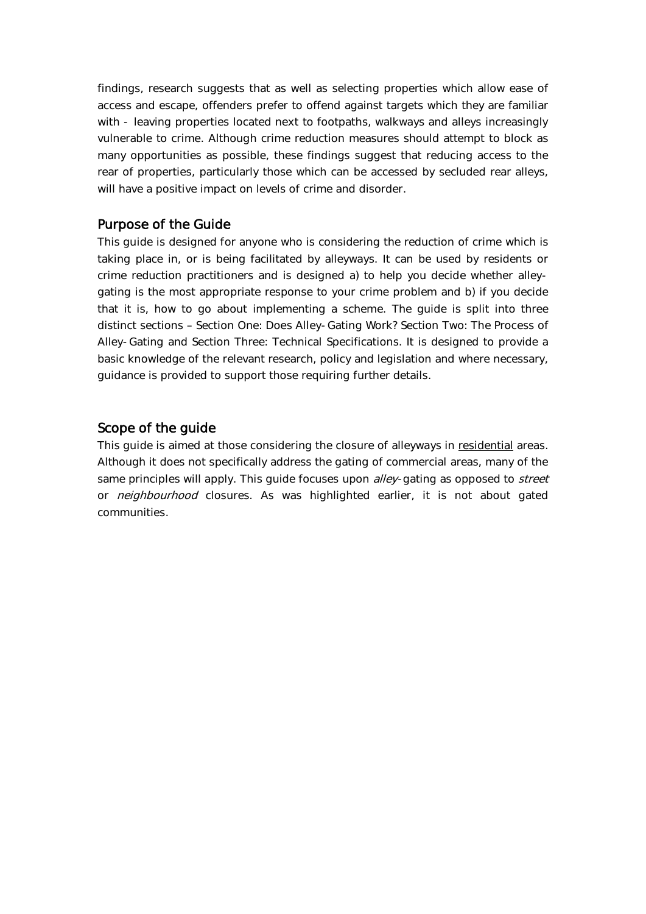findings, research suggests that as well as selecting properties which allow ease of access and escape, offenders prefer to offend against targets which they are familiar with - leaving properties located next to footpaths, walkways and alleys increasingly vulnerable to crime. Although crime reduction measures should attempt to block as many opportunities as possible, these findings suggest that reducing access to the rear of properties, particularly those which can be accessed by secluded rear alleys, will have a positive impact on levels of crime and disorder.

## Purpose of the Guide

This guide is designed for anyone who is considering the reduction of crime which is taking place in, or is being facilitated by alleyways. It can be used by residents or crime reduction practitioners and is designed a) to help you decide whether alley-gating is the most appropriate response to your crime problem and b) if you decide that it is, how to go about implementing a scheme. The guide is split into three distinct sections – Section One: Does Alley-Gating Work? Section Two: The Process of Alley-Gating and Section Three: Technical Specifications. It is designed to provide a basic knowledge of the relevant research, policy and legislation and where necessary, guidance is provided to support those requiring further details.

## Scope of the guide

This guide is aimed at those considering the closure of alleyways in <u>residential</u> areas. Although it does not specifically address the gating of commercial areas, many of the same principles will apply. This guide focuses upon *alley*-gating as opposed to *street* or *neighbourhood* closures. As was highlighted earlier, it is not about gated communities.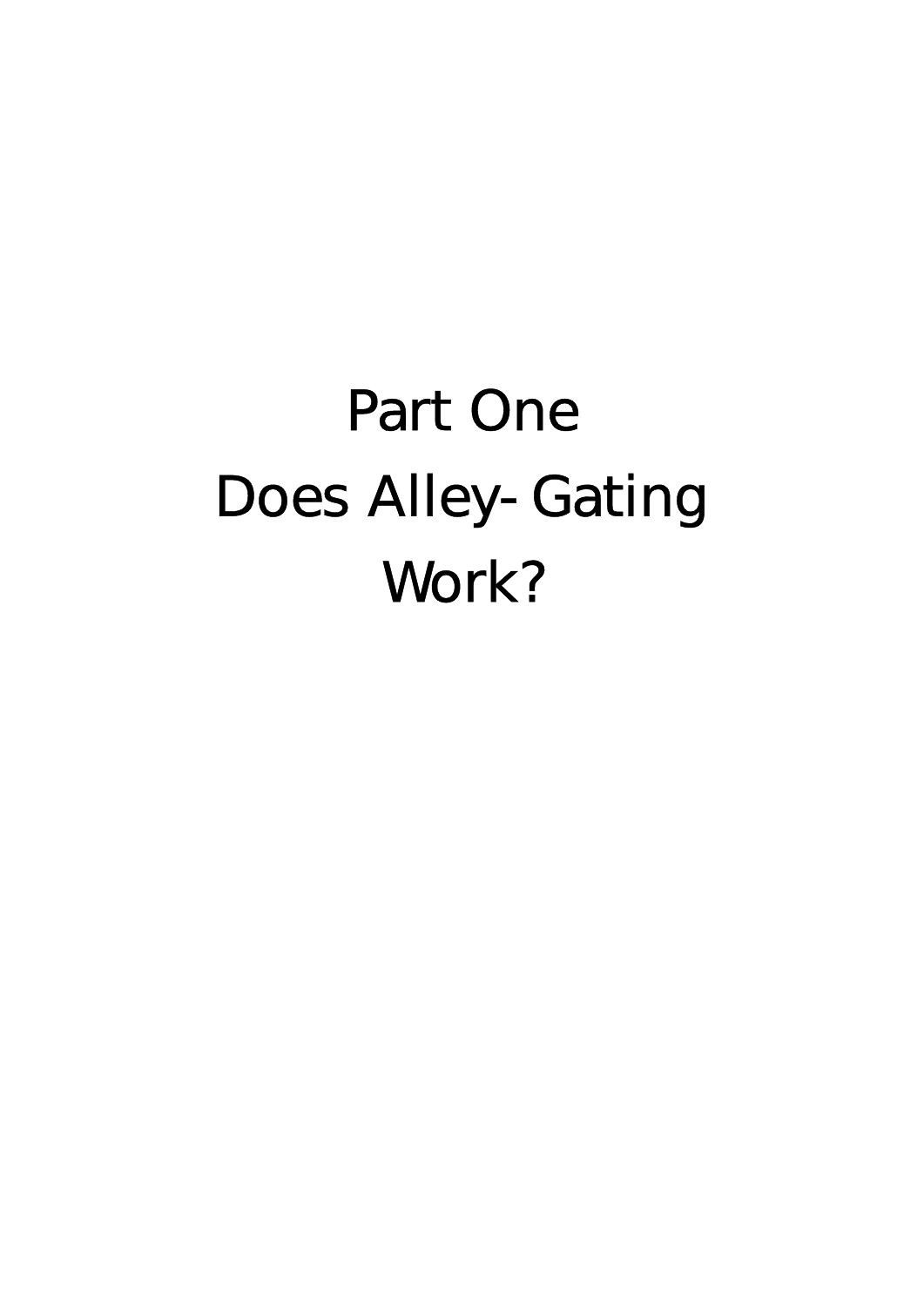# Part One
# Does Alley-Gating Work?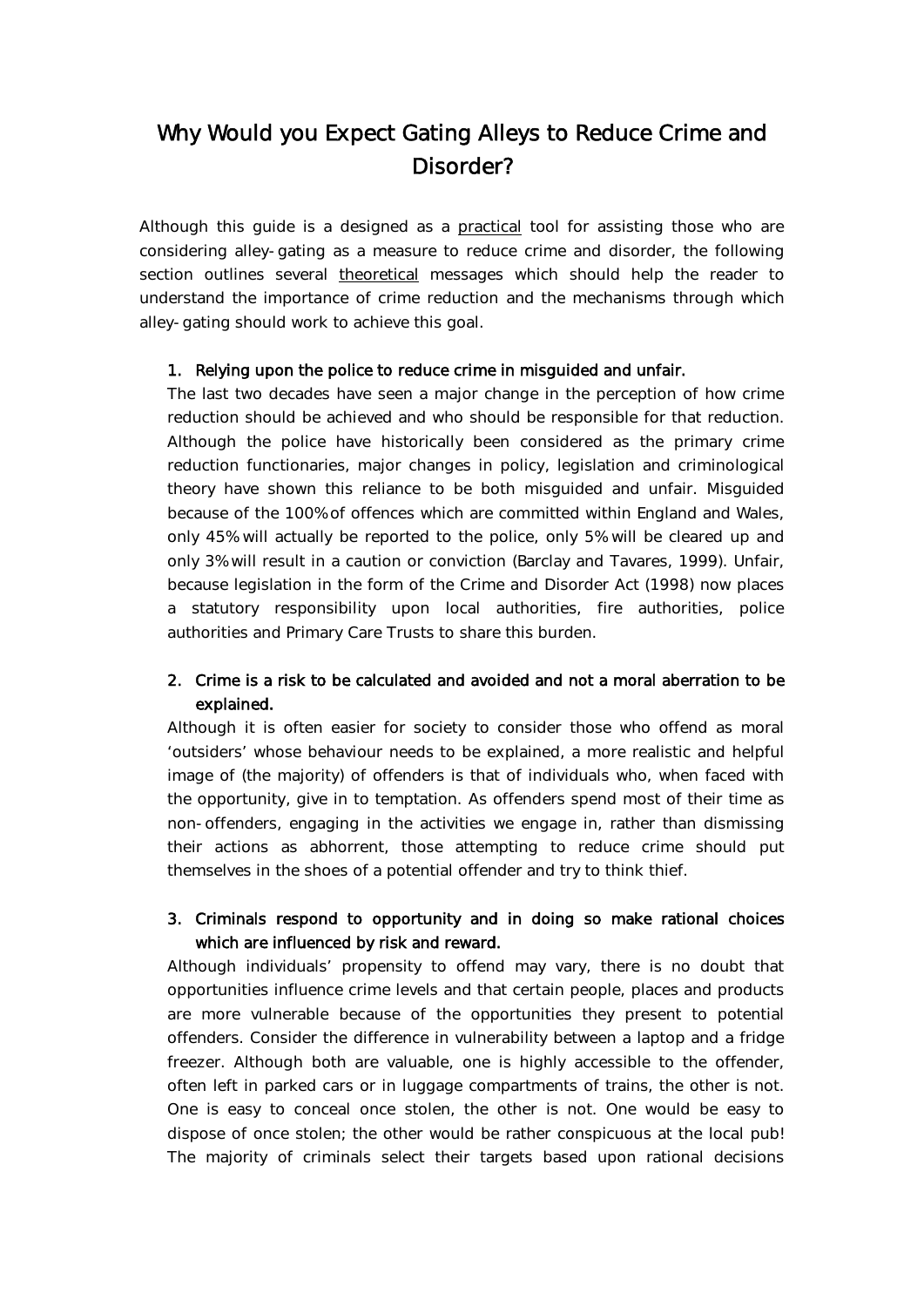# Why Would you Expect Gating Alleys to Reduce Crime and Disorder?

Although this guide is a designed as a practical tool for assisting those who are considering alley-gating as a measure to reduce crime and disorder, the following section outlines several theoretical messages which should help the reader to understand the importance of crime reduction and the mechanisms through which alley-gating should work to achieve this goal.

1. **Relying upon the police to reduce crime in misguided and unfair.**

   The last two decades have seen a major change in the perception of how crime reduction should be achieved and who should be responsible for that reduction. Although the police have historically been considered as the primary crime reduction functionaries, major changes in policy, legislation and criminological theory have shown this reliance to be both misguided and unfair. Misguided because of the 100% of offences which are committed within England and Wales, only 45% will actually be reported to the police, only 5% will be cleared up and only 3% will result in a caution or conviction (Barclay and Tavares, 1999). Unfair, because legislation in the form of the Crime and Disorder Act (1998) now places a statutory responsibility upon local authorities, fire authorities, police authorities and Primary Care Trusts to share this burden.

2. **Crime is a risk to be calculated and avoided and not a moral aberration to be explained.**

   Although it is often easier for society to consider those who offend as moral 'outsiders' whose behaviour needs to be explained, a more realistic and helpful image of (the majority) of offenders is that of individuals who, when faced with the opportunity, give in to temptation. As offenders spend most of their time as non-offenders, engaging in the activities we engage in, rather than dismissing their actions as abhorrent, those attempting to reduce crime should put themselves in the shoes of a potential offender and try to think thief.

3. **Criminals respond to opportunity and in doing so make rational choices which are influenced by risk and reward.**

   Although individuals' propensity to offend may vary, there is no doubt that opportunities influence crime levels and that certain people, places and products are more vulnerable because of the opportunities they present to potential offenders. Consider the difference in vulnerability between a laptop and a fridge freezer. Although both are valuable, one is highly accessible to the offender, often left in parked cars or in luggage compartments of trains, the other is not. One is easy to conceal once stolen, the other is not. One would be easy to dispose of once stolen; the other would be rather conspicuous at the local pub! The majority of criminals select their targets based upon rational decisions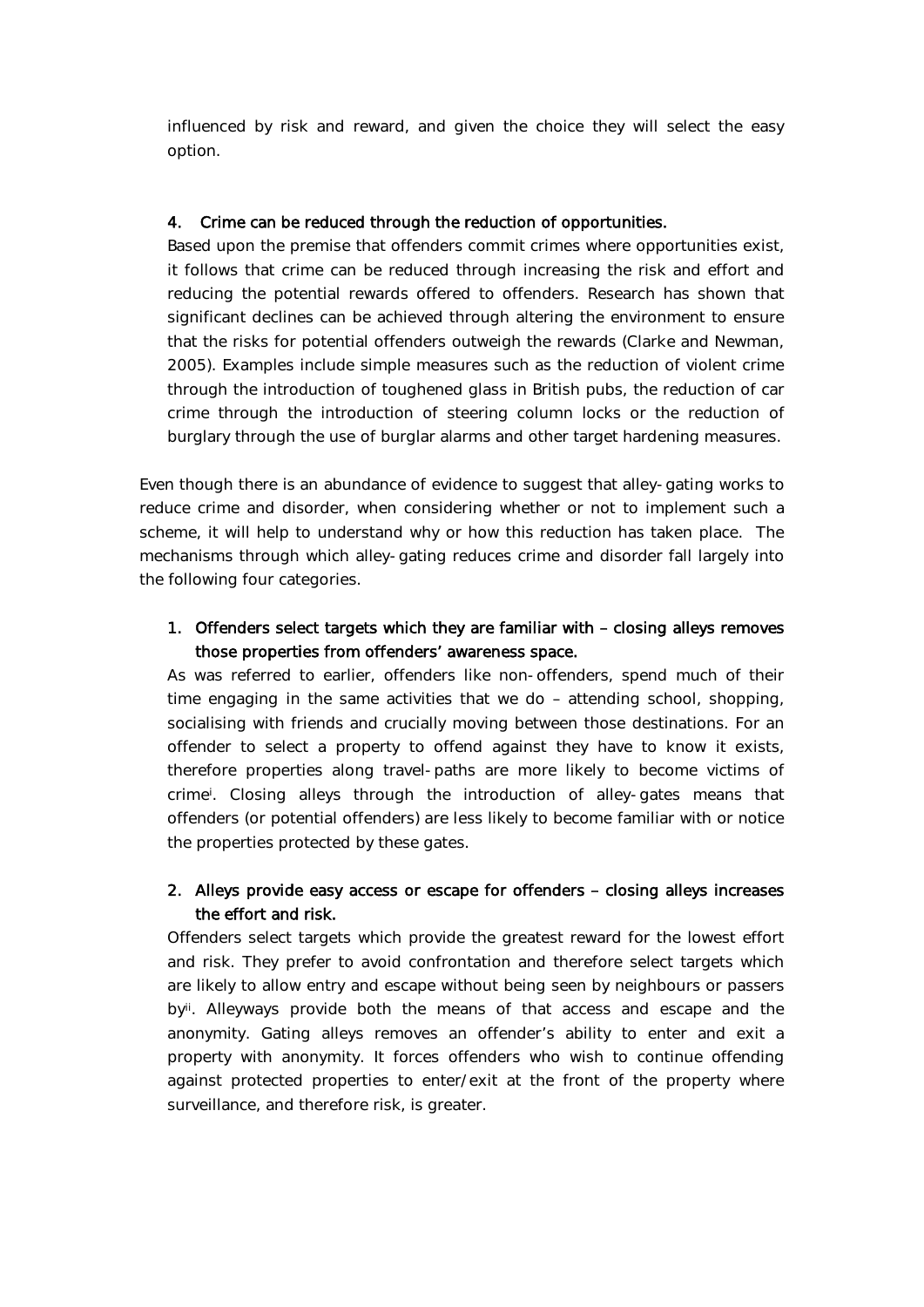influenced by risk and reward, and given the choice they will select the easy option.

4. **Crime can be reduced through the reduction of opportunities.**

   Based upon the premise that offenders commit crimes where opportunities exist, it follows that crime can be reduced through increasing the risk and effort and reducing the potential rewards offered to offenders. Research has shown that significant declines can be achieved through altering the environment to ensure that the risks for potential offenders outweigh the rewards (Clarke and Newman, 2005). Examples include simple measures such as the reduction of violent crime through the introduction of toughened glass in British pubs, the reduction of car crime through the introduction of steering column locks or the reduction of burglary through the use of burglar alarms and other target hardening measures.

Even though there is an abundance of evidence to suggest that alley-gating works to reduce crime and disorder, when considering whether or not to implement such a scheme, it will help to understand why or how this reduction has taken place. The mechanisms through which alley-gating reduces crime and disorder fall largely into the following four categories.

1. **Offenders select targets which they are familiar with – closing alleys removes those properties from offenders' awareness space.**

   As was referred to earlier, offenders like non-offenders, spend much of their time engaging in the same activities that we do – attending school, shopping, socialising with friends and crucially moving between those destinations. For an offender to select a property to offend against they have to know it exists, therefore properties along travel-paths are more likely to become victims of crime[i]. Closing alleys through the introduction of alley-gates means that offenders (or potential offenders) are less likely to become familiar with or notice the properties protected by these gates.

2. **Alleys provide easy access or escape for offenders – closing alleys increases the effort and risk.**

   Offenders select targets which provide the greatest reward for the lowest effort and risk. They prefer to avoid confrontation and therefore select targets which are likely to allow entry and escape without being seen by neighbours or passers by[ii]. Alleyways provide both the means of that access and escape and the anonymity. Gating alleys removes an offender's ability to enter and exit a property with anonymity. It forces offenders who wish to continue offending against protected properties to enter/exit at the front of the property where surveillance, and therefore risk, is greater.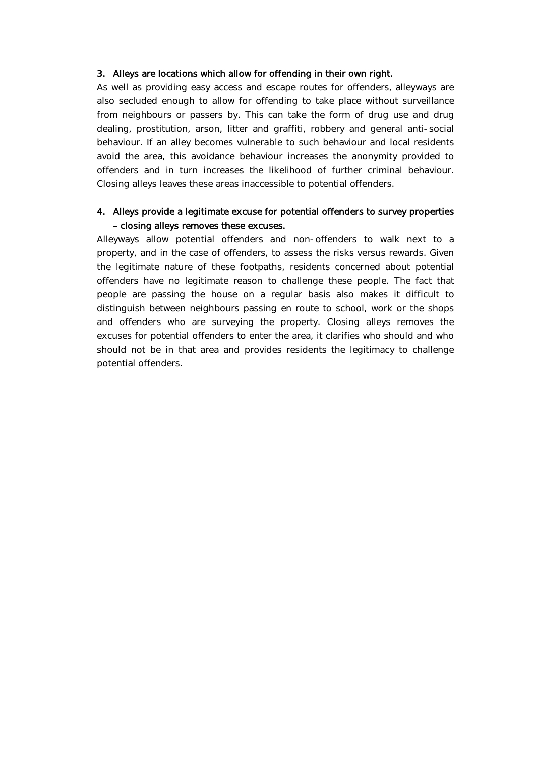### 3. Alleys are locations which allow for offending in their own right.

As well as providing easy access and escape routes for offenders, alleyways are also secluded enough to allow for offending to take place without surveillance from neighbours or passers by. This can take the form of drug use and drug dealing, prostitution, arson, litter and graffiti, robbery and general anti-social behaviour. If an alley becomes vulnerable to such behaviour and local residents avoid the area, this avoidance behaviour increases the anonymity provided to offenders and in turn increases the likelihood of further criminal behaviour. Closing alleys leaves these areas inaccessible to potential offenders.

### 4. Alleys provide a legitimate excuse for potential offenders to survey properties – closing alleys removes these excuses.

Alleyways allow potential offenders and non-offenders to walk next to a property, and in the case of offenders, to assess the risks versus rewards. Given the legitimate nature of these footpaths, residents concerned about potential offenders have no legitimate reason to challenge these people. The fact that people are passing the house on a regular basis also makes it difficult to distinguish between neighbours passing en route to school, work or the shops and offenders who are surveying the property. Closing alleys removes the excuses for potential offenders to enter the area, it clarifies who should and who should not be in that area and provides residents the legitimacy to challenge potential offenders.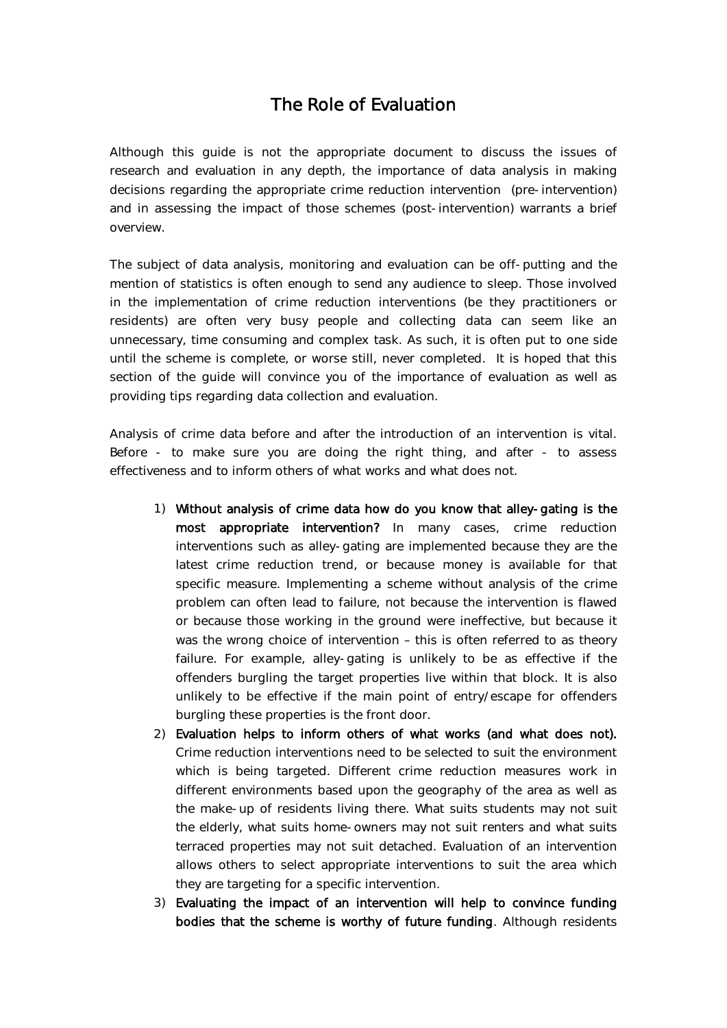# The Role of Evaluation

Although this guide is not the appropriate document to discuss the issues of research and evaluation in any depth, the importance of data analysis in making decisions regarding the appropriate crime reduction intervention (pre-intervention) and in assessing the impact of those schemes (post-intervention) warrants a brief overview.

The subject of data analysis, monitoring and evaluation can be off-putting and the mention of statistics is often enough to send any audience to sleep. Those involved in the implementation of crime reduction interventions (be they practitioners or residents) are often very busy people and collecting data can seem like an unnecessary, time consuming and complex task. As such, it is often put to one side until the scheme is complete, or worse still, never completed. It is hoped that this section of the guide will convince you of the importance of evaluation as well as providing tips regarding data collection and evaluation.

Analysis of crime data before and after the introduction of an intervention is vital. Before - to make sure you are doing the right thing, and after - to assess effectiveness and to inform others of what works and what does not.

1) **Without analysis of crime data how do you know that alley-gating is the most appropriate intervention?** In many cases, crime reduction interventions such as alley-gating are implemented because they are the latest crime reduction trend, or because money is available for that specific measure. Implementing a scheme without analysis of the crime problem can often lead to failure, not because the intervention is flawed or because those working in the ground were ineffective, but because it was the wrong choice of intervention – this is often referred to as theory failure. For example, alley-gating is unlikely to be as effective if the offenders burgling the target properties live within that block. It is also unlikely to be effective if the main point of entry/escape for offenders burgling these properties is the front door.
2) **Evaluation helps to inform others of what works (and what does not).** Crime reduction interventions need to be selected to suit the environment which is being targeted. Different crime reduction measures work in different environments based upon the geography of the area as well as the make-up of residents living there. What suits students may not suit the elderly, what suits home-owners may not suit renters and what suits terraced properties may not suit detached. Evaluation of an intervention allows others to select appropriate interventions to suit the area which they are targeting for a specific intervention.
3) **Evaluating the impact of an intervention will help to convince funding bodies that the scheme is worthy of future funding**. Although residents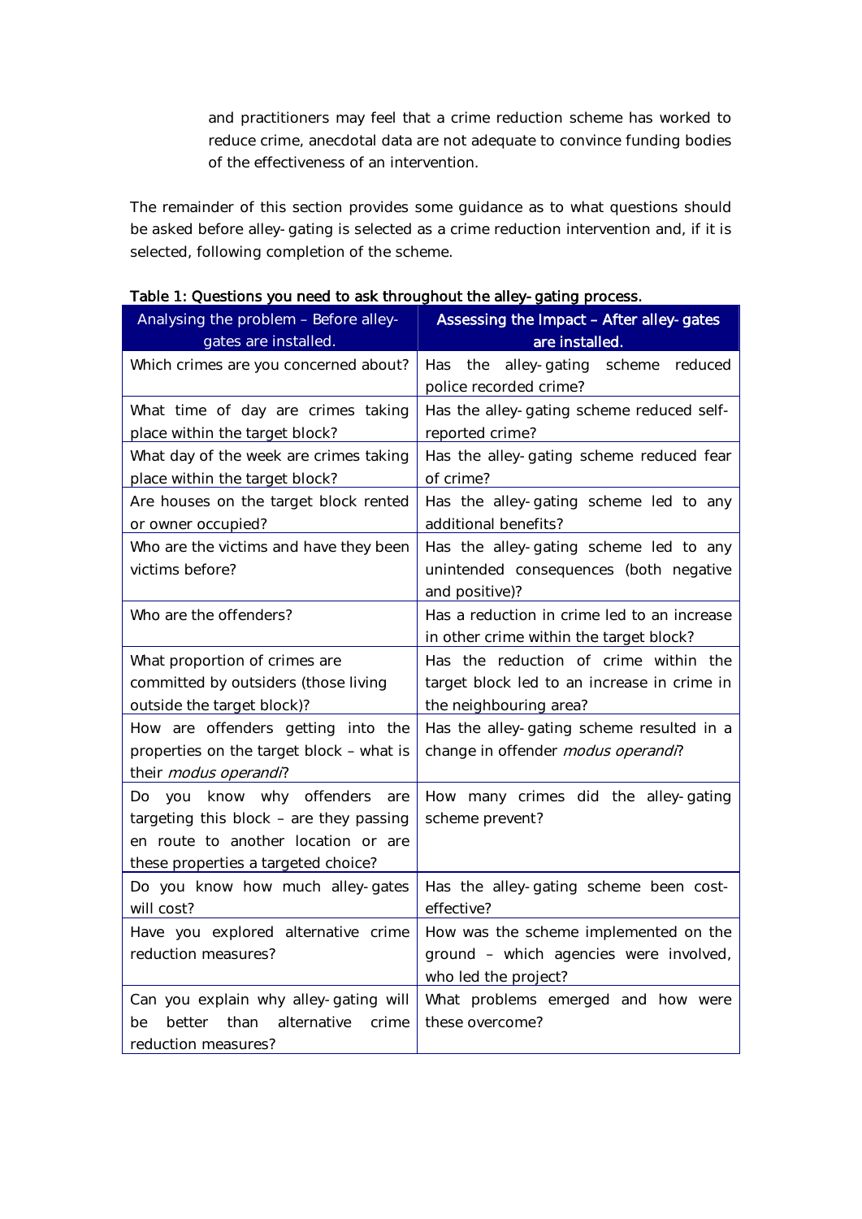and practitioners may feel that a crime reduction scheme has worked to reduce crime, anecdotal data are not adequate to convince funding bodies of the effectiveness of an intervention.

The remainder of this section provides some guidance as to what questions should be asked before alley-gating is selected as a crime reduction intervention and, if it is selected, following completion of the scheme.

**Table 1: Questions you need to ask throughout the alley-gating process.**

| Analysing the problem – Before alley-gates are installed. | Assessing the Impact – After alley-gates are installed. |
|---|---|
| Which crimes are you concerned about? | Has the alley-gating scheme reduced police recorded crime? |
| What time of day are crimes taking place within the target block? | Has the alley-gating scheme reduced self-reported crime? |
| What day of the week are crimes taking place within the target block? | Has the alley-gating scheme reduced fear of crime? |
| Are houses on the target block rented or owner occupied? | Has the alley-gating scheme led to any additional benefits? |
| Who are the victims and have they been victims before? | Has the alley-gating scheme led to any unintended consequences (both negative and positive)? |
| Who are the offenders? | Has a reduction in crime led to an increase in other crime within the target block? |
| What proportion of crimes are committed by outsiders (those living outside the target block)? | Has the reduction of crime within the target block led to an increase in crime in the neighbouring area? |
| How are offenders getting into the properties on the target block – what is their *modus operandi*? | Has the alley-gating scheme resulted in a change in offender *modus operandi*? |
| Do you know why offenders are targeting this block – are they passing en route to another location or are these properties a targeted choice? | How many crimes did the alley-gating scheme prevent? |
| Do you know how much alley-gates will cost? | Has the alley-gating scheme been cost-effective? |
| Have you explored alternative crime reduction measures? | How was the scheme implemented on the ground – which agencies were involved, who led the project? |
| Can you explain why alley-gating will be better than alternative crime reduction measures? | What problems emerged and how were these overcome? |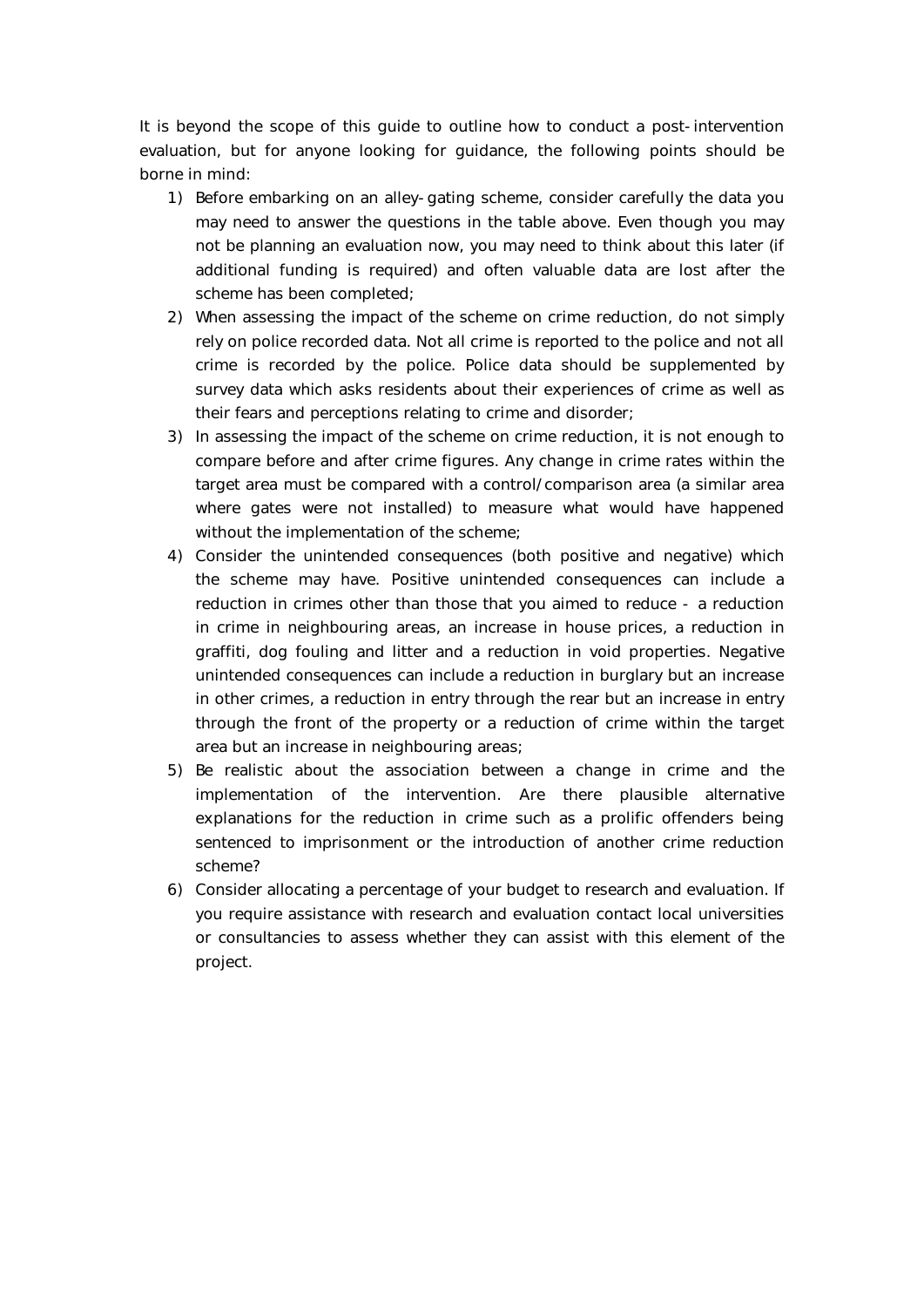It is beyond the scope of this guide to outline how to conduct a post-intervention evaluation, but for anyone looking for guidance, the following points should be borne in mind:

1) Before embarking on an alley-gating scheme, consider carefully the data you may need to answer the questions in the table above. Even though you may not be planning an evaluation now, you may need to think about this later (if additional funding is required) and often valuable data are lost after the scheme has been completed;
2) When assessing the impact of the scheme on crime reduction, do not simply rely on police recorded data. Not all crime is reported to the police and not all crime is recorded by the police. Police data should be supplemented by survey data which asks residents about their experiences of crime as well as their fears and perceptions relating to crime and disorder;
3) In assessing the impact of the scheme on crime reduction, it is not enough to compare before and after crime figures. Any change in crime rates within the target area must be compared with a control/comparison area (a similar area where gates were not installed) to measure what would have happened without the implementation of the scheme;
4) Consider the unintended consequences (both positive and negative) which the scheme may have. Positive unintended consequences can include a reduction in crimes other than those that you aimed to reduce - a reduction in crime in neighbouring areas, an increase in house prices, a reduction in graffiti, dog fouling and litter and a reduction in void properties. Negative unintended consequences can include a reduction in burglary but an increase in other crimes, a reduction in entry through the rear but an increase in entry through the front of the property or a reduction of crime within the target area but an increase in neighbouring areas;
5) Be realistic about the association between a change in crime and the implementation of the intervention. Are there plausible alternative explanations for the reduction in crime such as a prolific offenders being sentenced to imprisonment or the introduction of another crime reduction scheme?
6) Consider allocating a percentage of your budget to research and evaluation. If you require assistance with research and evaluation contact local universities or consultancies to assess whether they can assist with this element of the project.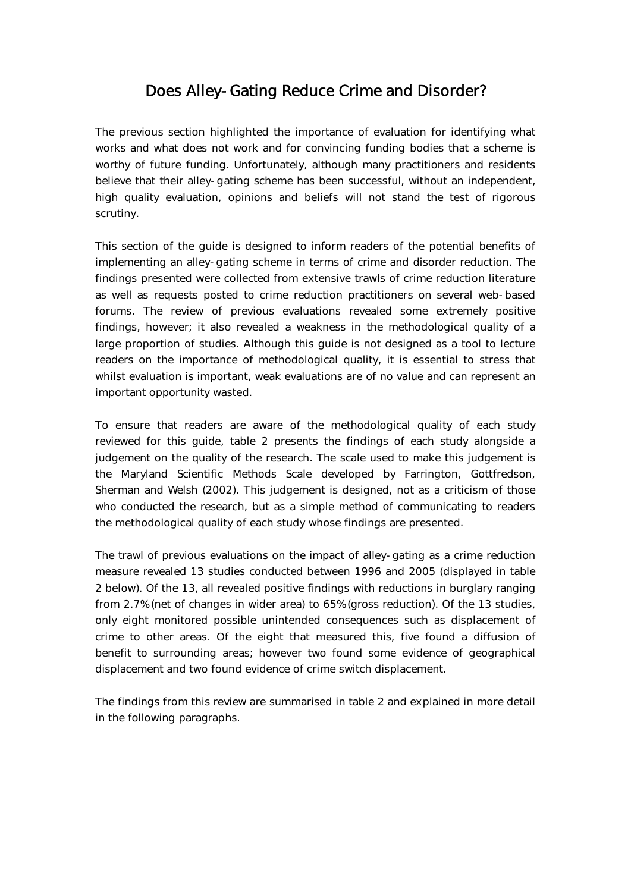# Does Alley-Gating Reduce Crime and Disorder?

The previous section highlighted the importance of evaluation for identifying what works and what does not work and for convincing funding bodies that a scheme is worthy of future funding. Unfortunately, although many practitioners and residents believe that their alley-gating scheme has been successful, without an independent, high quality evaluation, opinions and beliefs will not stand the test of rigorous scrutiny.

This section of the guide is designed to inform readers of the potential benefits of implementing an alley-gating scheme in terms of crime and disorder reduction. The findings presented were collected from extensive trawls of crime reduction literature as well as requests posted to crime reduction practitioners on several web-based forums. The review of previous evaluations revealed some extremely positive findings, however; it also revealed a weakness in the methodological quality of a large proportion of studies. Although this guide is not designed as a tool to lecture readers on the importance of methodological quality, it is essential to stress that whilst evaluation is important, weak evaluations are of no value and can represent an important opportunity wasted.

To ensure that readers are aware of the methodological quality of each study reviewed for this guide, table 2 presents the findings of each study alongside a judgement on the quality of the research. The scale used to make this judgement is the Maryland Scientific Methods Scale developed by Farrington, Gottfredson, Sherman and Welsh (2002). This judgement is designed, not as a criticism of those who conducted the research, but as a simple method of communicating to readers the methodological quality of each study whose findings are presented.

The trawl of previous evaluations on the impact of alley-gating as a crime reduction measure revealed 13 studies conducted between 1996 and 2005 (displayed in table 2 below). Of the 13, all revealed positive findings with reductions in burglary ranging from 2.7% (net of changes in wider area) to 65% (gross reduction). Of the 13 studies, only eight monitored possible unintended consequences such as displacement of crime to other areas. Of the eight that measured this, five found a diffusion of benefit to surrounding areas; however two found some evidence of geographical displacement and two found evidence of crime switch displacement.

The findings from this review are summarised in table 2 and explained in more detail in the following paragraphs.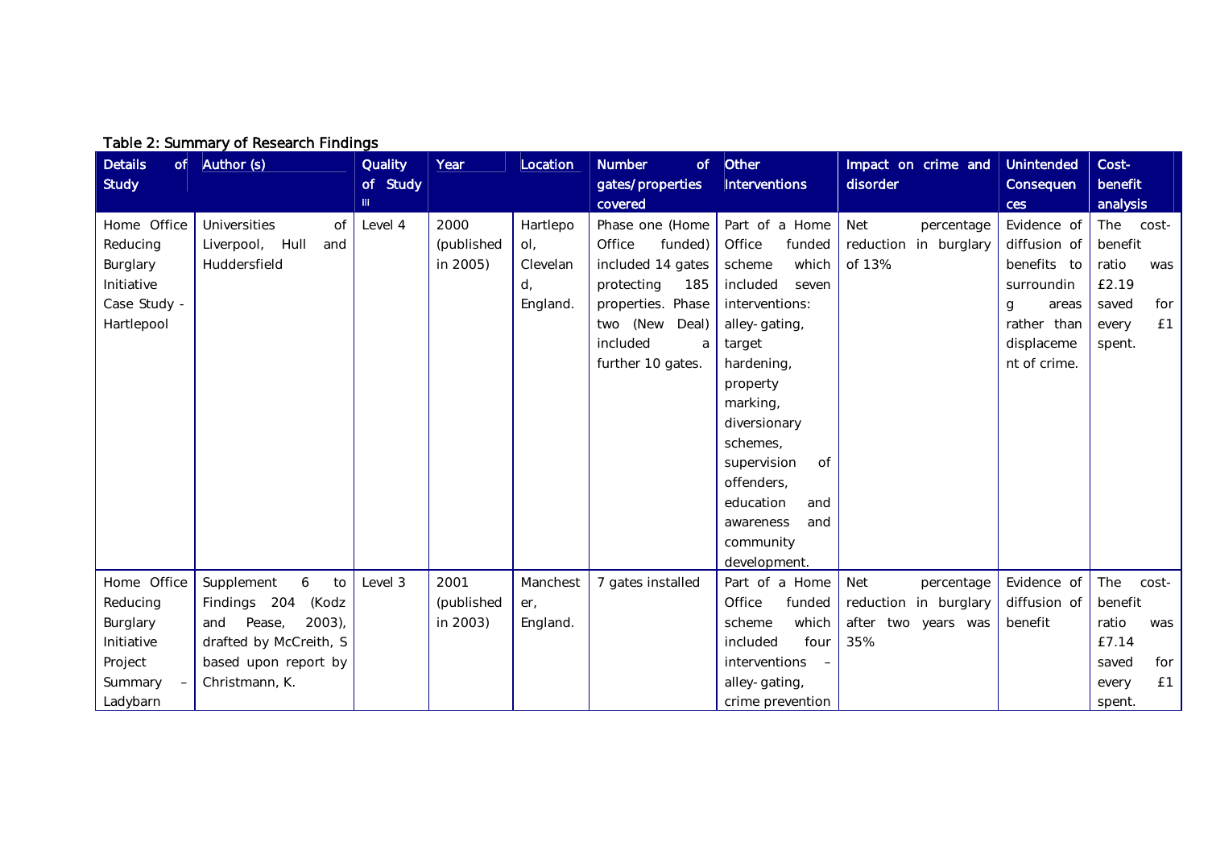Table 2: Summary of Research Findings

| Details of Study | Author (s) | Quality of Study iii | Year | Location | Number of gates/properties covered | Other Interventions | Impact on crime and disorder | Unintended Consequences | Cost-benefit analysis |
|---|---|---|---|---|---|---|---|---|---|
| Home Office Reducing Burglary Initiative Case Study - Hartlepool | Universities of Liverpool, Hull and Huddersfield | Level 4 | 2000 (published in 2005) | Hartlepool, Cleveland, England. | Phase one (Home Office funded) included 14 gates protecting 185 properties. Phase two (New Deal) included a further 10 gates. | Part of a Home Office funded scheme which included seven interventions: alley-gating, target hardening, property marking, diversionary schemes, supervision of offenders, education and awareness and community development. | Net percentage reduction in burglary of 13% | Evidence of diffusion of benefits to surrounding areas rather than displacement of crime. | The cost-benefit ratio was £2.19 saved for every £1 spent. |
| Home Office Reducing Burglary Initiative Project Summary – Ladybarn | Supplement 6 to Findings 204 (Kodz and Pease, 2003), drafted by McCreith, S based upon report by Christmann, K. | Level 3 | 2001 (published in 2003) | Manchester, England. | 7 gates installed | Part of a Home Office funded scheme which included four interventions – alley-gating, crime prevention | Net percentage reduction in burglary after two years was 35% | Evidence of diffusion of benefit | The cost-benefit ratio was £7.14 saved for every £1 spent. |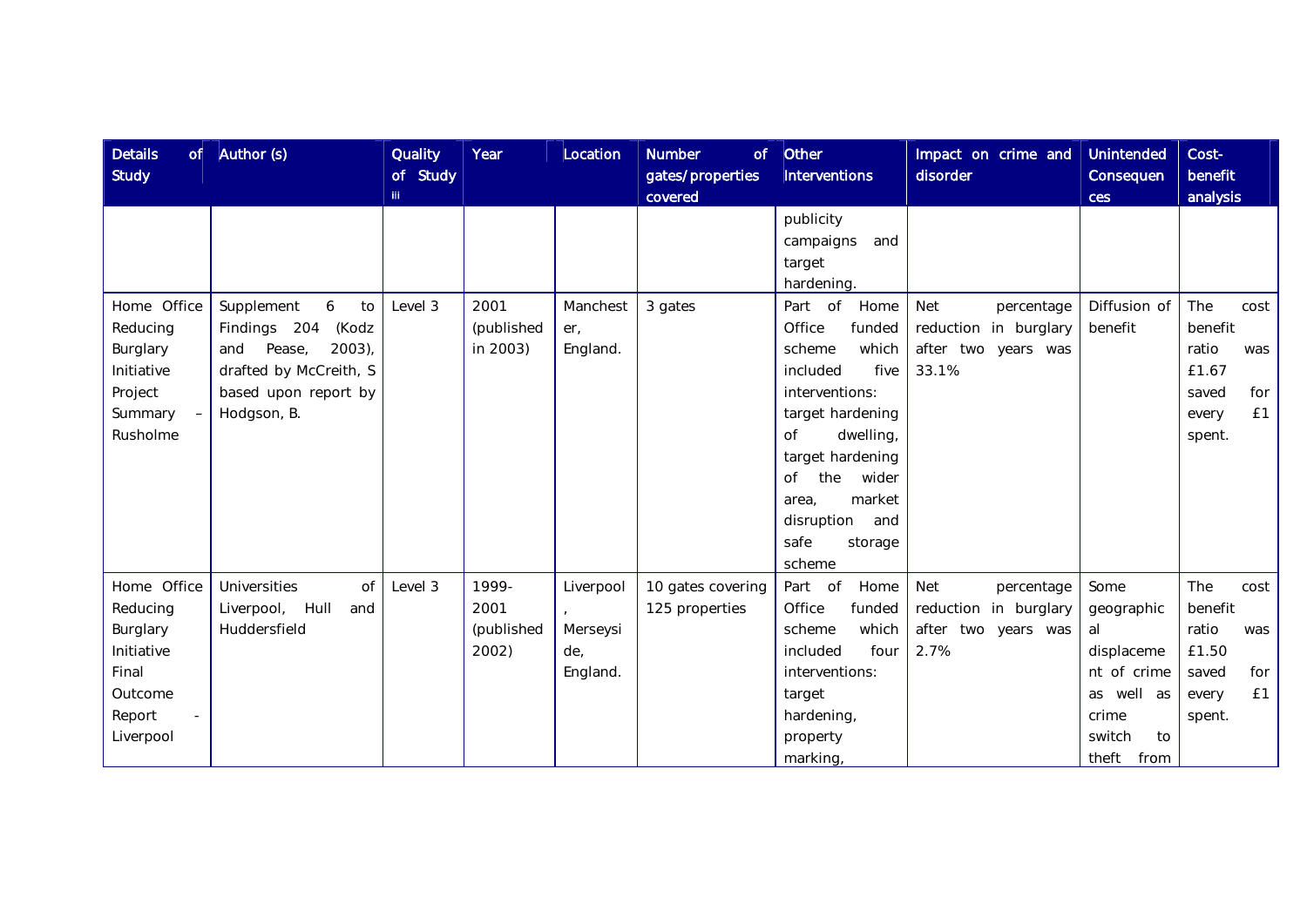| Details of Study | Author (s) | Quality of Study iii | Year | Location | Number of gates/properties covered | Other Interventions | Impact on crime and disorder | Unintended Consequences | Cost-benefit analysis |
|---|---|---|---|---|---|---|---|---|---|
| | | | | | | publicity campaigns and target hardening. | | | |
| Home Office Reducing Burglary Initiative Project Summary – Rusholme | Supplement 6 to Findings 204 (Kodz and Pease, 2003), drafted by McCreith, S based upon report by Hodgson, B. | Level 3 | 2001 (published in 2003) | Manchester, England. | 3 gates | Part of Home Office funded scheme which included five interventions: target hardening of dwelling, target hardening of the wider area, market disruption and safe storage scheme | Net percentage reduction in burglary after two years was 33.1% | Diffusion of benefit | The cost benefit ratio was £1.67 saved for every £1 spent. |
| Home Office Reducing Burglary Initiative Final Outcome Report - Liverpool | Universities of Liverpool, Hull and Huddersfield | Level 3 | 1999-2001 (published 2002) | Liverpool, Merseyside, England. | 10 gates covering 125 properties | Part of Home Office funded scheme which included four interventions: target hardening, property marking, | Net percentage reduction in burglary after two years was 2.7% | Some geographical displacement of crime as well as crime switch to theft from | The cost benefit ratio was £1.50 saved for every £1 spent. |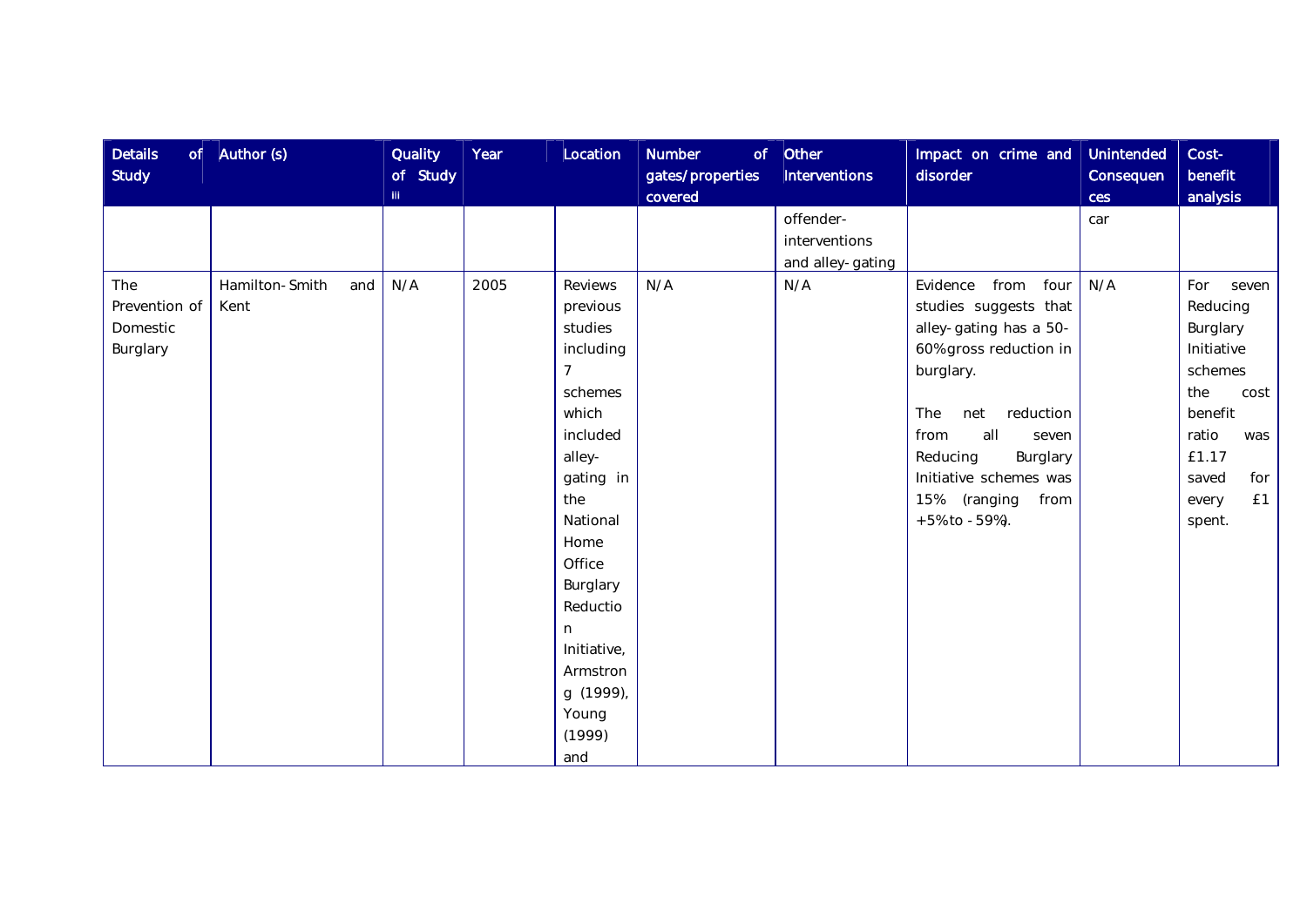| Details of Study | Author (s) | Quality of Study iii | Year | Location | Number of gates/properties covered | Other Interventions | Impact on crime and disorder | Unintended Consequences | Cost-benefit analysis |
|---|---|---|---|---|---|---|---|---|---|
| | | | | | | offender-interventions and alley-gating | | car | |
| The Prevention of Domestic Burglary | Hamilton-Smith and Kent | N/A | 2005 | Reviews previous studies including 7 schemes which included alley-gating in the National Home Office Burglary Reduction Initiative, Armstrong (1999), Young (1999) and | N/A | N/A | Evidence from four studies suggests that alley-gating has a 50-60% gross reduction in burglary.<br><br>The net reduction from all seven Reducing Burglary Initiative schemes was 15% (ranging from +5% to -59%). | N/A | For seven Reducing Burglary Initiative schemes the cost benefit ratio was £1.17 saved for every £1 spent. |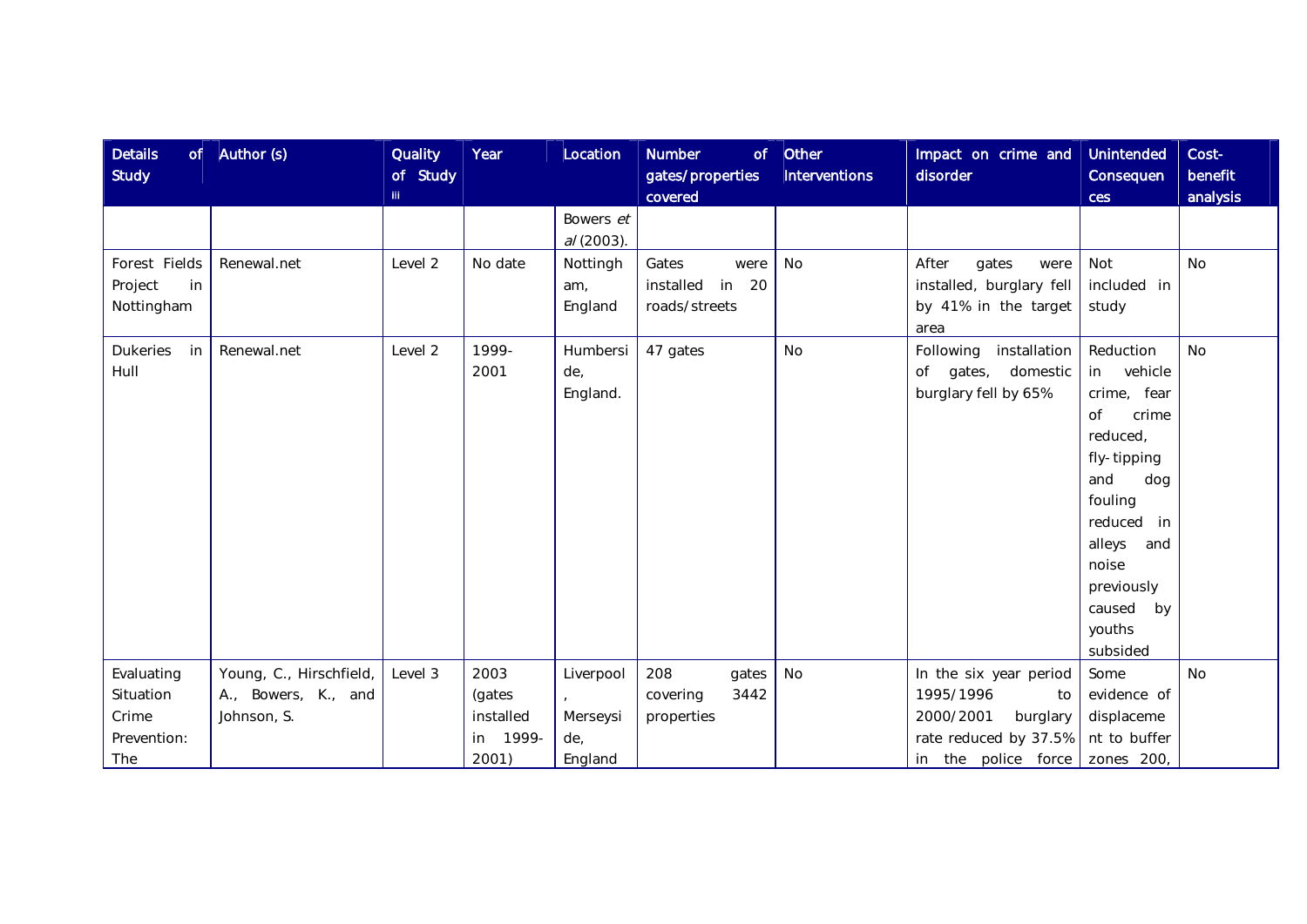| Details of Study | Author (s) | Quality of Study iii | Year | Location | Number of gates/properties covered | Other Interventions | Impact on crime and disorder | Unintended Consequences | Cost-benefit analysis |
|---|---|---|---|---|---|---|---|---|---|
| | | | | Bowers *et al* (2003). | | | | | |
| Forest Fields Project in Nottingham | Renewal.net | Level 2 | No date | Nottingham, England | Gates were installed in 20 roads/streets | No | After gates were installed, burglary fell by 41% in the target area | Not included in study | No |
| Dukeries in Hull | Renewal.net | Level 2 | 1999-2001 | Humberside, England. | 47 gates | No | Following installation of gates, domestic burglary fell by 65% | Reduction in vehicle crime, fear of crime reduced, fly-tipping and dog fouling reduced in alleys and noise previously caused by youths subsided | No |
| Evaluating Situation Crime Prevention: The | Young, C., Hirschfield, A., Bowers, K., and Johnson, S. | Level 3 | 2003 (gates installed in 1999-2001) | Liverpool, Merseyside, England | 208 gates covering 3442 properties | No | In the six year period 1995/1996 to 2000/2001 burglary rate reduced by 37.5% in the police force | Some evidence of displacement to buffer zones 200, | No |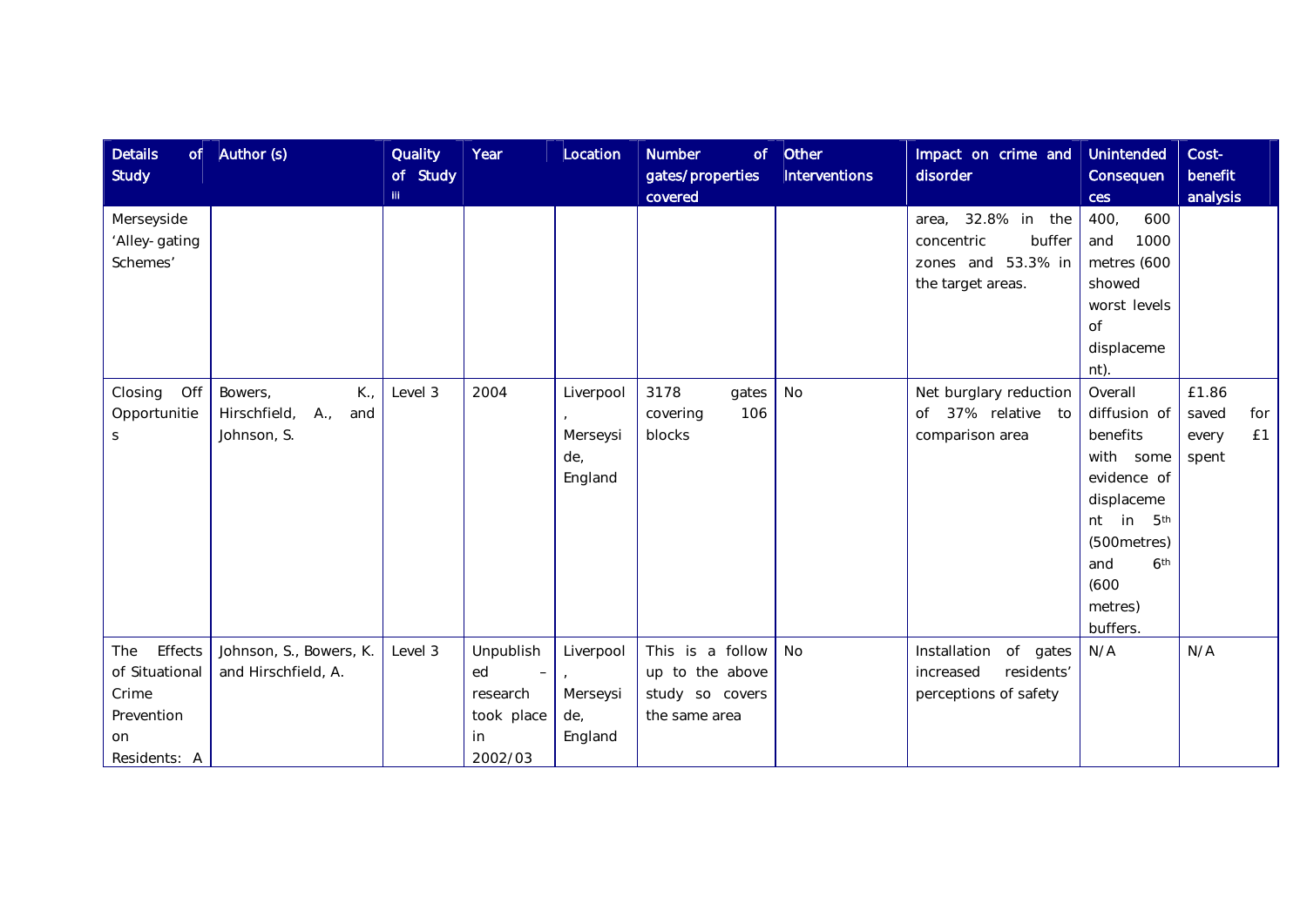| Details of Study | Author (s) | Quality of Study [iii] | Year | Location | Number of gates/properties covered | Other Interventions | Impact on crime and disorder | Unintended Consequences | Cost-benefit analysis |
|---|---|---|---|---|---|---|---|---|---|
| Merseyside 'Alley- gating Schemes' | | | | | | | area, 32.8% in the concentric buffer zones and 53.3% in the target areas. | 400, 600 and 1000 metres (600 showed worst levels of displacement). | |
| Closing Off Opportunities | Bowers, K., Hirschfield, A., and Johnson, S. | Level 3 | 2004 | Liverpool, Merseyside, England | 3178 gates covering 106 blocks | No | Net burglary reduction of 37% relative to comparison area | Overall diffusion of benefits with some evidence of displacement in 5th (500metres) and 6th (600 metres) buffers. | £1.86 saved for every £1 spent |
| The Effects of Situational Crime Prevention on Residents: A | Johnson, S., Bowers, K. and Hirschfield, A. | Level 3 | Unpublished – research took place in 2002/03 | Liverpool, Merseyside, England | This is a follow up to the above study so covers the same area | No | Installation of gates increased residents' perceptions of safety | N/A | N/A |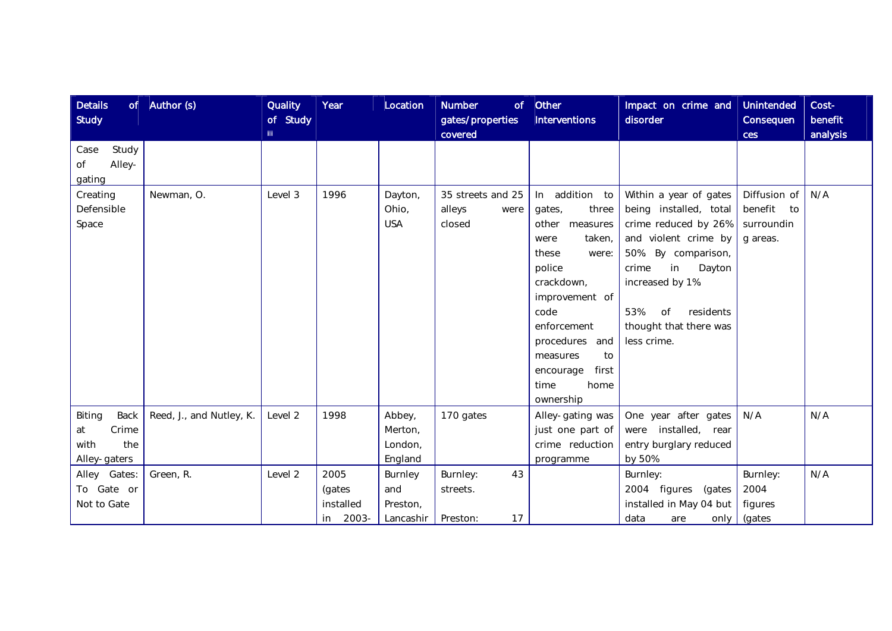| Details of Study | Author (s) | Quality of Study iii | Year | Location | Number of gates/properties covered | Other Interventions | Impact on crime and disorder | Unintended Consequences | Cost-benefit analysis |
|---|---|---|---|---|---|---|---|---|---|
| Case Study of Alley-gating | | | | | | | | | |
| Creating Defensible Space | Newman, O. | Level 3 | 1996 | Dayton, Ohio, USA | 35 streets and 25 alleys were closed | In addition to gates, three other measures were taken, these were: police crackdown, improvement of code enforcement procedures and measures to encourage first time home ownership | Within a year of gates being installed, total crime reduced by 26% and violent crime by 50% By comparison, crime in Dayton increased by 1%<br><br>53% of residents thought that there was less crime. | Diffusion of benefit to surrounding areas. | N/A |
| Biting Back at Crime with the Alley-gaters | Reed, J., and Nutley, K. | Level 2 | 1998 | Abbey, Merton, London, England | 170 gates | Alley-gating was just one part of crime reduction programme | One year after gates were installed, rear entry burglary reduced by 50% | N/A | N/A |
| Alley Gates: To Gate or Not to Gate | Green, R. | Level 2 | 2005 (gates installed in 2003- | Burnley and Preston, Lancashir | Burnley: 43 streets.<br><br>Preston: 17 | | Burnley:<br>2004 figures (gates installed in May 04 but data are only | Burnley:<br>2004 figures (gates | N/A |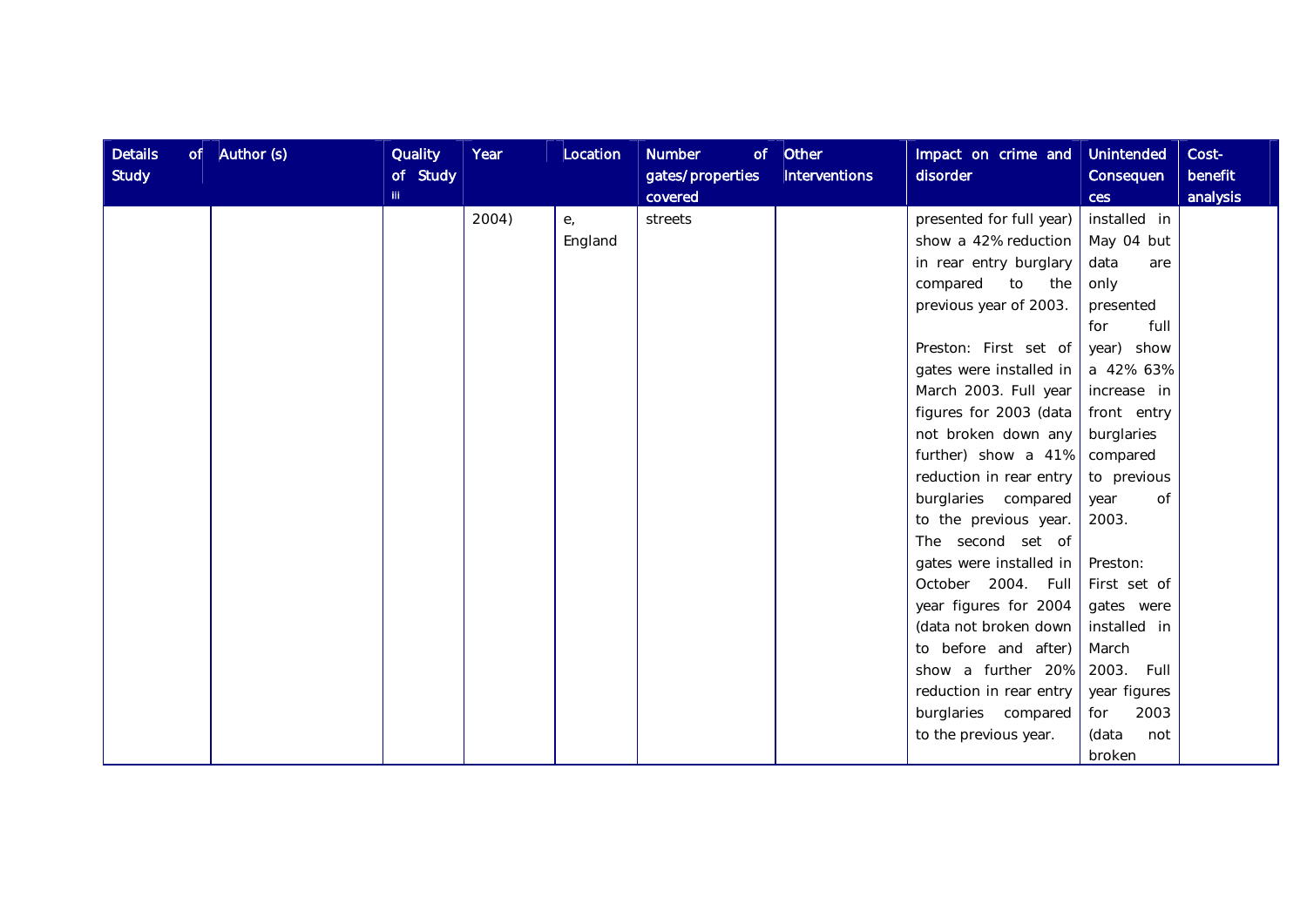| Details of Study | Author (s) | Quality of Study iii | Year | Location | Number of gates/properties covered | Other Interventions | Impact on crime and disorder | Unintended Consequences | Cost-benefit analysis |
|---|---|---|---|---|---|---|---|---|---|
| | | | 2004) | e, England | streets | | presented for full year) show a 42% reduction in rear entry burglary compared to the previous year of 2003.<br><br>Preston: First set of gates were installed in March 2003. Full year figures for 2003 (data not broken down any further) show a 41% reduction in rear entry burglaries compared to the previous year. The second set of gates were installed in October 2004. Full year figures for 2004 (data not broken down to before and after) show a further 20% reduction in rear entry burglaries compared to the previous year. | installed in May 04 but data are only presented for full year) show a 42% 63% increase in front entry burglaries compared to previous year of 2003.<br><br>Preston: First set of gates were installed in March 2003. Full year figures for 2003 (data not broken | |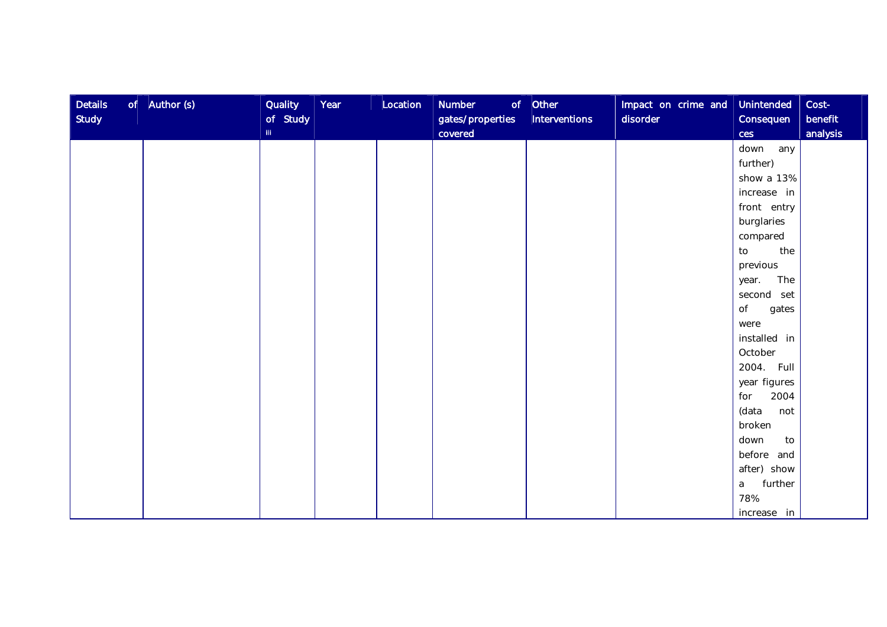| Details of Study | Author (s) | Quality of Study iii | Year | Location | Number of gates/properties covered | Other Interventions | Impact on crime and disorder | Unintended Consequences | Cost-benefit analysis |
|---|---|---|---|---|---|---|---|---|---|
| | | | | | | | | down any further) show a 13% increase in front entry burglaries compared to the previous year. The second set of gates were installed in October 2004. Full year figures for 2004 (data not broken down to before and after) show a further 78% increase in | |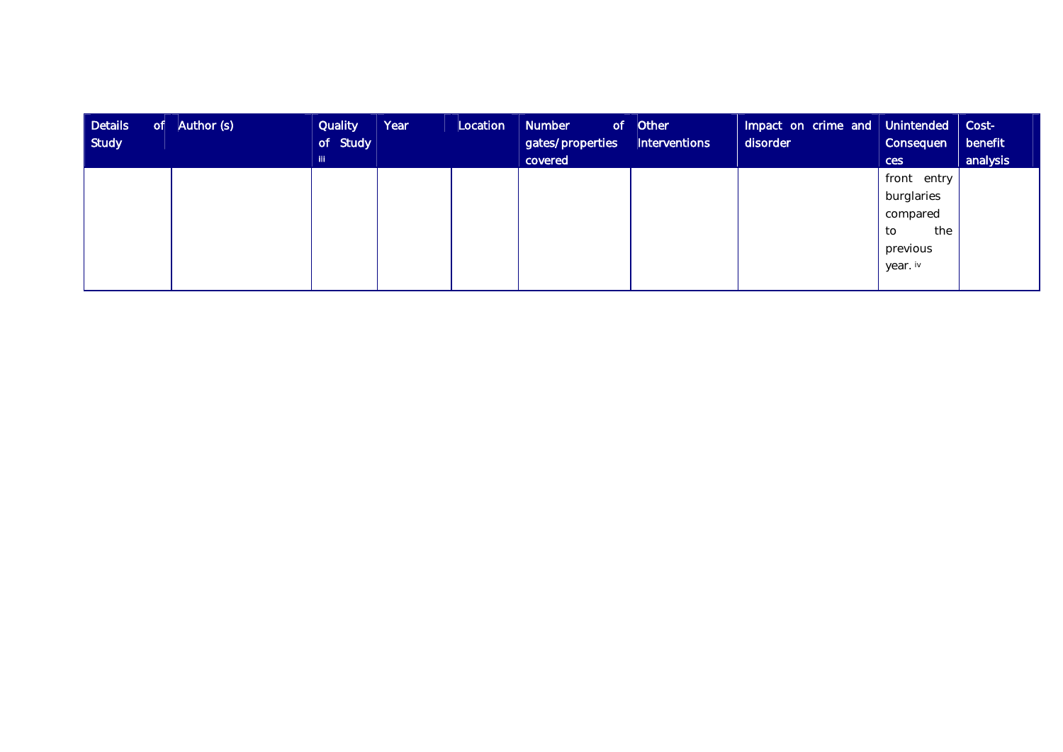| Details of Study | Author (s) | Quality of Study [iii] | Year | Location | Number of gates/properties covered | Other Interventions | Impact on crime and disorder | Unintended Consequences | Cost-benefit analysis |
|---|---|---|---|---|---|---|---|---|---|
| | | | | | | | | front entry burglaries compared to the previous year. [iv] | |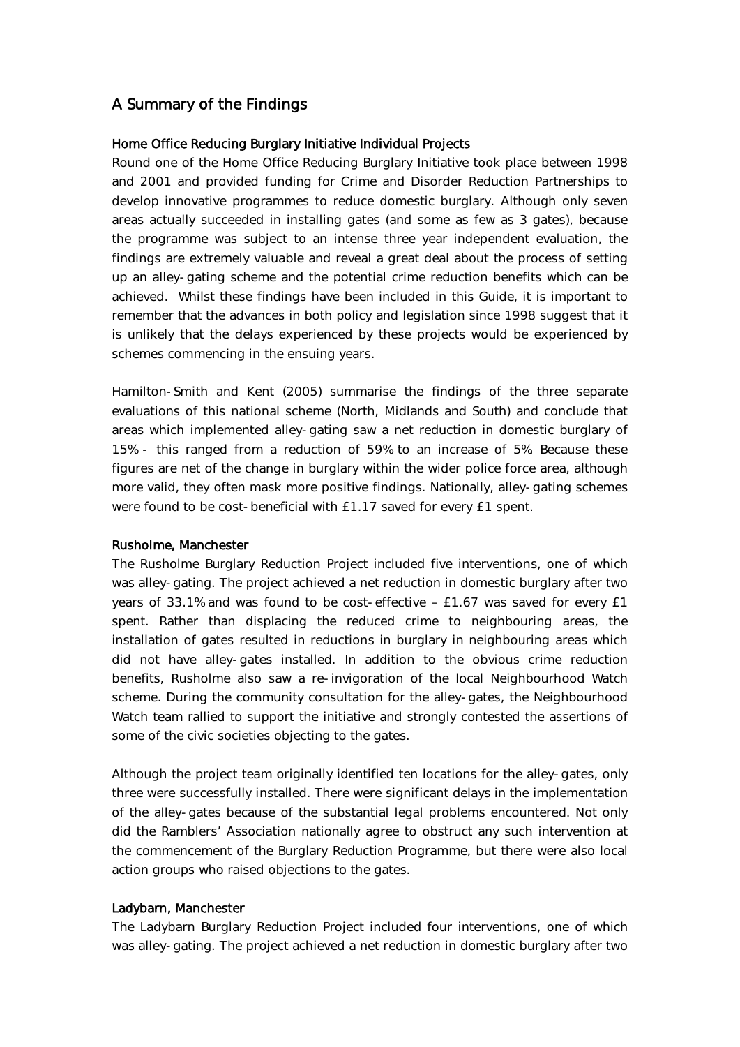## A Summary of the Findings

### Home Office Reducing Burglary Initiative Individual Projects

Round one of the Home Office Reducing Burglary Initiative took place between 1998 and 2001 and provided funding for Crime and Disorder Reduction Partnerships to develop innovative programmes to reduce domestic burglary. Although only seven areas actually succeeded in installing gates (and some as few as 3 gates), because the programme was subject to an intense three year independent evaluation, the findings are extremely valuable and reveal a great deal about the process of setting up an alley-gating scheme and the potential crime reduction benefits which can be achieved. Whilst these findings have been included in this Guide, it is important to remember that the advances in both policy and legislation since 1998 suggest that it is unlikely that the delays experienced by these projects would be experienced by schemes commencing in the ensuing years.

Hamilton-Smith and Kent (2005) summarise the findings of the three separate evaluations of this national scheme (North, Midlands and South) and conclude that areas which implemented alley-gating saw a net reduction in domestic burglary of 15% - this ranged from a reduction of 59% to an increase of 5%. Because these figures are net of the change in burglary within the wider police force area, although more valid, they often mask more positive findings. Nationally, alley-gating schemes were found to be cost-beneficial with £1.17 saved for every £1 spent.

### Rusholme, Manchester

The Rusholme Burglary Reduction Project included five interventions, one of which was alley-gating. The project achieved a net reduction in domestic burglary after two years of 33.1% and was found to be cost-effective – £1.67 was saved for every £1 spent. Rather than displacing the reduced crime to neighbouring areas, the installation of gates resulted in reductions in burglary in neighbouring areas which did not have alley-gates installed. In addition to the obvious crime reduction benefits, Rusholme also saw a re-invigoration of the local Neighbourhood Watch scheme. During the community consultation for the alley-gates, the Neighbourhood Watch team rallied to support the initiative and strongly contested the assertions of some of the civic societies objecting to the gates.

Although the project team originally identified ten locations for the alley-gates, only three were successfully installed. There were significant delays in the implementation of the alley-gates because of the substantial legal problems encountered. Not only did the Ramblers' Association nationally agree to obstruct any such intervention at the commencement of the Burglary Reduction Programme, but there were also local action groups who raised objections to the gates.

### Ladybarn, Manchester

The Ladybarn Burglary Reduction Project included four interventions, one of which was alley-gating. The project achieved a net reduction in domestic burglary after two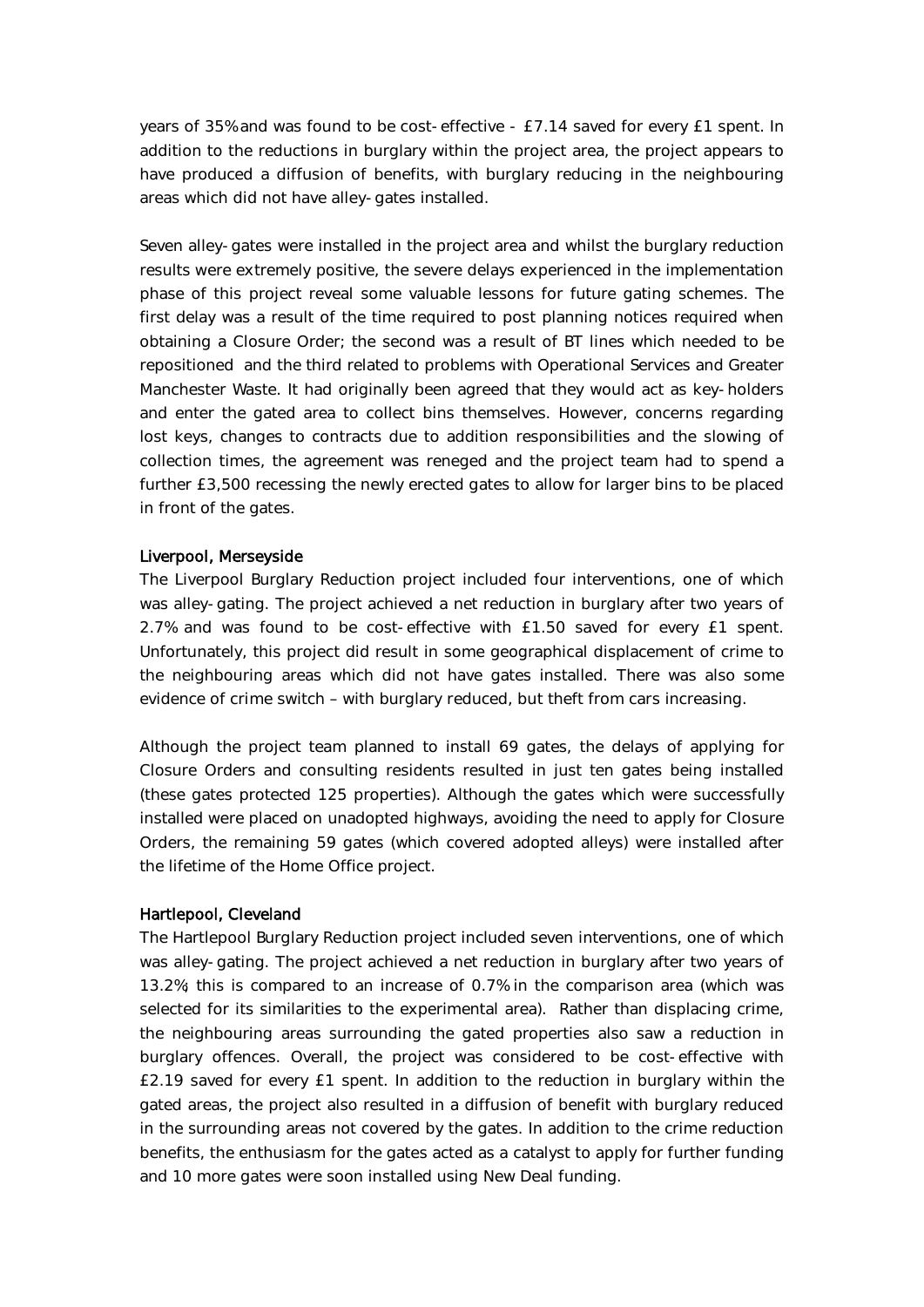years of 35% and was found to be cost-effective - £7.14 saved for every £1 spent. In addition to the reductions in burglary within the project area, the project appears to have produced a diffusion of benefits, with burglary reducing in the neighbouring areas which did not have alley-gates installed.

Seven alley-gates were installed in the project area and whilst the burglary reduction results were extremely positive, the severe delays experienced in the implementation phase of this project reveal some valuable lessons for future gating schemes. The first delay was a result of the time required to post planning notices required when obtaining a Closure Order; the second was a result of BT lines which needed to be repositioned and the third related to problems with Operational Services and Greater Manchester Waste. It had originally been agreed that they would act as key-holders and enter the gated area to collect bins themselves. However, concerns regarding lost keys, changes to contracts due to addition responsibilities and the slowing of collection times, the agreement was reneged and the project team had to spend a further £3,500 recessing the newly erected gates to allow for larger bins to be placed in front of the gates.

### Liverpool, Merseyside

The Liverpool Burglary Reduction project included four interventions, one of which was alley-gating. The project achieved a net reduction in burglary after two years of 2.7% and was found to be cost-effective with £1.50 saved for every £1 spent. Unfortunately, this project did result in some geographical displacement of crime to the neighbouring areas which did not have gates installed. There was also some evidence of crime switch – with burglary reduced, but theft from cars increasing.

Although the project team planned to install 69 gates, the delays of applying for Closure Orders and consulting residents resulted in just ten gates being installed (these gates protected 125 properties). Although the gates which were successfully installed were placed on unadopted highways, avoiding the need to apply for Closure Orders, the remaining 59 gates (which covered adopted alleys) were installed after the lifetime of the Home Office project.

### Hartlepool, Cleveland

The Hartlepool Burglary Reduction project included seven interventions, one of which was alley-gating. The project achieved a net reduction in burglary after two years of 13.2%; this is compared to an increase of 0.7% in the comparison area (which was selected for its similarities to the experimental area). Rather than displacing crime, the neighbouring areas surrounding the gated properties also saw a reduction in burglary offences. Overall, the project was considered to be cost-effective with £2.19 saved for every £1 spent. In addition to the reduction in burglary within the gated areas, the project also resulted in a diffusion of benefit with burglary reduced in the surrounding areas not covered by the gates. In addition to the crime reduction benefits, the enthusiasm for the gates acted as a catalyst to apply for further funding and 10 more gates were soon installed using New Deal funding.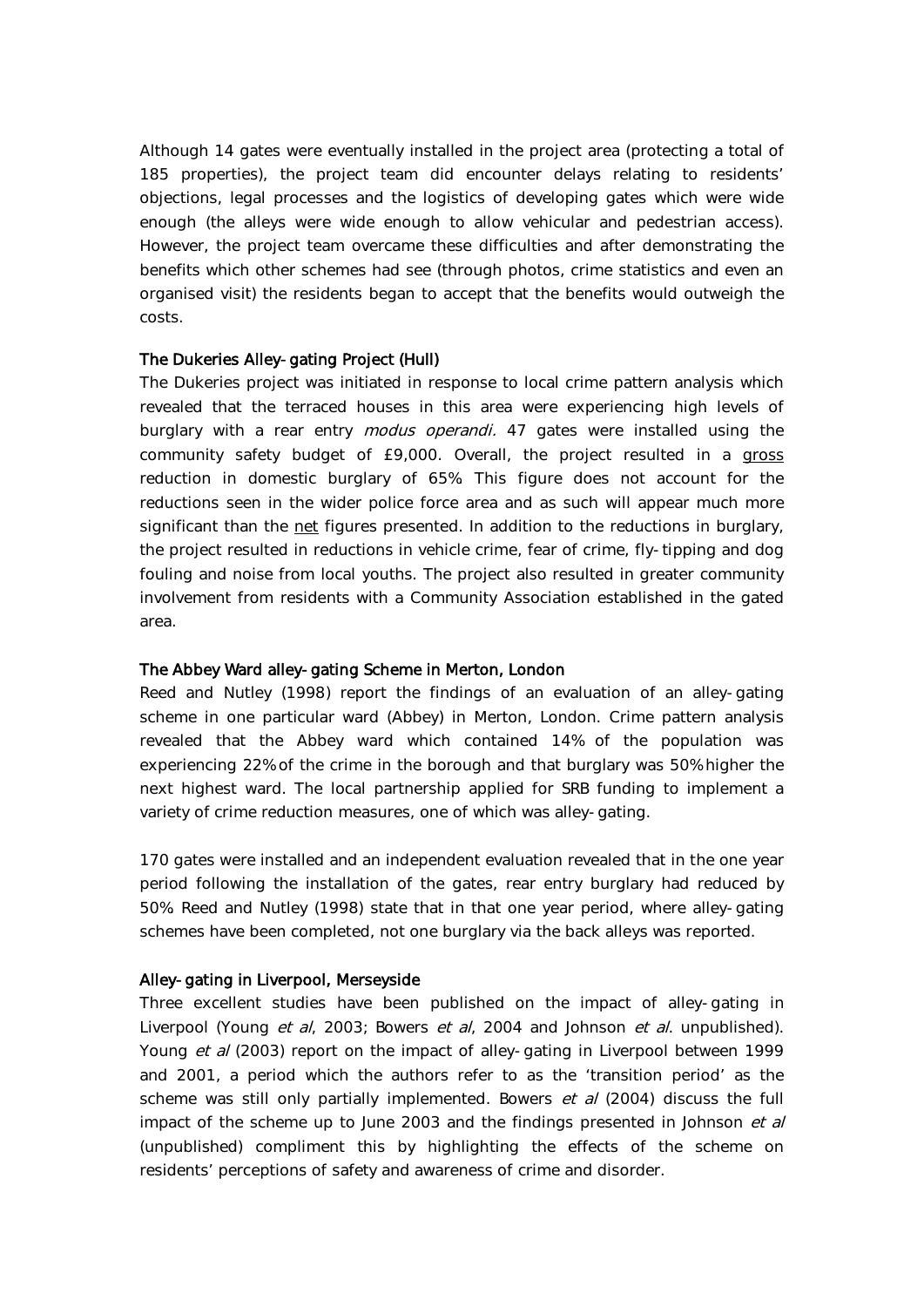Although 14 gates were eventually installed in the project area (protecting a total of 185 properties), the project team did encounter delays relating to residents' objections, legal processes and the logistics of developing gates which were wide enough (the alleys were wide enough to allow vehicular and pedestrian access). However, the project team overcame these difficulties and after demonstrating the benefits which other schemes had see (through photos, crime statistics and even an organised visit) the residents began to accept that the benefits would outweigh the costs.

### The Dukeries Alley-gating Project (Hull)

The Dukeries project was initiated in response to local crime pattern analysis which revealed that the terraced houses in this area were experiencing high levels of burglary with a rear entry *modus operandi.* 47 gates were installed using the community safety budget of £9,000. Overall, the project resulted in a <u>gross</u> reduction in domestic burglary of 65%. This figure does not account for the reductions seen in the wider police force area and as such will appear much more significant than the <u>net</u> figures presented. In addition to the reductions in burglary, the project resulted in reductions in vehicle crime, fear of crime, fly-tipping and dog fouling and noise from local youths. The project also resulted in greater community involvement from residents with a Community Association established in the gated area.

### The Abbey Ward alley-gating Scheme in Merton, London

Reed and Nutley (1998) report the findings of an evaluation of an alley-gating scheme in one particular ward (Abbey) in Merton, London. Crime pattern analysis revealed that the Abbey ward which contained 14% of the population was experiencing 22% of the crime in the borough and that burglary was 50% higher the next highest ward. The local partnership applied for SRB funding to implement a variety of crime reduction measures, one of which was alley-gating.

170 gates were installed and an independent evaluation revealed that in the one year period following the installation of the gates, rear entry burglary had reduced by 50%. Reed and Nutley (1998) state that in that one year period, where alley-gating schemes have been completed, not one burglary via the back alleys was reported.

### Alley-gating in Liverpool, Merseyside

Three excellent studies have been published on the impact of alley-gating in Liverpool (Young *et al*, 2003; Bowers *et al*, 2004 and Johnson *et al*. unpublished). Young *et al* (2003) report on the impact of alley-gating in Liverpool between 1999 and 2001, a period which the authors refer to as the 'transition period' as the scheme was still only partially implemented. Bowers *et al* (2004) discuss the full impact of the scheme up to June 2003 and the findings presented in Johnson *et al* (unpublished) compliment this by highlighting the effects of the scheme on residents' perceptions of safety and awareness of crime and disorder.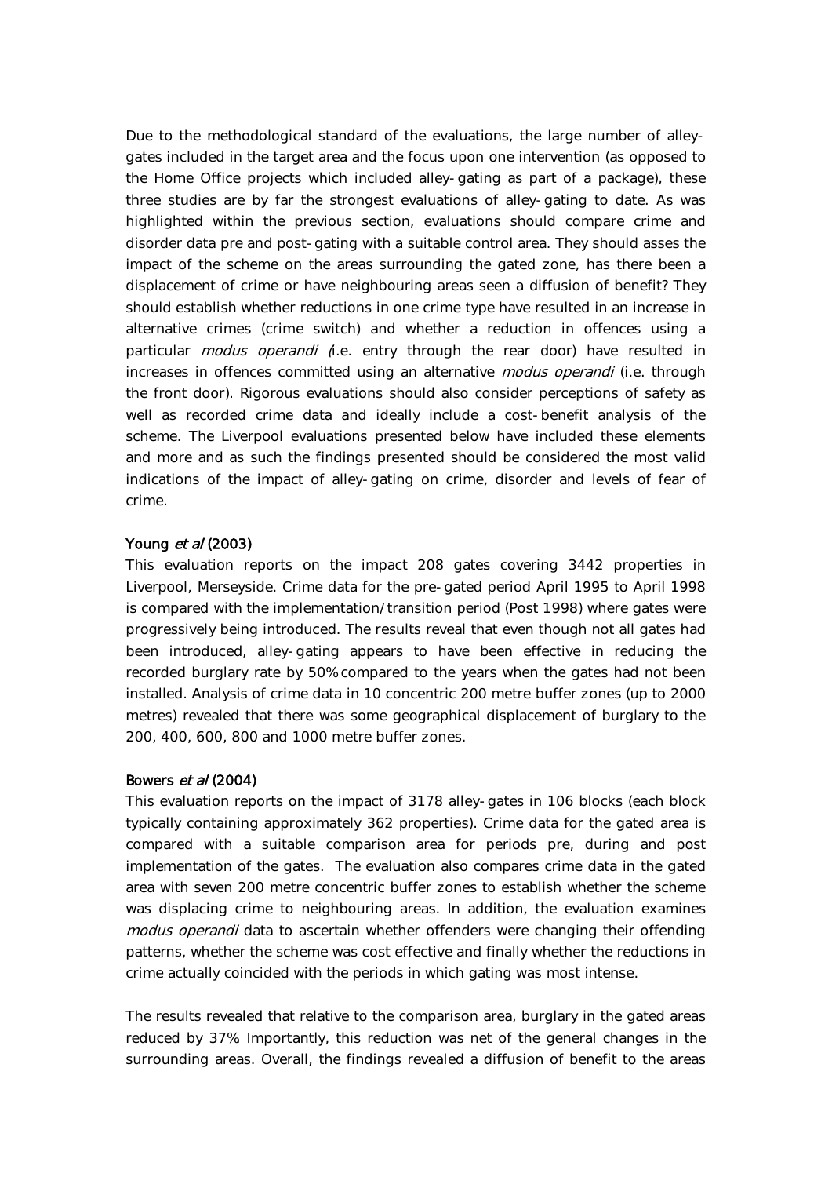Due to the methodological standard of the evaluations, the large number of alley-gates included in the target area and the focus upon one intervention (as opposed to the Home Office projects which included alley-gating as part of a package), these three studies are by far the strongest evaluations of alley-gating to date. As was highlighted within the previous section, evaluations should compare crime and disorder data pre and post-gating with a suitable control area. They should asses the impact of the scheme on the areas surrounding the gated zone, has there been a displacement of crime or have neighbouring areas seen a diffusion of benefit? They should establish whether reductions in one crime type have resulted in an increase in alternative crimes (crime switch) and whether a reduction in offences using a particular *modus operandi* (i.e. entry through the rear door) have resulted in increases in offences committed using an alternative *modus operandi* (i.e. through the front door). Rigorous evaluations should also consider perceptions of safety as well as recorded crime data and ideally include a cost-benefit analysis of the scheme. The Liverpool evaluations presented below have included these elements and more and as such the findings presented should be considered the most valid indications of the impact of alley-gating on crime, disorder and levels of fear of crime.

**Young *et al* (2003)**

This evaluation reports on the impact 208 gates covering 3442 properties in Liverpool, Merseyside. Crime data for the pre-gated period April 1995 to April 1998 is compared with the implementation/transition period (Post 1998) where gates were progressively being introduced. The results reveal that even though not all gates had been introduced, alley-gating appears to have been effective in reducing the recorded burglary rate by 50% compared to the years when the gates had not been installed. Analysis of crime data in 10 concentric 200 metre buffer zones (up to 2000 metres) revealed that there was some geographical displacement of burglary to the 200, 400, 600, 800 and 1000 metre buffer zones.

**Bowers *et al* (2004)**

This evaluation reports on the impact of 3178 alley-gates in 106 blocks (each block typically containing approximately 362 properties). Crime data for the gated area is compared with a suitable comparison area for periods pre, during and post implementation of the gates. The evaluation also compares crime data in the gated area with seven 200 metre concentric buffer zones to establish whether the scheme was displacing crime to neighbouring areas. In addition, the evaluation examines *modus operandi* data to ascertain whether offenders were changing their offending patterns, whether the scheme was cost effective and finally whether the reductions in crime actually coincided with the periods in which gating was most intense.

The results revealed that relative to the comparison area, burglary in the gated areas reduced by 37% Importantly, this reduction was net of the general changes in the surrounding areas. Overall, the findings revealed a diffusion of benefit to the areas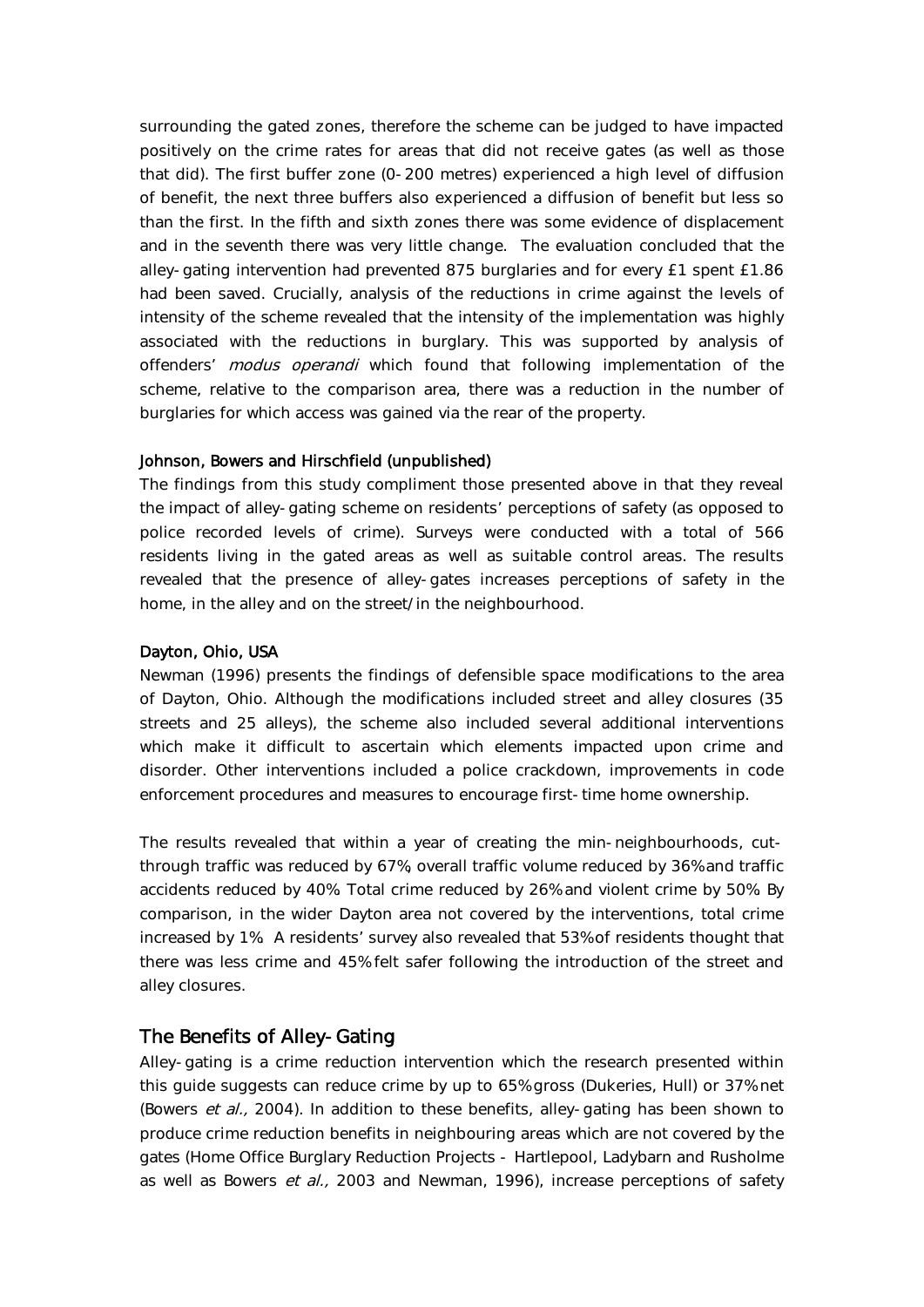surrounding the gated zones, therefore the scheme can be judged to have impacted positively on the crime rates for areas that did not receive gates (as well as those that did). The first buffer zone (0-200 metres) experienced a high level of diffusion of benefit, the next three buffers also experienced a diffusion of benefit but less so than the first. In the fifth and sixth zones there was some evidence of displacement and in the seventh there was very little change. The evaluation concluded that the alley-gating intervention had prevented 875 burglaries and for every £1 spent £1.86 had been saved. Crucially, analysis of the reductions in crime against the levels of intensity of the scheme revealed that the intensity of the implementation was highly associated with the reductions in burglary. This was supported by analysis of offenders' *modus operandi* which found that following implementation of the scheme, relative to the comparison area, there was a reduction in the number of burglaries for which access was gained via the rear of the property.

#### Johnson, Bowers and Hirschfield (unpublished)

The findings from this study compliment those presented above in that they reveal the impact of alley-gating scheme on residents' perceptions of safety (as opposed to police recorded levels of crime). Surveys were conducted with a total of 566 residents living in the gated areas as well as suitable control areas. The results revealed that the presence of alley-gates increases perceptions of safety in the home, in the alley and on the street/in the neighbourhood.

#### Dayton, Ohio, USA

Newman (1996) presents the findings of defensible space modifications to the area of Dayton, Ohio. Although the modifications included street and alley closures (35 streets and 25 alleys), the scheme also included several additional interventions which make it difficult to ascertain which elements impacted upon crime and disorder. Other interventions included a police crackdown, improvements in code enforcement procedures and measures to encourage first-time home ownership.

The results revealed that within a year of creating the min-neighbourhoods, cut-through traffic was reduced by 67%, overall traffic volume reduced by 36% and traffic accidents reduced by 40%. Total crime reduced by 26% and violent crime by 50%. By comparison, in the wider Dayton area not covered by the interventions, total crime increased by 1%. A residents' survey also revealed that 53% of residents thought that there was less crime and 45% felt safer following the introduction of the street and alley closures.

## The Benefits of Alley-Gating

Alley-gating is a crime reduction intervention which the research presented within this guide suggests can reduce crime by up to 65% gross (Dukeries, Hull) or 37% net (Bowers *et al.,* 2004). In addition to these benefits, alley-gating has been shown to produce crime reduction benefits in neighbouring areas which are not covered by the gates (Home Office Burglary Reduction Projects - Hartlepool, Ladybarn and Rusholme as well as Bowers *et al.,* 2003 and Newman, 1996), increase perceptions of safety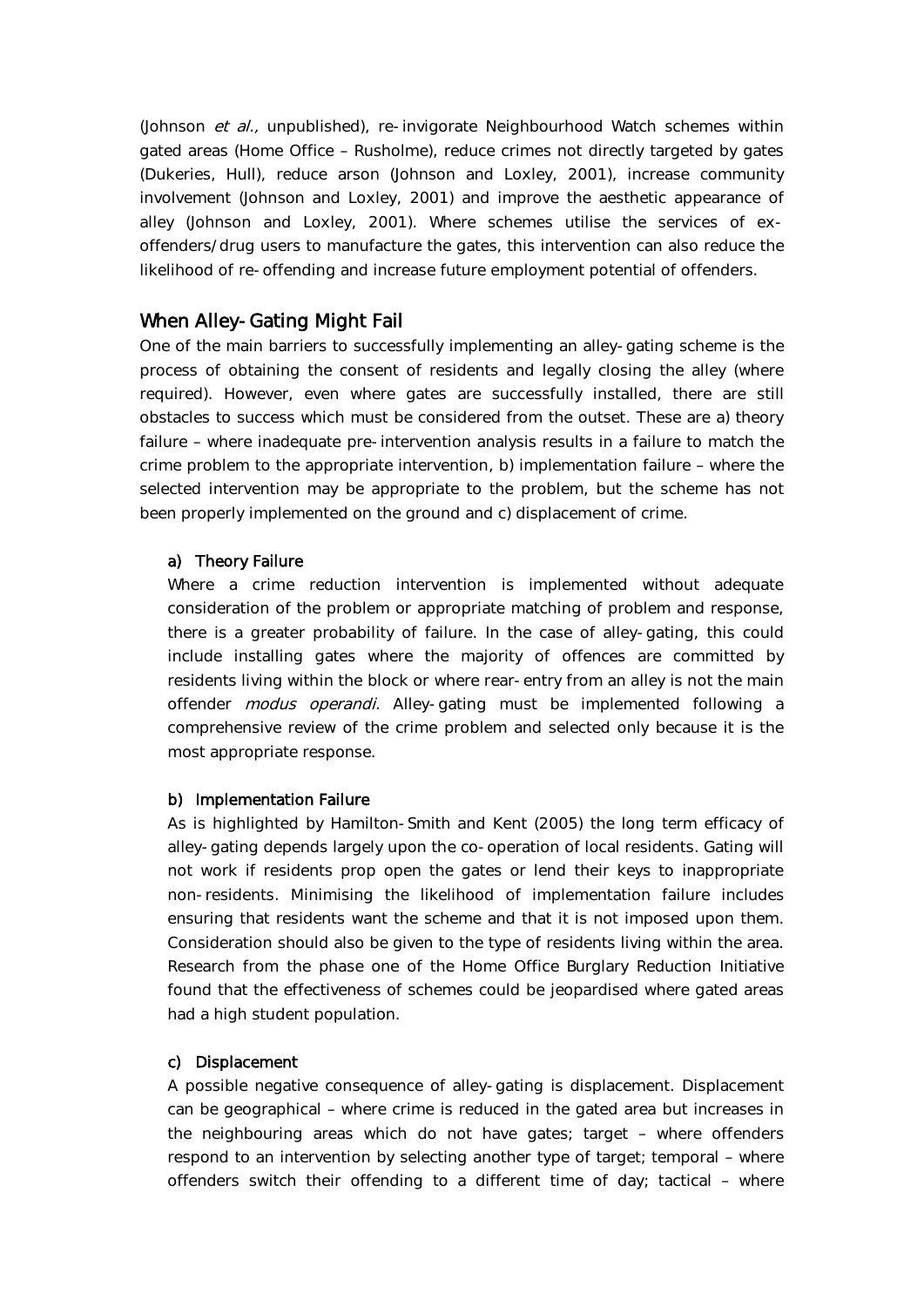(Johnson *et al.,* unpublished), re-invigorate Neighbourhood Watch schemes within gated areas (Home Office – Rusholme), reduce crimes not directly targeted by gates (Dukeries, Hull), reduce arson (Johnson and Loxley, 2001), increase community involvement (Johnson and Loxley, 2001) and improve the aesthetic appearance of alley (Johnson and Loxley, 2001). Where schemes utilise the services of ex-offenders/drug users to manufacture the gates, this intervention can also reduce the likelihood of re-offending and increase future employment potential of offenders.

## When Alley-Gating Might Fail

One of the main barriers to successfully implementing an alley-gating scheme is the process of obtaining the consent of residents and legally closing the alley (where required). However, even where gates are successfully installed, there are still obstacles to success which must be considered from the outset. These are a) theory failure – where inadequate pre-intervention analysis results in a failure to match the crime problem to the appropriate intervention, b) implementation failure – where the selected intervention may be appropriate to the problem, but the scheme has not been properly implemented on the ground and c) displacement of crime.

### a) Theory Failure

Where a crime reduction intervention is implemented without adequate consideration of the problem or appropriate matching of problem and response, there is a greater probability of failure. In the case of alley-gating, this could include installing gates where the majority of offences are committed by residents living within the block or where rear-entry from an alley is not the main offender *modus operandi*. Alley-gating must be implemented following a comprehensive review of the crime problem and selected only because it is the most appropriate response.

### b) Implementation Failure

As is highlighted by Hamilton-Smith and Kent (2005) the long term efficacy of alley-gating depends largely upon the co-operation of local residents. Gating will not work if residents prop open the gates or lend their keys to inappropriate non-residents. Minimising the likelihood of implementation failure includes ensuring that residents want the scheme and that it is not imposed upon them. Consideration should also be given to the type of residents living within the area. Research from the phase one of the Home Office Burglary Reduction Initiative found that the effectiveness of schemes could be jeopardised where gated areas had a high student population.

### c) Displacement

A possible negative consequence of alley-gating is displacement. Displacement can be geographical – where crime is reduced in the gated area but increases in the neighbouring areas which do not have gates; target – where offenders respond to an intervention by selecting another type of target; temporal – where offenders switch their offending to a different time of day; tactical – where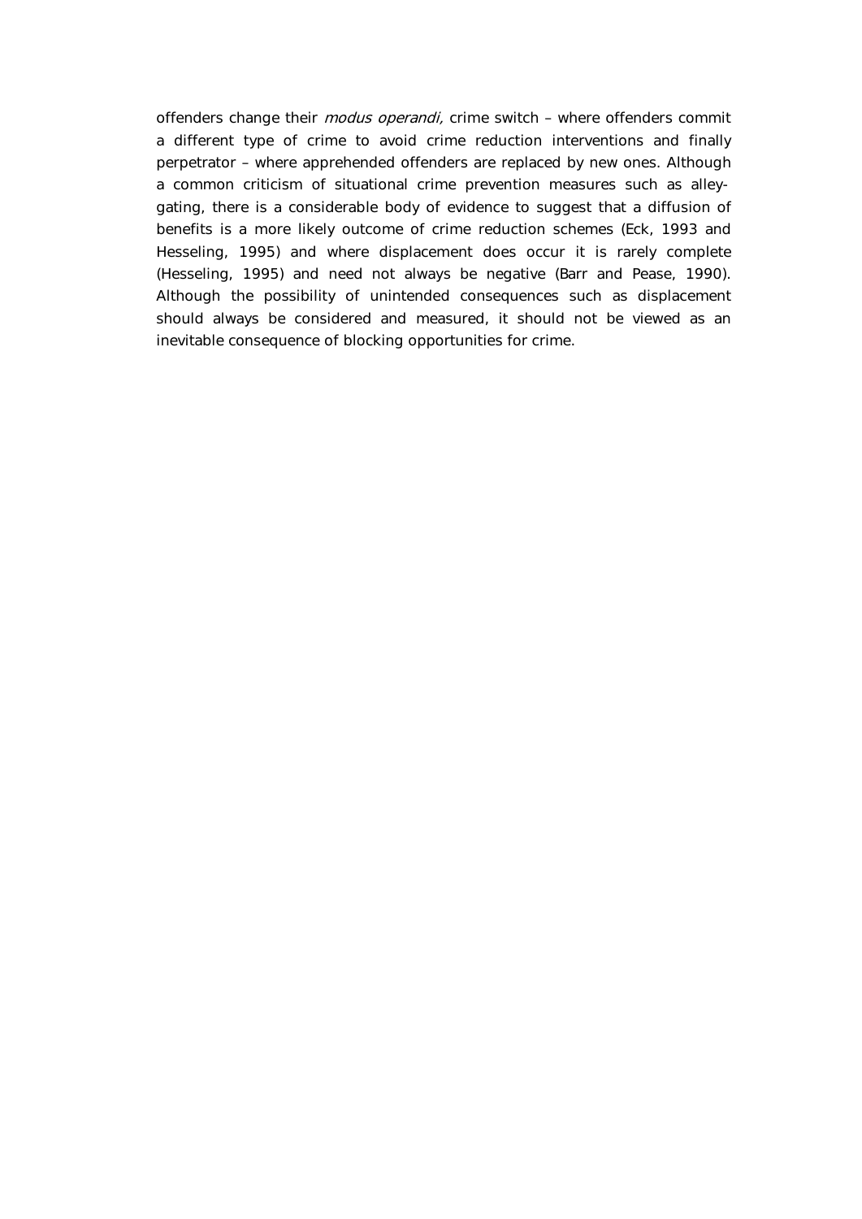offenders change their *modus operandi,* crime switch – where offenders commit a different type of crime to avoid crime reduction interventions and finally perpetrator – where apprehended offenders are replaced by new ones. Although a common criticism of situational crime prevention measures such as alley-gating, there is a considerable body of evidence to suggest that a diffusion of benefits is a more likely outcome of crime reduction schemes (Eck, 1993 and Hesseling, 1995) and where displacement does occur it is rarely complete (Hesseling, 1995) and need not always be negative (Barr and Pease, 1990). Although the possibility of unintended consequences such as displacement should always be considered and measured, it should not be viewed as an inevitable consequence of blocking opportunities for crime.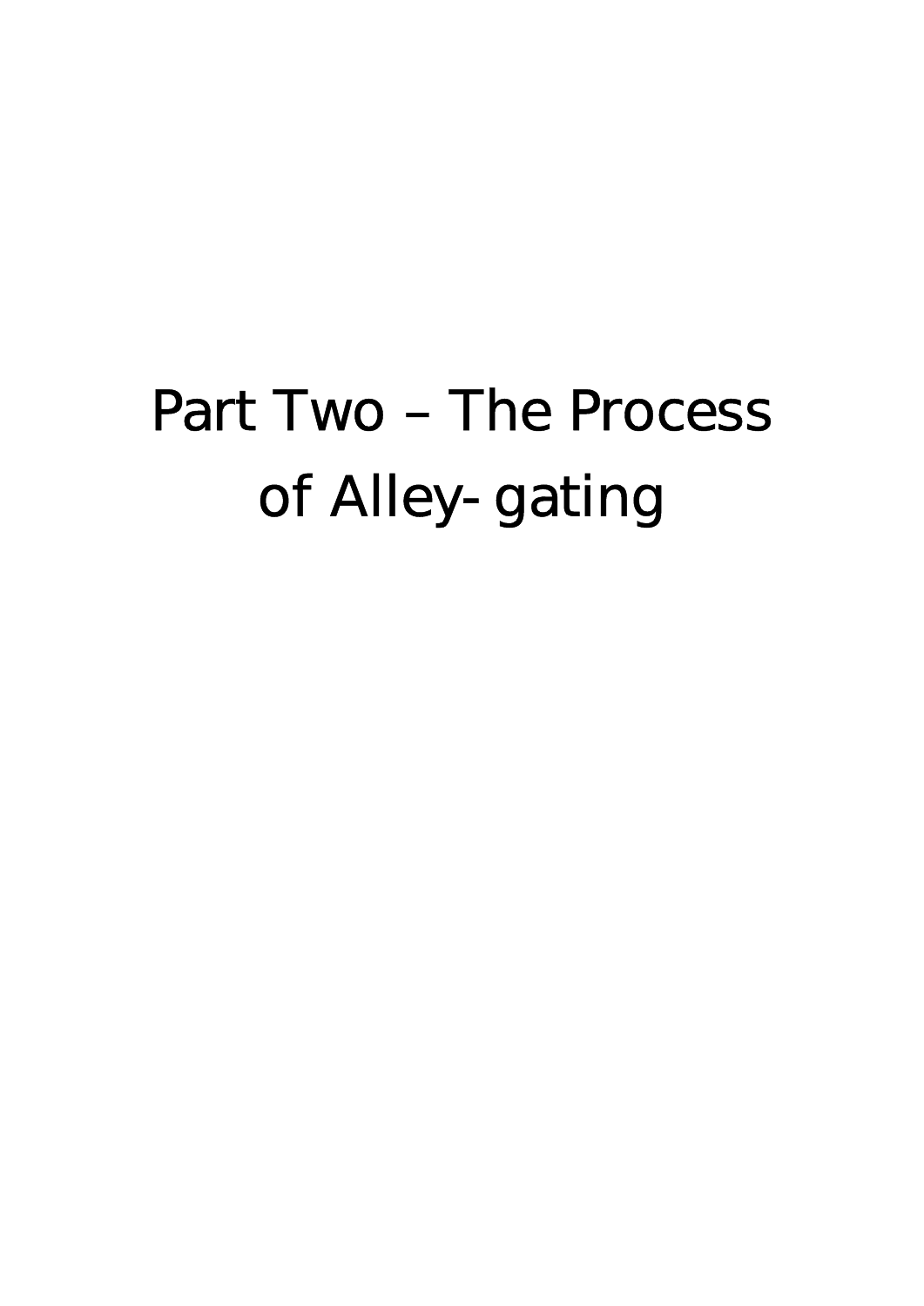# Part Two – The Process of Alley-gating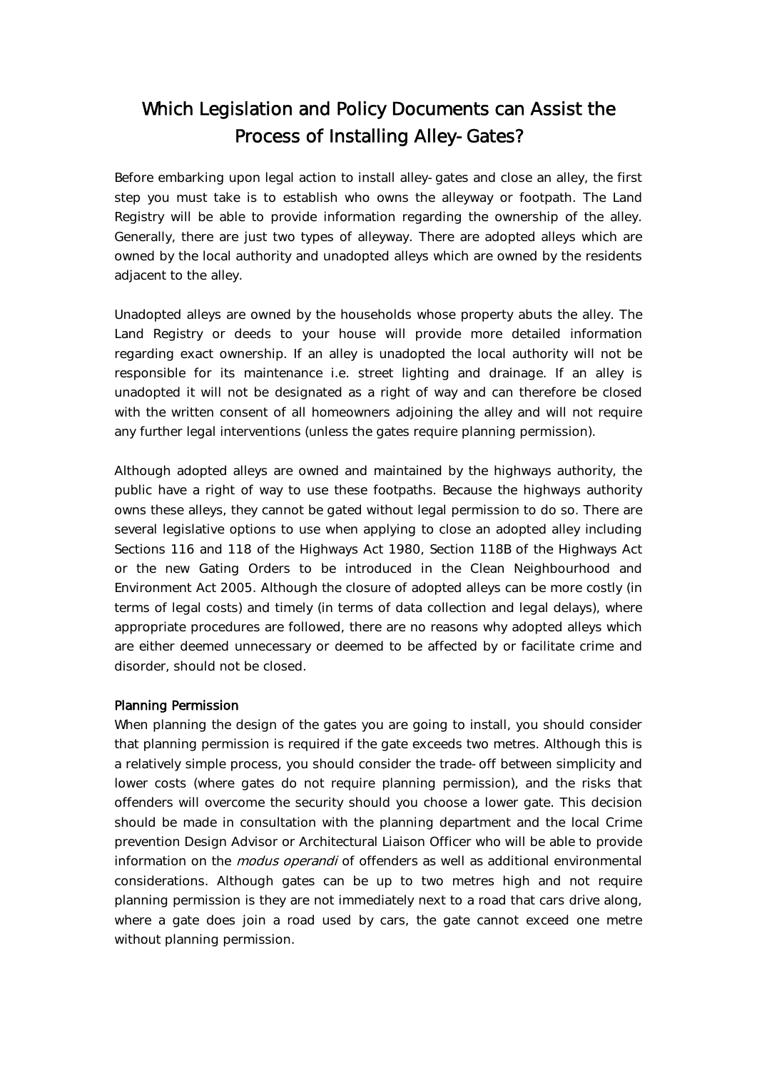# Which Legislation and Policy Documents can Assist the Process of Installing Alley-Gates?

Before embarking upon legal action to install alley-gates and close an alley, the first step you must take is to establish who owns the alleyway or footpath. The Land Registry will be able to provide information regarding the ownership of the alley. Generally, there are just two types of alleyway. There are adopted alleys which are owned by the local authority and unadopted alleys which are owned by the residents adjacent to the alley.

Unadopted alleys are owned by the households whose property abuts the alley. The Land Registry or deeds to your house will provide more detailed information regarding exact ownership. If an alley is unadopted the local authority will not be responsible for its maintenance i.e. street lighting and drainage. If an alley is unadopted it will not be designated as a right of way and can therefore be closed with the written consent of all homeowners adjoining the alley and will not require any further legal interventions (unless the gates require planning permission).

Although adopted alleys are owned and maintained by the highways authority, the public have a right of way to use these footpaths. Because the highways authority owns these alleys, they cannot be gated without legal permission to do so. There are several legislative options to use when applying to close an adopted alley including Sections 116 and 118 of the Highways Act 1980, Section 118B of the Highways Act or the new Gating Orders to be introduced in the Clean Neighbourhood and Environment Act 2005. Although the closure of adopted alleys can be more costly (in terms of legal costs) and timely (in terms of data collection and legal delays), where appropriate procedures are followed, there are no reasons why adopted alleys which are either deemed unnecessary or deemed to be affected by or facilitate crime and disorder, should not be closed.

### Planning Permission

When planning the design of the gates you are going to install, you should consider that planning permission is required if the gate exceeds two metres. Although this is a relatively simple process, you should consider the trade-off between simplicity and lower costs (where gates do not require planning permission), and the risks that offenders will overcome the security should you choose a lower gate. This decision should be made in consultation with the planning department and the local Crime prevention Design Advisor or Architectural Liaison Officer who will be able to provide information on the *modus operandi* of offenders as well as additional environmental considerations. Although gates can be up to two metres high and not require planning permission is they are not immediately next to a road that cars drive along, where a gate does join a road used by cars, the gate cannot exceed one metre without planning permission.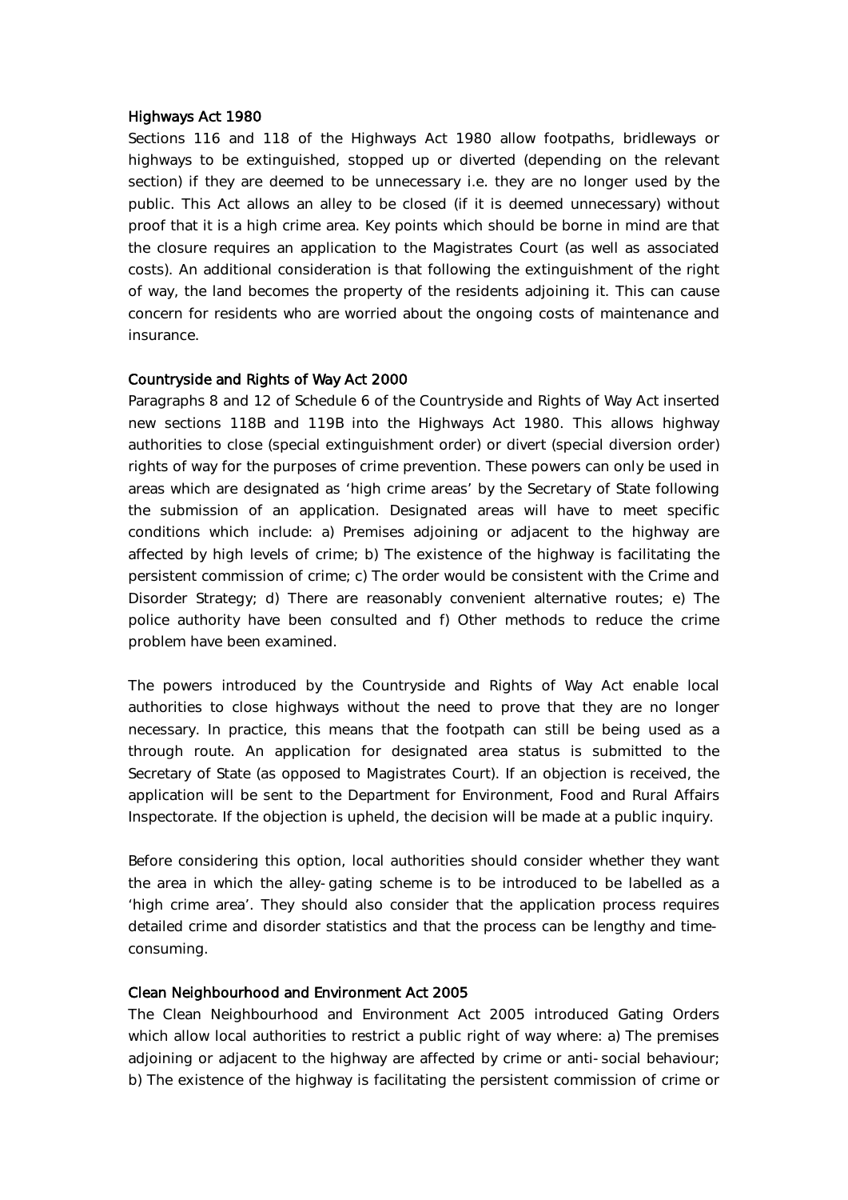### Highways Act 1980

Sections 116 and 118 of the Highways Act 1980 allow footpaths, bridleways or highways to be extinguished, stopped up or diverted (depending on the relevant section) if they are deemed to be unnecessary i.e. they are no longer used by the public. This Act allows an alley to be closed (if it is deemed unnecessary) without proof that it is a high crime area. Key points which should be borne in mind are that the closure requires an application to the Magistrates Court (as well as associated costs). An additional consideration is that following the extinguishment of the right of way, the land becomes the property of the residents adjoining it. This can cause concern for residents who are worried about the ongoing costs of maintenance and insurance.

### Countryside and Rights of Way Act 2000

Paragraphs 8 and 12 of Schedule 6 of the Countryside and Rights of Way Act inserted new sections 118B and 119B into the Highways Act 1980. This allows highway authorities to close (special extinguishment order) or divert (special diversion order) rights of way for the purposes of crime prevention. These powers can only be used in areas which are designated as 'high crime areas' by the Secretary of State following the submission of an application. Designated areas will have to meet specific conditions which include: a) Premises adjoining or adjacent to the highway are affected by high levels of crime; b) The existence of the highway is facilitating the persistent commission of crime; c) The order would be consistent with the Crime and Disorder Strategy; d) There are reasonably convenient alternative routes; e) The police authority have been consulted and f) Other methods to reduce the crime problem have been examined.

The powers introduced by the Countryside and Rights of Way Act enable local authorities to close highways without the need to prove that they are no longer necessary. In practice, this means that the footpath can still be being used as a through route. An application for designated area status is submitted to the Secretary of State (as opposed to Magistrates Court). If an objection is received, the application will be sent to the Department for Environment, Food and Rural Affairs Inspectorate. If the objection is upheld, the decision will be made at a public inquiry.

Before considering this option, local authorities should consider whether they want the area in which the alley-gating scheme is to be introduced to be labelled as a 'high crime area'. They should also consider that the application process requires detailed crime and disorder statistics and that the process can be lengthy and time-consuming.

### Clean Neighbourhood and Environment Act 2005

The Clean Neighbourhood and Environment Act 2005 introduced Gating Orders which allow local authorities to restrict a public right of way where: a) The premises adjoining or adjacent to the highway are affected by crime or anti-social behaviour; b) The existence of the highway is facilitating the persistent commission of crime or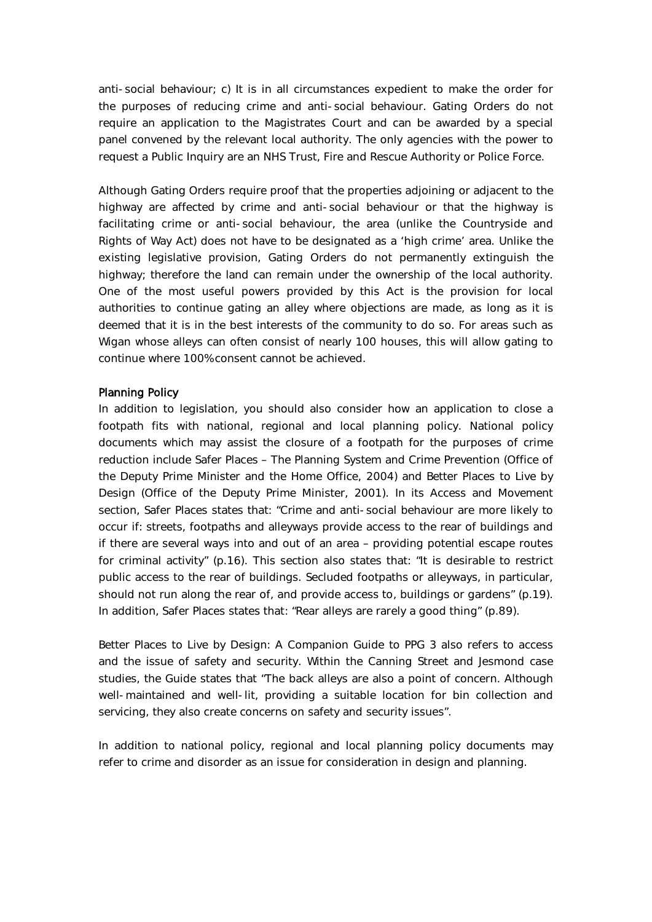anti-social behaviour; c) It is in all circumstances expedient to make the order for the purposes of reducing crime and anti-social behaviour. Gating Orders do not require an application to the Magistrates Court and can be awarded by a special panel convened by the relevant local authority. The only agencies with the power to request a Public Inquiry are an NHS Trust, Fire and Rescue Authority or Police Force.

Although Gating Orders require proof that the properties adjoining or adjacent to the highway are affected by crime and anti-social behaviour or that the highway is facilitating crime or anti-social behaviour, the area (unlike the Countryside and Rights of Way Act) does not have to be designated as a 'high crime' area. Unlike the existing legislative provision, Gating Orders do not permanently extinguish the highway; therefore the land can remain under the ownership of the local authority. One of the most useful powers provided by this Act is the provision for local authorities to continue gating an alley where objections are made, as long as it is deemed that it is in the best interests of the community to do so. For areas such as Wigan whose alleys can often consist of nearly 100 houses, this will allow gating to continue where 100% consent cannot be achieved.

## Planning Policy

In addition to legislation, you should also consider how an application to close a footpath fits with national, regional and local planning policy. National policy documents which may assist the closure of a footpath for the purposes of crime reduction include Safer Places – The Planning System and Crime Prevention (Office of the Deputy Prime Minister and the Home Office, 2004) and Better Places to Live by Design (Office of the Deputy Prime Minister, 2001). In its Access and Movement section, Safer Places states that: "Crime and anti-social behaviour are more likely to occur if: streets, footpaths and alleyways provide access to the rear of buildings and if there are several ways into and out of an area – providing potential escape routes for criminal activity" (p.16). This section also states that: "It is desirable to restrict public access to the rear of buildings. Secluded footpaths or alleyways, in particular, should not run along the rear of, and provide access to, buildings or gardens" (p.19). In addition, Safer Places states that: "Rear alleys are rarely a good thing" (p.89).

Better Places to Live by Design: A Companion Guide to PPG 3 also refers to access and the issue of safety and security. Within the Canning Street and Jesmond case studies, the Guide states that "The back alleys are also a point of concern. Although well-maintained and well-lit, providing a suitable location for bin collection and servicing, they also create concerns on safety and security issues".

In addition to national policy, regional and local planning policy documents may refer to crime and disorder as an issue for consideration in design and planning.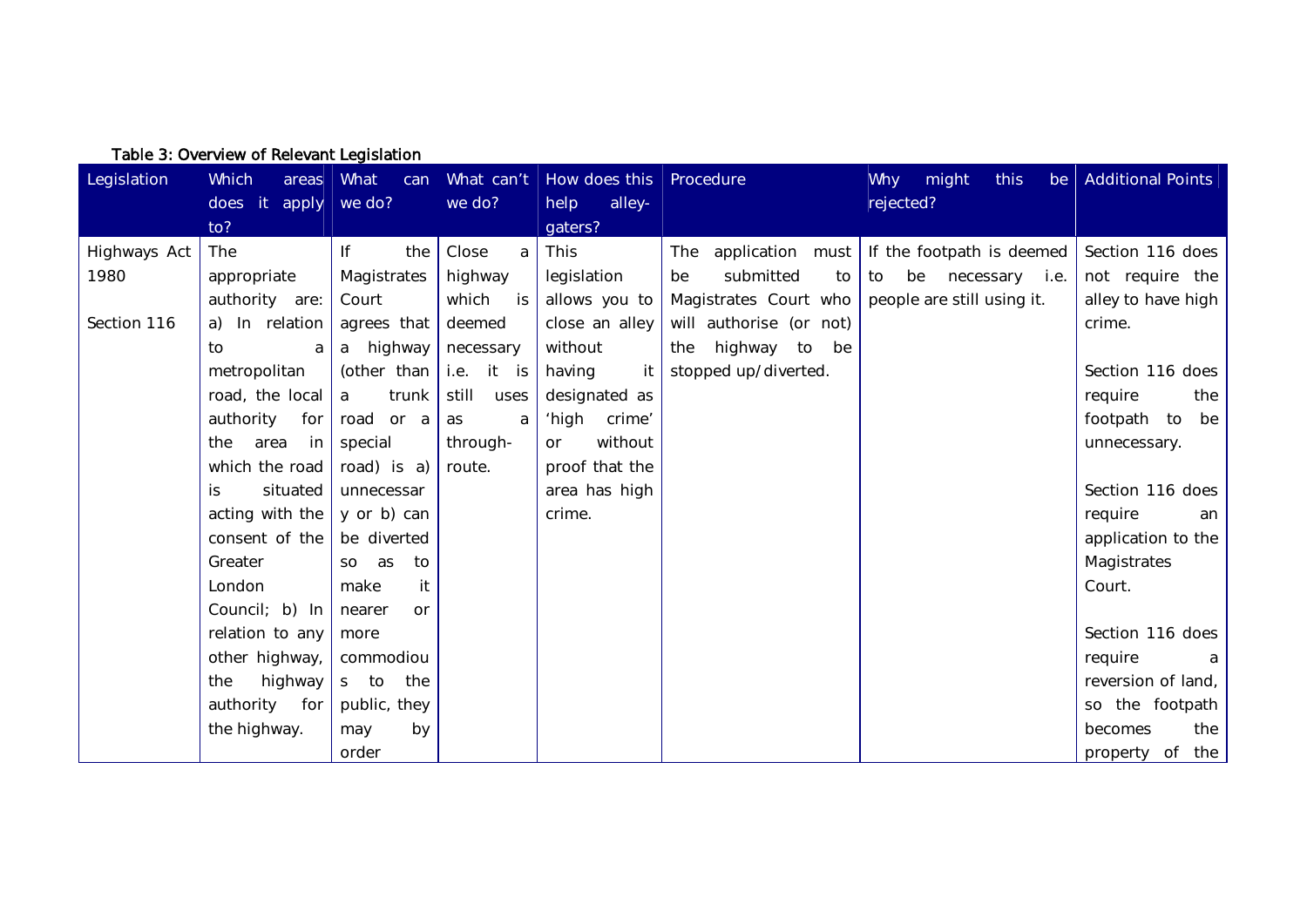Table 3: Overview of Relevant Legislation

| Legislation | Which areas does it apply to? | What can we do? | What can't we do? | How does this help alley-gaters? | Procedure | Why might this be rejected? | Additional Points |
|---|---|---|---|---|---|---|---|
| Highways Act 1980<br><br>Section 116 | The appropriate authority are: a) In relation to a metropolitan road, the local authority for the area in which the road is situated acting with the consent of the Greater London Council; b) In relation to any other highway, the highway authority for the highway. | If the Magistrates Court agrees that a highway (other than a trunk road or a special road) is a) unnecessary or b) can be diverted so as to make it nearer or more commodious to the public, they may by order | Close a highway which is deemed necessary i.e. it is still uses as a through-route. | This legislation allows you to close an alley without having it designated as 'high crime' or without proof that the area has high crime. | The application must be submitted to Magistrates Court who will authorise (or not) the highway to be stopped up/diverted. | If the footpath is deemed to be necessary i.e. people are still using it. | Section 116 does not require the alley to have high crime.<br><br>Section 116 does require the footpath to be unnecessary.<br><br>Section 116 does require an application to the Magistrates Court.<br><br>Section 116 does require a reversion of land, so the footpath becomes the property of the |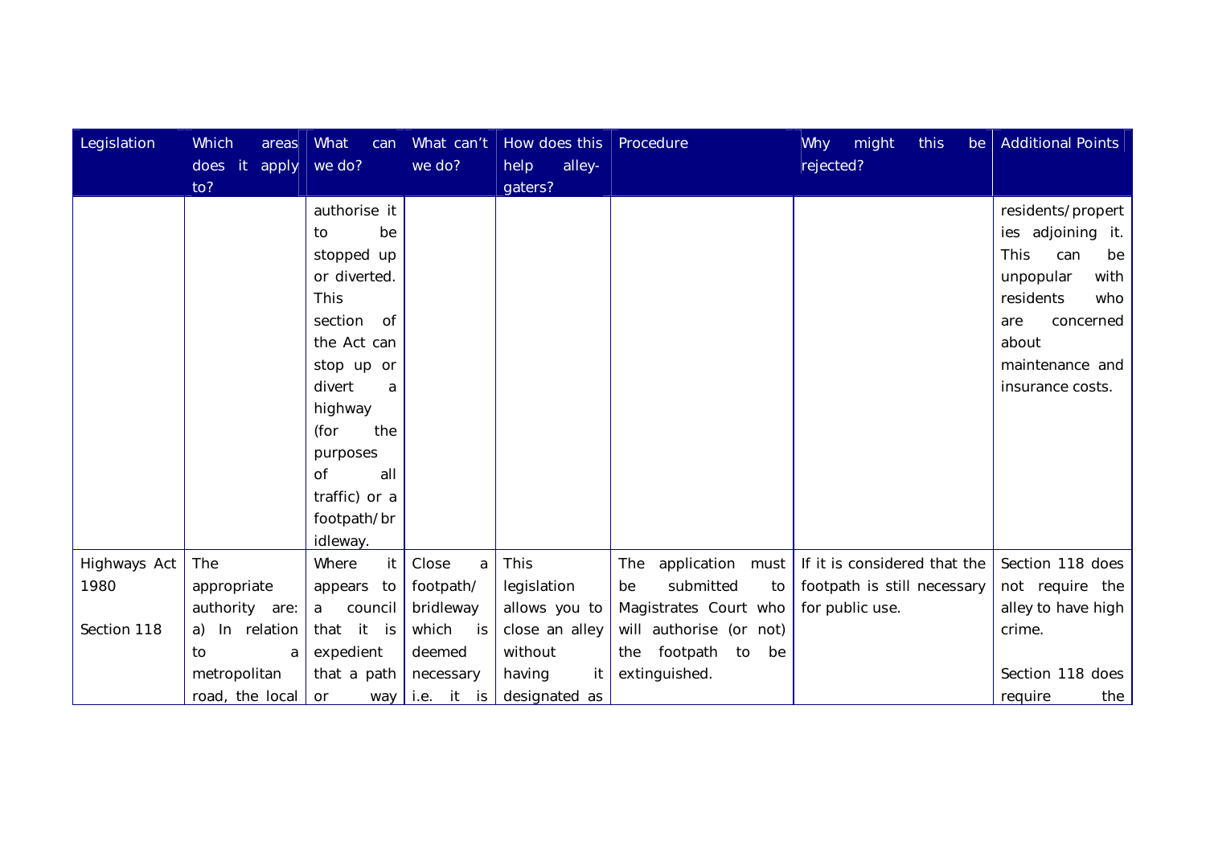| Legislation | Which areas does it apply to? | What can we do? | What can't we do? | How does this help alley-gaters? | Procedure | Why might this be rejected? | Additional Points |
| --- | --- | --- | --- | --- | --- | --- | --- |
| | | authorise it to be stopped up or diverted. This section of the Act can stop up or divert a highway (for the purposes of all traffic) or a footpath/bridleway. | | | | | residents/properties adjoining it. This can be unpopular with residents who are concerned about maintenance and insurance costs. |
| Highways Act 1980<br><br>Section 118 | The appropriate authority are: a) In relation to a metropolitan road, the local | Where it appears to a council that it is expedient that a path or way | Close a footpath/ bridleway which is deemed necessary i.e. it is | This legislation allows you to close an alley without having it designated as | The application must be submitted to Magistrates Court who will authorise (or not) the footpath to be extinguished. | If it is considered that the footpath is still necessary for public use. | Section 118 does not require the alley to have high crime.<br><br>Section 118 does require the |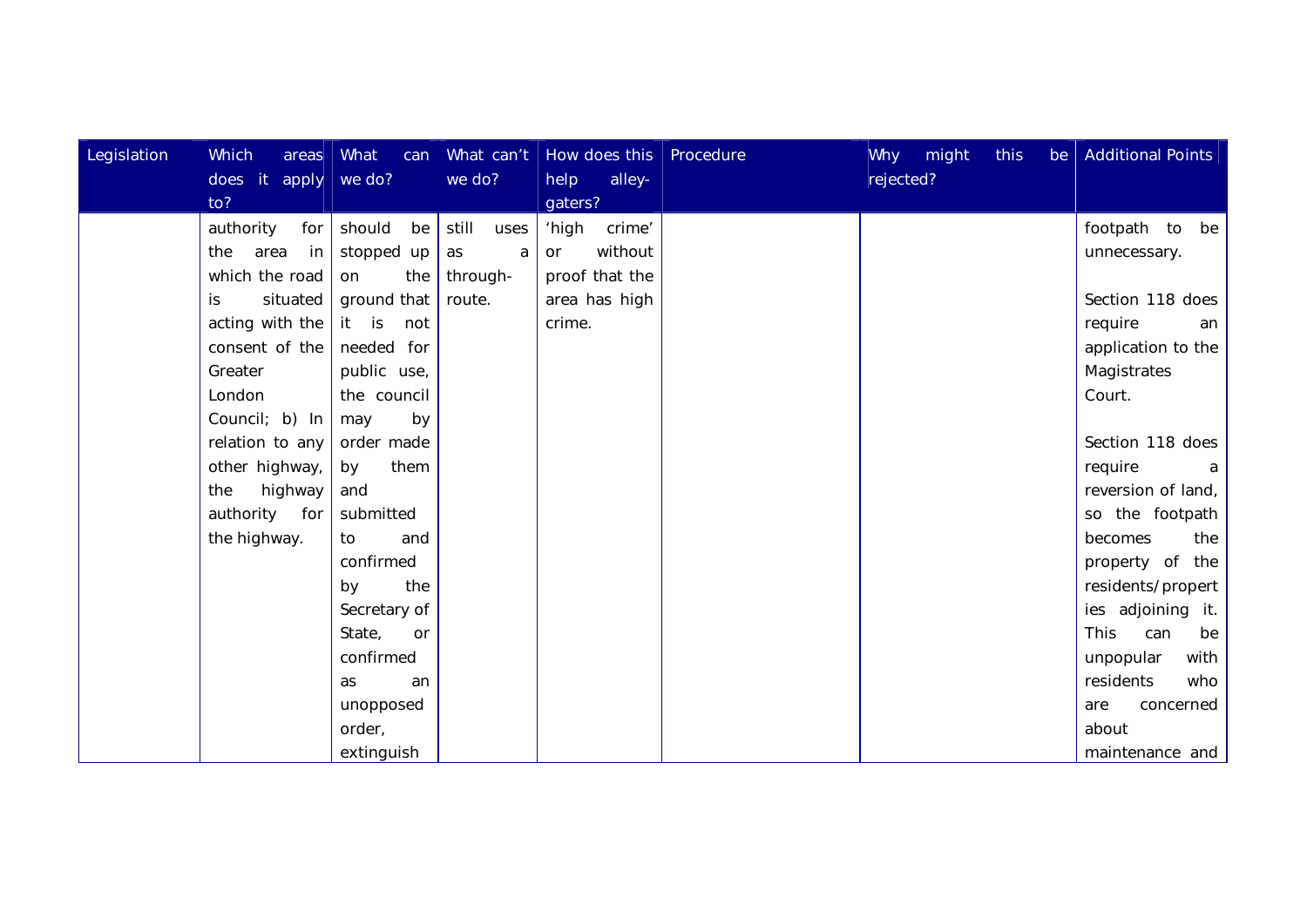| Legislation | Which areas does it apply to? | What can we do? | What can't we do? | How does this help alley-gaters? | Procedure | Why might this be rejected? | Additional Points |
|---|---|---|---|---|---|---|---|
| | authority for the area in which the road is situated acting with the consent of the Greater London Council; b) In relation to any other highway, the highway authority for the highway. | should be stopped up on the ground that it is not needed for public use, the council may by order made by them and submitted to and confirmed by the Secretary of State, or confirmed as an unopposed order, extinguish | still uses as a through-route. | 'high crime' or without proof that the area has high crime. | | | footpath to be unnecessary.<br><br>Section 118 does require an application to the Magistrates Court.<br><br>Section 118 does require a reversion of land, so the footpath becomes the property of the residents/properties adjoining it. This can be unpopular with residents who are concerned about maintenance and |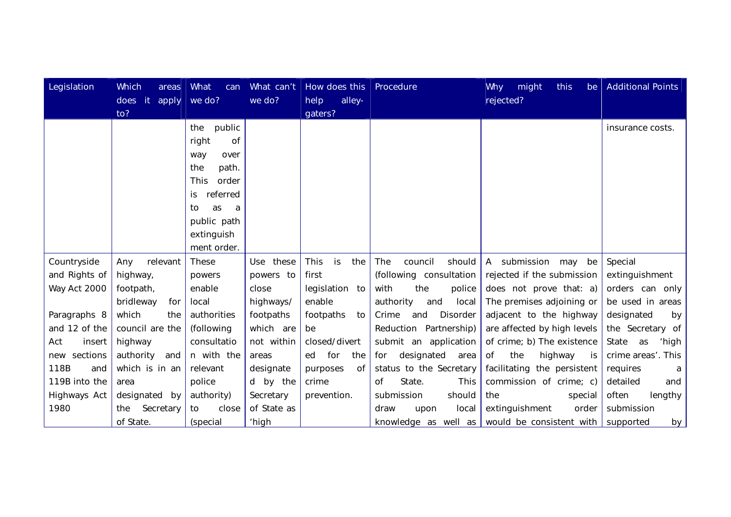| Legislation | Which areas does it apply to? | What can we do? | What can't we do? | How does this help alley-gaters? | Procedure | Why might this be rejected? | Additional Points |
|---|---|---|---|---|---|---|---|
| | | the public right of way over the path. This order is referred to as a public path extinguishment order. | | | | | insurance costs. |
| Countryside and Rights of Way Act 2000<br><br>Paragraphs 8 and 12 of the Act insert new sections 118B and 119B into the Highways Act 1980 | Any relevant highway, footpath, bridleway for which the council are the highway authority and which is in an area designated by the Secretary of State. | These powers enable local authorities (following consultation with the relevant police authority) to close (special | Use these powers to close highways/ footpaths which are not within areas designated by the Secretary of State as 'high | This is the first legislation to enable footpaths to be closed/diverted for the purposes of crime prevention. | The council should (following consultation with the police authority and local Crime and Disorder Reduction Partnership) submit an application for designated area status to the Secretary of State. This submission should draw upon local knowledge as well as | A submission may be rejected if the submission does not prove that: a) The premises adjoining or adjacent to the highway are affected by high levels of crime; b) The existence of the highway is facilitating the persistent commission of crime; c) the special extinguishment order would be consistent with | Special extinguishment orders can only be used in areas designated by the Secretary of State as 'high crime areas'. This requires a detailed and often lengthy submission supported by |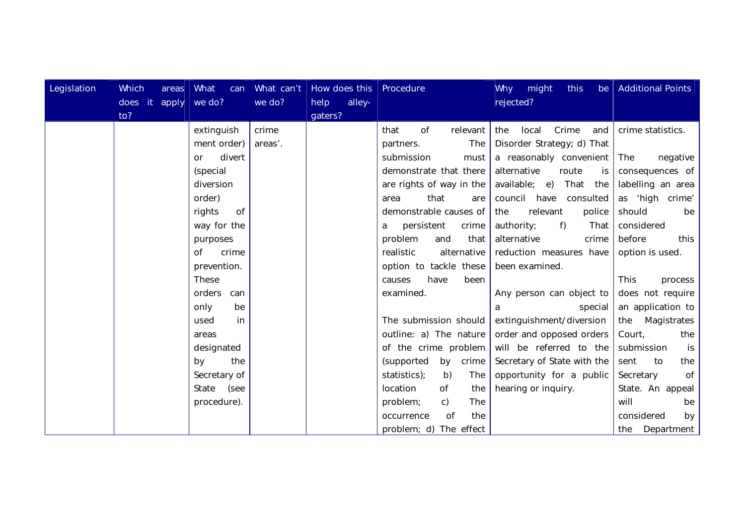| Legislation | Which areas does it apply to? | What can we do? | What can't we do? | How does this help alley-gaters? | Procedure | Why might this be rejected? | Additional Points |
|---|---|---|---|---|---|---|---|
| | | extinguishment order) or divert (special diversion order) rights of way for the purposes of crime prevention. These orders can only be used in areas designated by the Secretary of State (see procedure). | crime areas'. | | that of relevant partners. The submission must demonstrate that there are rights of way in the area that are demonstrable causes of a persistent crime problem and that realistic alternative option to tackle these causes have been examined.<br><br>The submission should outline: a) The nature of the crime problem (supported by crime statistics); b) The location of the problem; c) The occurrence of the problem; d) The effect | the local Crime and Disorder Strategy; d) That a reasonably convenient alternative route is available; e) That the council have consulted the relevant police authority; f) That alternative crime reduction measures have been examined.<br><br>Any person can object to a special extinguishment/diversion order and opposed orders will be referred to the Secretary of State with the opportunity for a public hearing or inquiry. | crime statistics.<br><br>The negative consequences of labelling an area as 'high crime' should be considered before this option is used.<br><br>This process does not require an application to the Magistrates Court, the submission is sent to the Secretary of State. An appeal will be considered by the Department |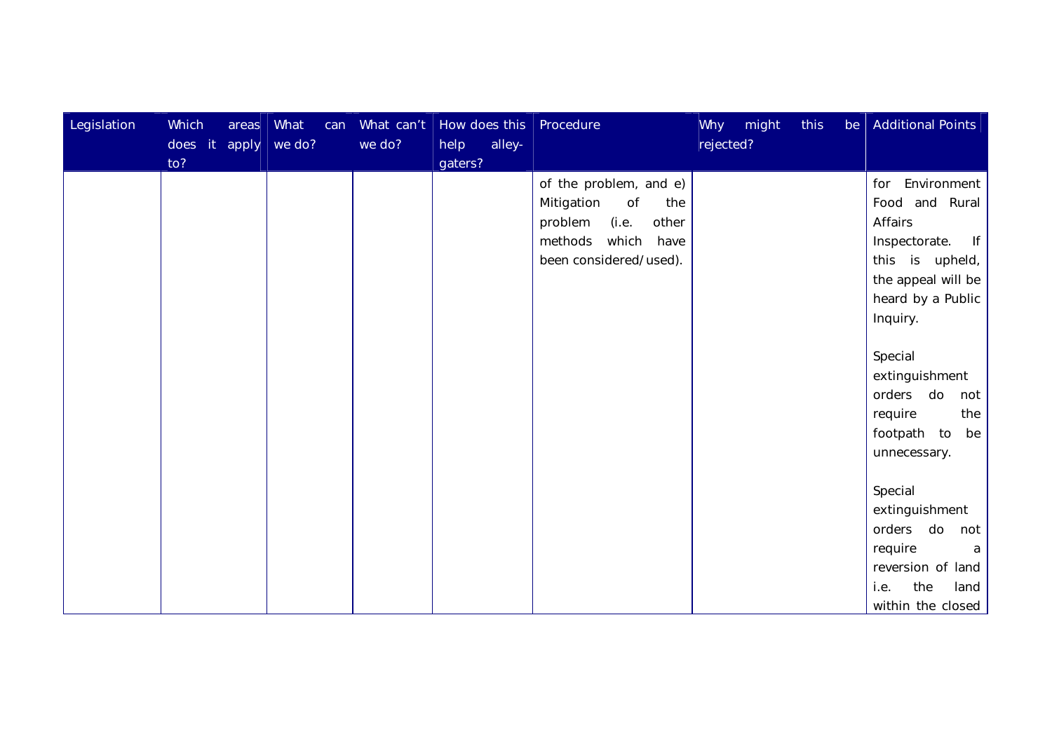| Legislation | Which areas does it apply to? | What can we do? | What can't we do? | How does this help alley-gaters? | Procedure | Why might this be rejected? | Additional Points |
|---|---|---|---|---|---|---|---|
| | | | | | of the problem, and e) Mitigation of the problem (i.e. other methods which have been considered/used). | | for Environment Food and Rural Affairs Inspectorate. If this is upheld, the appeal will be heard by a Public Inquiry.<br><br>Special extinguishment orders do not require the footpath to be unnecessary.<br><br>Special extinguishment orders do not require a reversion of land i.e. the land within the closed |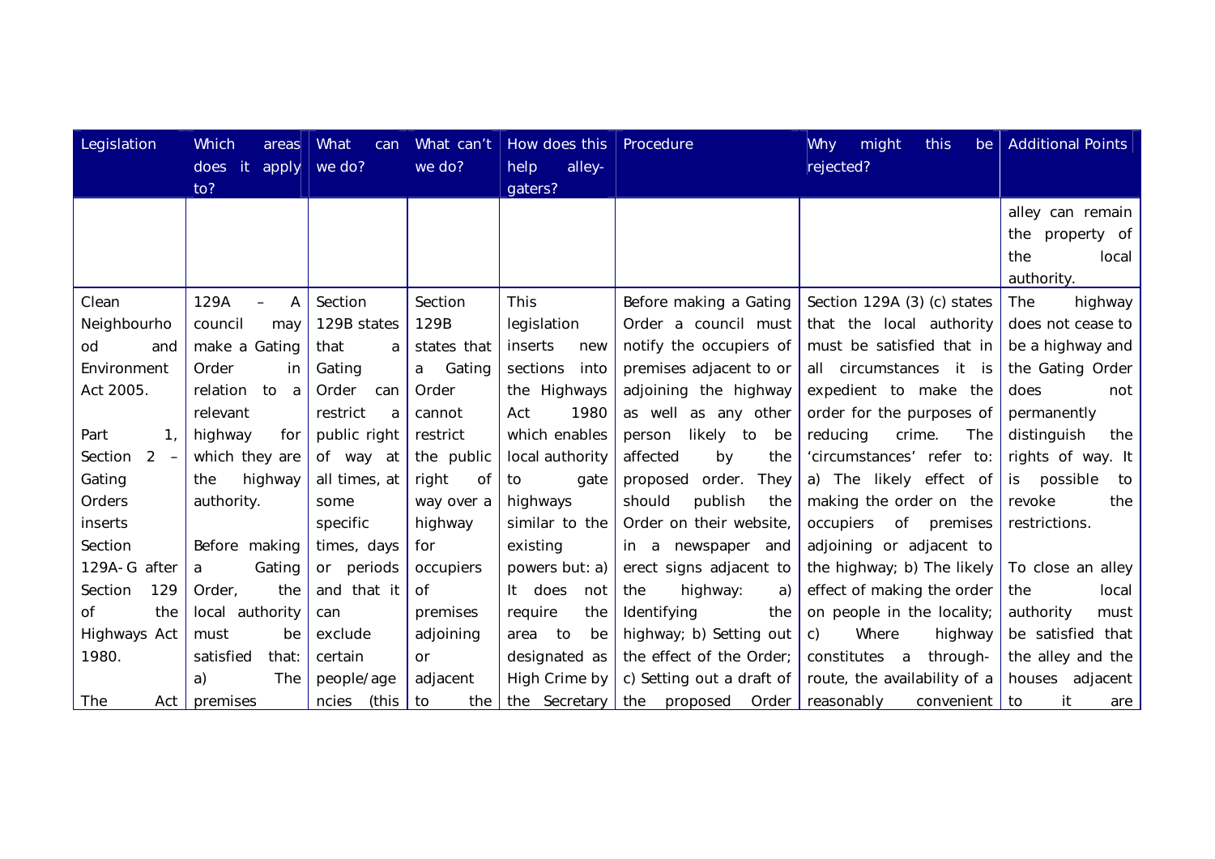| Legislation | Which areas does it apply to? | What can we do? | What can't we do? | How does this help alley-gaters? | Procedure | Why might this be rejected? | Additional Points |
|---|---|---|---|---|---|---|---|
| | | | | | | | alley can remain the property of the local authority. |
| Clean Neighbourhood and Environment Act 2005.<br><br>Part 1, Section 2 – Gating Orders inserts Section 129A-G after Section 129 of the Highways Act 1980.<br><br>The Act | 129A – A council may make a Gating Order in relation to a relevant highway for which they are the highway authority.<br><br>Before making a Gating Order, the local authority must be satisfied that: a) The premises | Section 129B states that a Gating Order can restrict a public right of way at all times, at some specific times, days or periods and that it can exclude certain people/agencies (this | Section 129B states that a Gating Order cannot restrict the public right of way over a highway for occupiers of premises adjoining or adjacent to the | This legislation inserts new sections into the Highways Act 1980 which enables local authority to gate highways similar to the existing powers but: a) It does not require the area to be designated as High Crime by the Secretary | Before making a Gating Order a council must notify the occupiers of premises adjacent to or adjoining the highway as well as any other person likely to be affected by the proposed order. They should publish the Order on their website, in a newspaper and erect signs adjacent to the highway: a) Identifying the highway; b) Setting out the effect of the Order; c) Setting out a draft of the proposed Order | Section 129A (3) (c) states that the local authority must be satisfied that in all circumstances it is expedient to make the order for the purposes of reducing crime. The 'circumstances' refer to: a) The likely effect of making the order on the occupiers of premises adjoining or adjacent to the highway; b) The likely effect of making the order on people in the locality; c) Where highway constitutes a through-route, the availability of a reasonably convenient | The highway does not cease to be a highway and the Gating Order does not permanently distinguish the rights of way. It is possible to revoke the restrictions.<br><br>To close an alley the local authority must be satisfied that the alley and the houses adjacent to it are |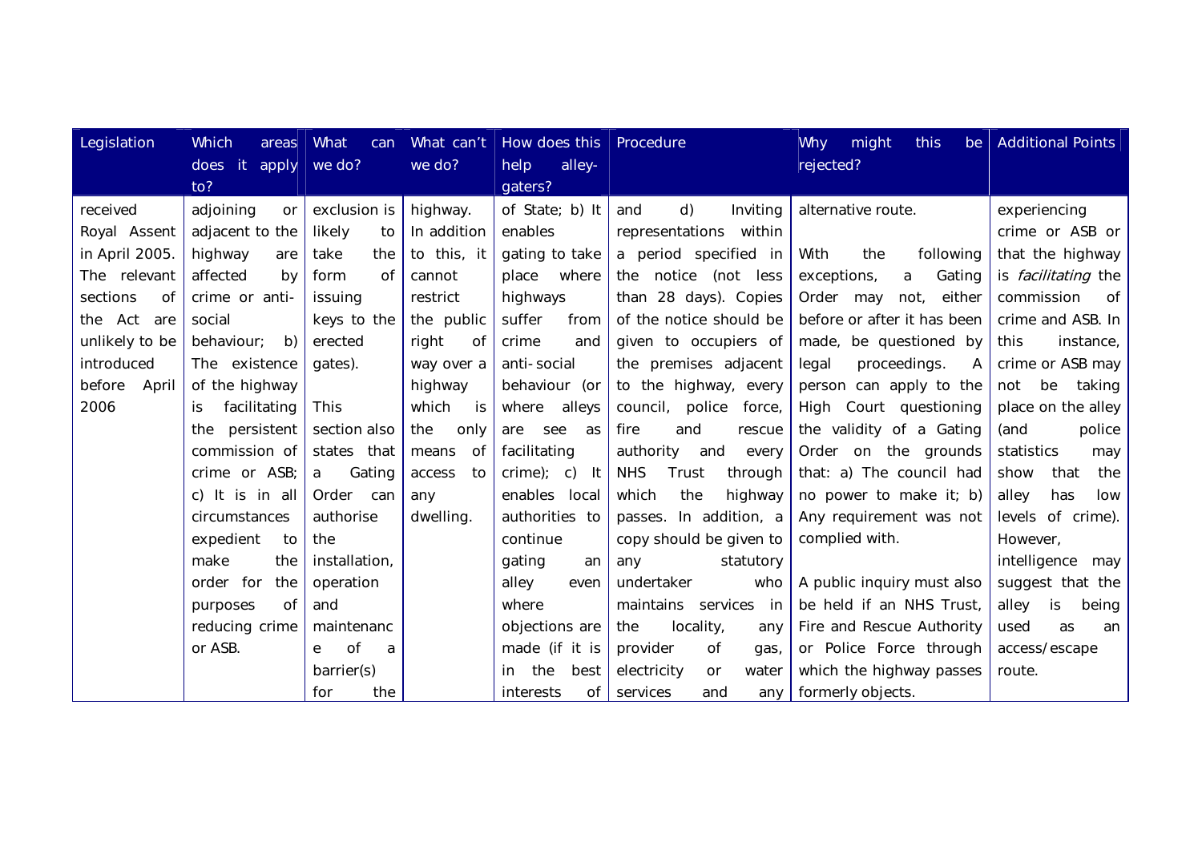| Legislation | Which areas does it apply to? | What can we do? | What can't we do? | How does this help alley-gaters? | Procedure | Why might this be rejected? | Additional Points |
|---|---|---|---|---|---|---|---|
| received Royal Assent in April 2005. The relevant sections of the Act are unlikely to be introduced before April 2006 | adjoining or adjacent to the highway are affected by crime or anti-social behaviour; b) The existence of the highway is facilitating the persistent commission of crime or ASB; c) It is in all circumstances expedient to make the order for the purposes of reducing crime or ASB. | exclusion is likely to take the form of issuing keys to the erected gates). This section also states that a Gating Order can authorise the installation, operation and maintenance of a barrier(s) for the | highway. In addition to this, it cannot restrict the public right of way over a highway which is the only means of access to any dwelling. | of State; b) It enables gating to take place where highways suffer from crime and anti-social behaviour (or where alleys are see as facilitating crime); c) It enables local authorities to continue gating an alley even where objections are made (if it is in the best interests of | and d) Inviting representations within a period specified in the notice (not less than 28 days). Copies of the notice should be given to occupiers of the premises adjacent to the highway, every council, police force, fire and rescue authority and every NHS Trust through which the highway passes. In addition, a copy should be given to any statutory undertaker who maintains services in the locality, any provider of gas, electricity or water services and any | alternative route. With the following exceptions, a Gating Order may not, either before or after it has been made, be questioned by legal proceedings. A person can apply to the High Court questioning the validity of a Gating Order on the grounds that: a) The council had no power to make it; b) Any requirement was not complied with. A public inquiry must also be held if an NHS Trust, Fire and Rescue Authority or Police Force through which the highway passes formerly objects. | experiencing crime or ASB or that the highway is *facilitating* the commission of crime and ASB. In this instance, crime or ASB may not be taking place on the alley (and police statistics may show that the alley has low levels of crime). However, intelligence may suggest that the alley is being used as an access/escape route. |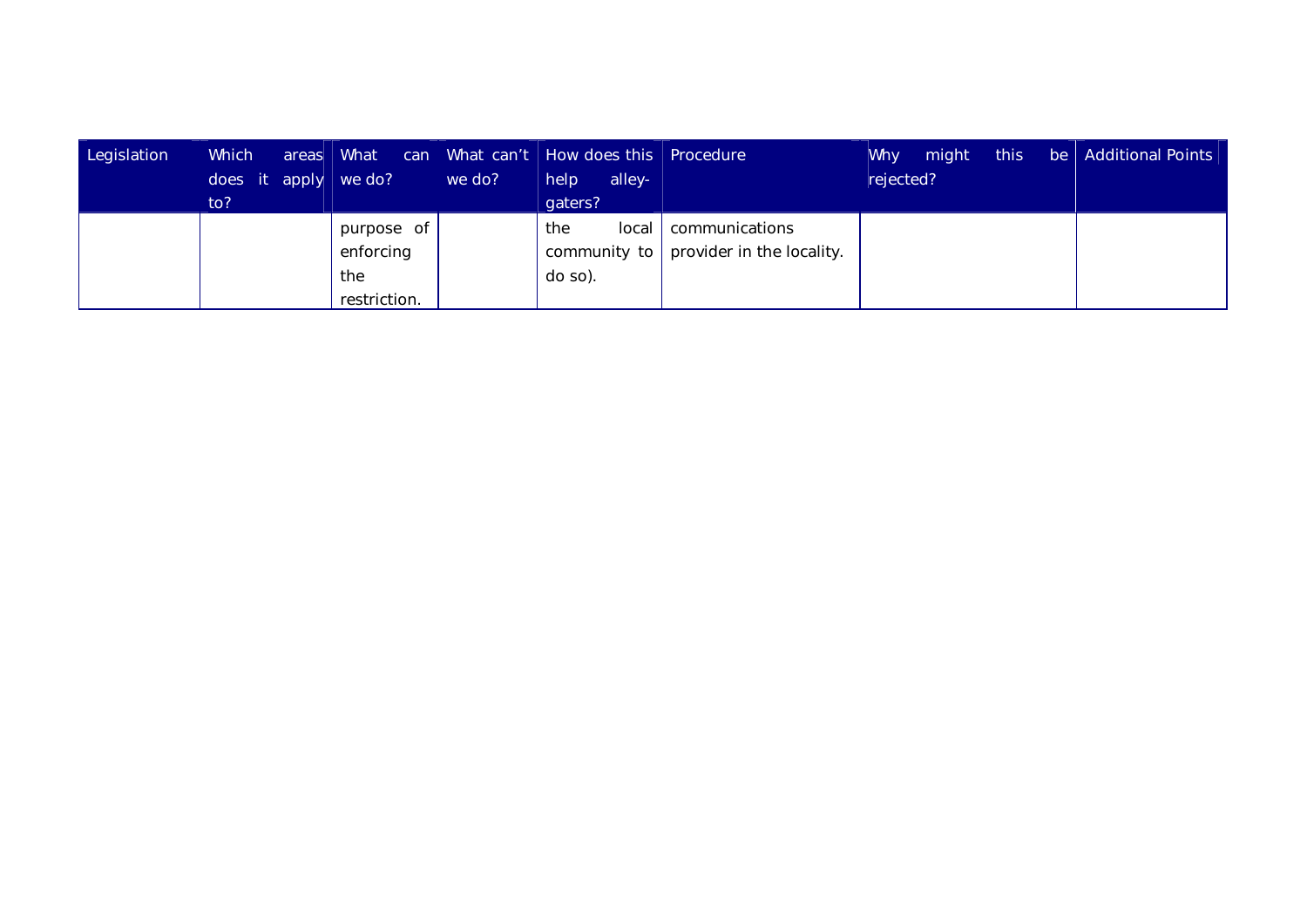| Legislation | Which areas does it apply to? | What can we do? | What can't we do? | How does this help alley-gaters? | Procedure | Why might this be rejected? | Additional Points |
|---|---|---|---|---|---|---|---|
| | | purpose of enforcing the restriction. | | the local community to do so). | communications provider in the locality. | | |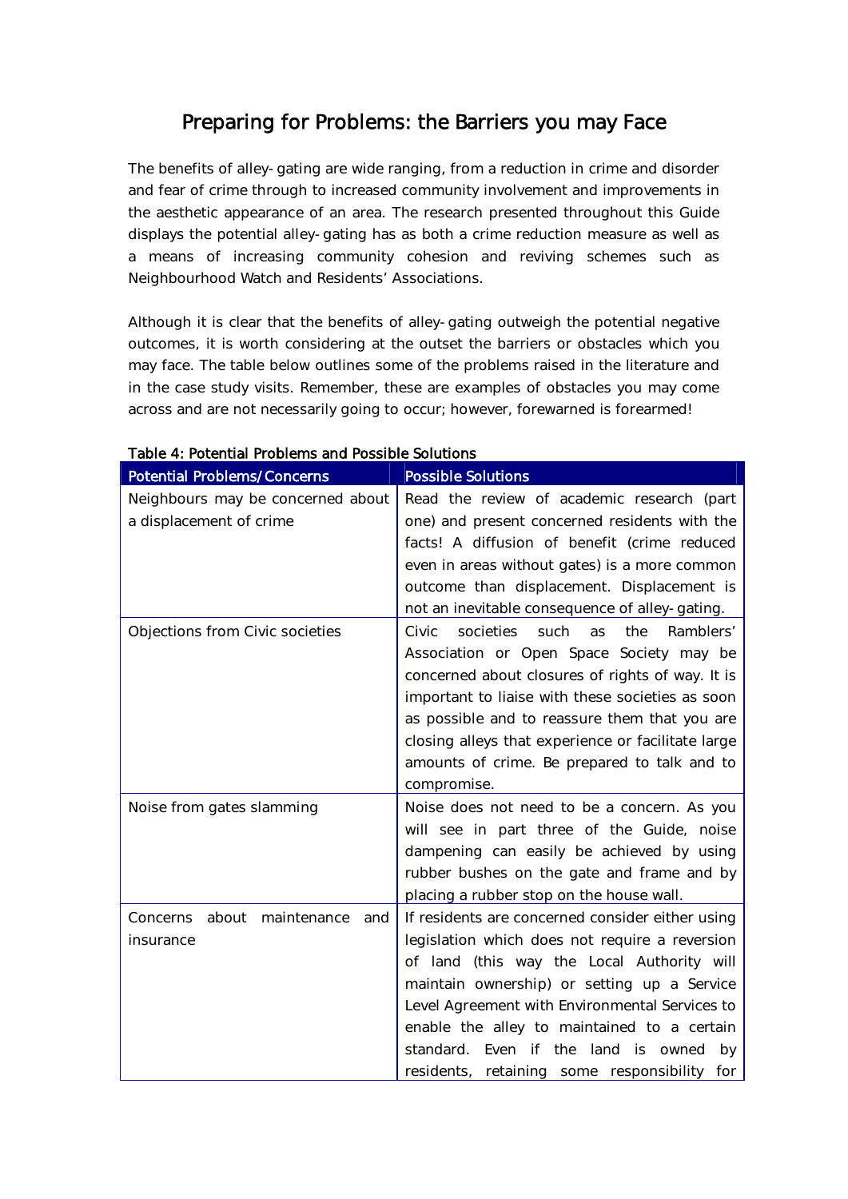# Preparing for Problems: the Barriers you may Face

The benefits of alley-gating are wide ranging, from a reduction in crime and disorder and fear of crime through to increased community involvement and improvements in the aesthetic appearance of an area. The research presented throughout this Guide displays the potential alley-gating has as both a crime reduction measure as well as a means of increasing community cohesion and reviving schemes such as Neighbourhood Watch and Residents' Associations.

Although it is clear that the benefits of alley-gating outweigh the potential negative outcomes, it is worth considering at the outset the barriers or obstacles which you may face. The table below outlines some of the problems raised in the literature and in the case study visits. Remember, these are examples of obstacles you may come across and are not necessarily going to occur; however, forewarned is forearmed!

**Table 4: Potential Problems and Possible Solutions**

| Potential Problems/Concerns | Possible Solutions |
|---|---|
| Neighbours may be concerned about a displacement of crime | Read the review of academic research (part one) and present concerned residents with the facts! A diffusion of benefit (crime reduced even in areas without gates) is a more common outcome than displacement. Displacement is not an inevitable consequence of alley-gating. |
| Objections from Civic societies | Civic societies such as the Ramblers' Association or Open Space Society may be concerned about closures of rights of way. It is important to liaise with these societies as soon as possible and to reassure them that you are closing alleys that experience or facilitate large amounts of crime. Be prepared to talk and to compromise. |
| Noise from gates slamming | Noise does not need to be a concern. As you will see in part three of the Guide, noise dampening can easily be achieved by using rubber bushes on the gate and frame and by placing a rubber stop on the house wall. |
| Concerns about maintenance and insurance | If residents are concerned consider either using legislation which does not require a reversion of land (this way the Local Authority will maintain ownership) or setting up a Service Level Agreement with Environmental Services to enable the alley to maintained to a certain standard. Even if the land is owned by residents, retaining some responsibility for |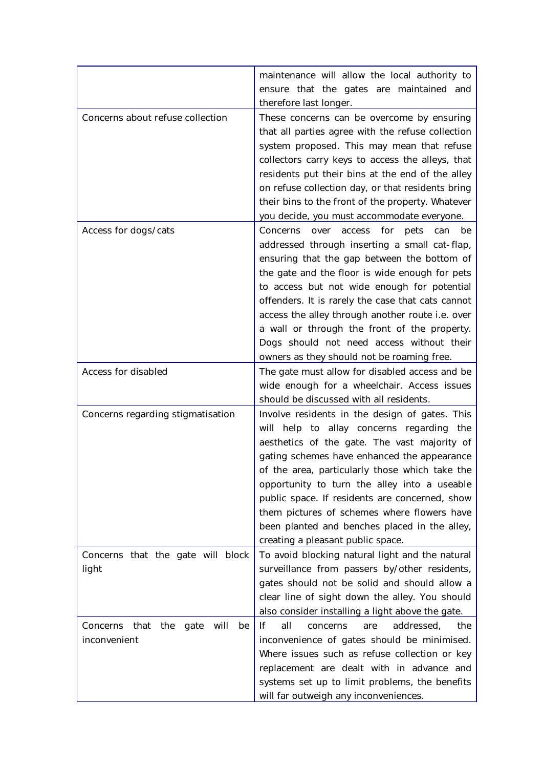| | |
|---|---|
| | maintenance will allow the local authority to ensure that the gates are maintained and therefore last longer. |
| Concerns about refuse collection | These concerns can be overcome by ensuring that all parties agree with the refuse collection system proposed. This may mean that refuse collectors carry keys to access the alleys, that residents put their bins at the end of the alley on refuse collection day, or that residents bring their bins to the front of the property. Whatever you decide, you must accommodate everyone. |
| Access for dogs/cats | Concerns over access for pets can be addressed through inserting a small cat-flap, ensuring that the gap between the bottom of the gate and the floor is wide enough for pets to access but not wide enough for potential offenders. It is rarely the case that cats cannot access the alley through another route i.e. over a wall or through the front of the property. Dogs should not need access without their owners as they should not be roaming free. |
| Access for disabled | The gate must allow for disabled access and be wide enough for a wheelchair. Access issues should be discussed with all residents. |
| Concerns regarding stigmatisation | Involve residents in the design of gates. This will help to allay concerns regarding the aesthetics of the gate. The vast majority of gating schemes have enhanced the appearance of the area, particularly those which take the opportunity to turn the alley into a useable public space. If residents are concerned, show them pictures of schemes where flowers have been planted and benches placed in the alley, creating a pleasant public space. |
| Concerns that the gate will block light | To avoid blocking natural light and the natural surveillance from passers by/other residents, gates should not be solid and should allow a clear line of sight down the alley. You should also consider installing a light above the gate. |
| Concerns that the gate will be inconvenient | If all concerns are addressed, the inconvenience of gates should be minimised. Where issues such as refuse collection or key replacement are dealt with in advance and systems set up to limit problems, the benefits will far outweigh any inconveniences. |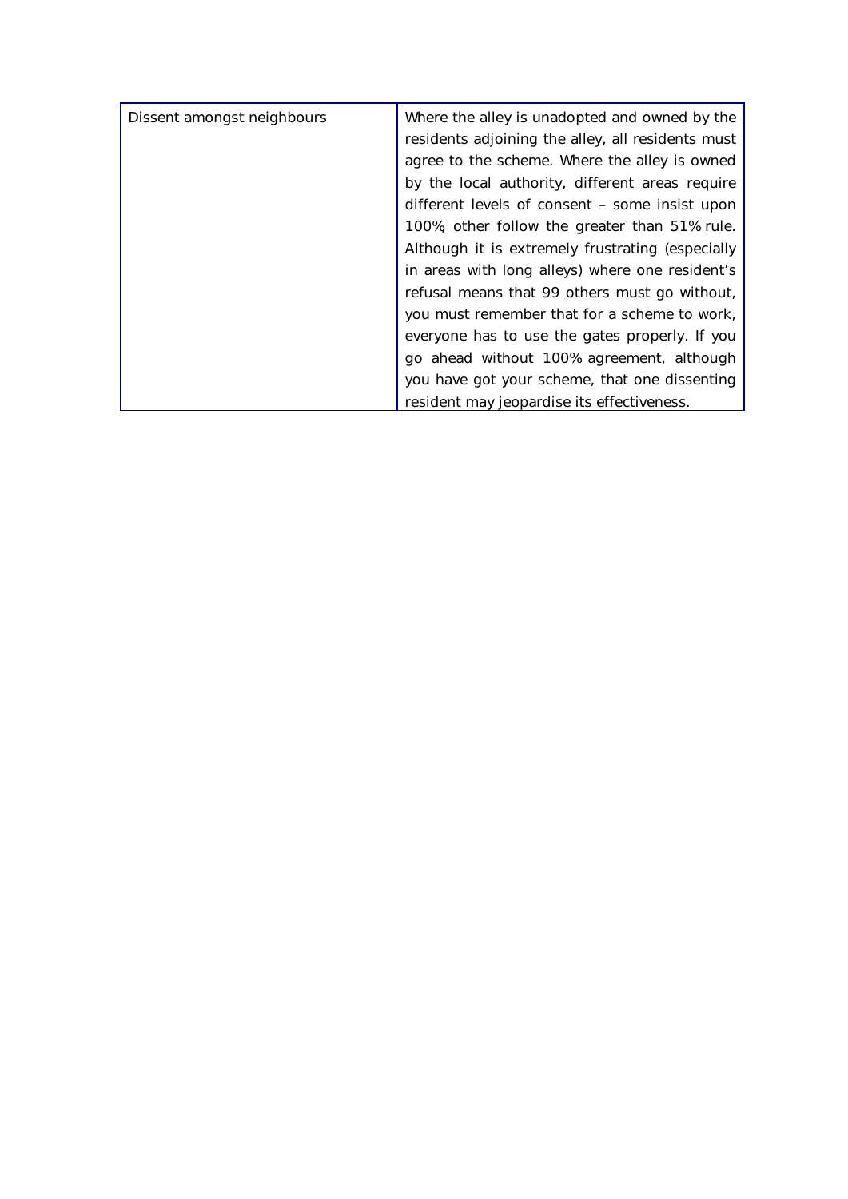| | |
|---|---|
| Dissent amongst neighbours | Where the alley is unadopted and owned by the residents adjoining the alley, all residents must agree to the scheme. Where the alley is owned by the local authority, different areas require different levels of consent – some insist upon 100%, other follow the greater than 51% rule. Although it is extremely frustrating (especially in areas with long alleys) where one resident's refusal means that 99 others must go without, you must remember that for a scheme to work, everyone has to use the gates properly. If you go ahead without 100% agreement, although you have got your scheme, that one dissenting resident may jeopardise its effectiveness. |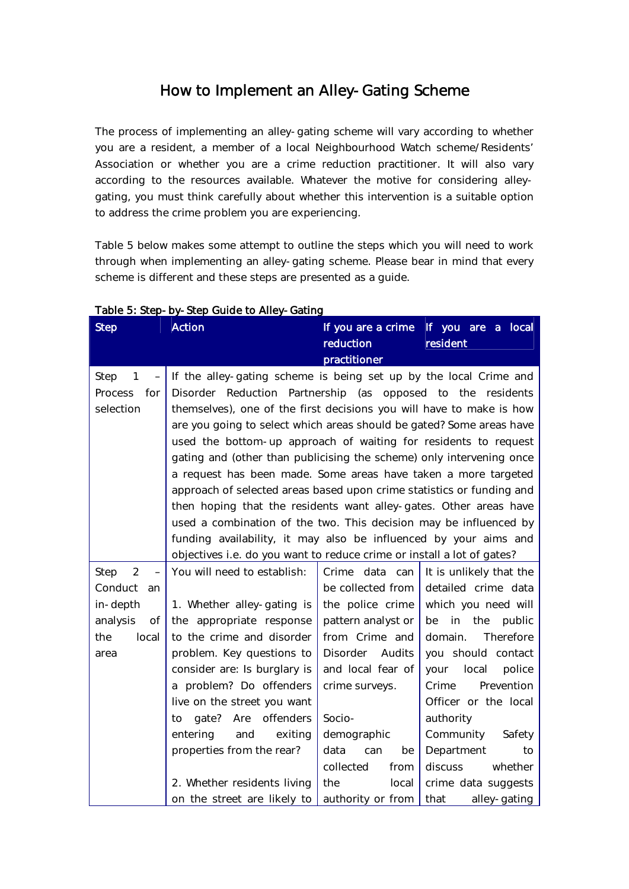# How to Implement an Alley-Gating Scheme

The process of implementing an alley-gating scheme will vary according to whether you are a resident, a member of a local Neighbourhood Watch scheme/Residents' Association or whether you are a crime reduction practitioner. It will also vary according to the resources available. Whatever the motive for considering alley-gating, you must think carefully about whether this intervention is a suitable option to address the crime problem you are experiencing.

Table 5 below makes some attempt to outline the steps which you will need to work through when implementing an alley-gating scheme. Please bear in mind that every scheme is different and these steps are presented as a guide.

**Table 5: Step-by-Step Guide to Alley-Gating**

| Step | Action | If you are a crime reduction practitioner | If you are a local resident |
|---|---|---|---|
| Step 1 – Process for selection | If the alley-gating scheme is being set up by the local Crime and Disorder Reduction Partnership (as opposed to the residents themselves), one of the first decisions you will have to make is how are you going to select which areas should be gated? Some areas have used the bottom-up approach of waiting for residents to request gating and (other than publicising the scheme) only intervening once a request has been made. Some areas have taken a more targeted approach of selected areas based upon crime statistics or funding and then hoping that the residents want alley-gates. Other areas have used a combination of the two. This decision may be influenced by funding availability, it may also be influenced by your aims and objectives i.e. do you want to reduce crime or install a lot of gates? | | |
| Step 2 – Conduct an in-depth analysis of the local area | You will need to establish:<br><br>1. Whether alley-gating is the appropriate response to the crime and disorder problem. Key questions to consider are: Is burglary is a problem? Do offenders live on the street you want to gate? Are offenders entering and exiting properties from the rear?<br><br>2. Whether residents living on the street are likely to | Crime data can be collected from the police crime pattern analyst or from Crime and Disorder Audits and local fear of crime surveys.<br><br>Socio-demographic data can be collected from the local authority or from | It is unlikely that the detailed crime data which you need will be in the public domain. Therefore you should contact your local police Crime Prevention Officer or the local authority Community Safety Department to discuss whether crime data suggests that alley-gating |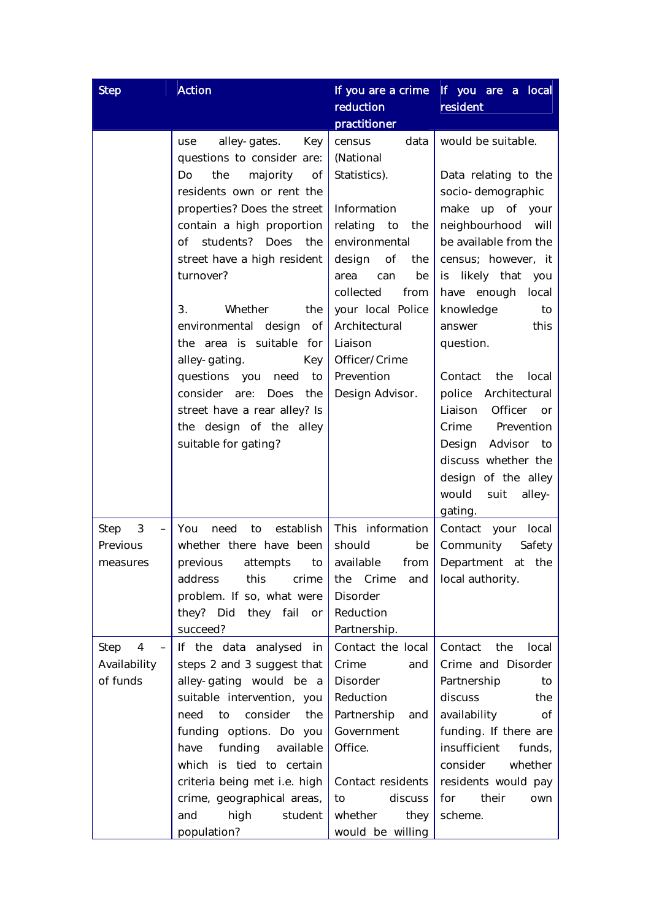| Step | Action | If you are a crime reduction practitioner | If you are a local resident |
|---|---|---|---|
| | use alley-gates. Key questions to consider are: Do the majority of residents own or rent the properties? Does the street contain a high proportion of students? Does the street have a high resident turnover?<br><br>3. Whether the environmental design of the area is suitable for alley-gating. Key questions you need to consider are: Does the street have a rear alley? Is the design of the alley suitable for gating? | census data (National Statistics).<br><br>Information relating to the environmental design of the area can be collected from your local Police Architectural Liaison Officer/Crime Prevention Design Advisor. | would be suitable.<br><br>Data relating to the socio-demographic make up of your neighbourhood will be available from the census; however, it is likely that you have enough local knowledge to answer this question.<br><br>Contact the local police Architectural Liaison Officer or Crime Prevention Design Advisor to discuss whether the design of the alley would suit alley-gating. |
| Step 3 – Previous measures | You need to establish whether there have been previous attempts to address this crime problem. If so, what were they? Did they fail or succeed? | This information should be available from the Crime and Disorder Reduction Partnership. | Contact your local Community Safety Department at the local authority. |
| Step 4 – Availability of funds | If the data analysed in steps 2 and 3 suggest that alley-gating would be a suitable intervention, you need to consider the funding options. Do you have funding available which is tied to certain criteria being met i.e. high crime, geographical areas, and high student population? | Contact the local Crime and Disorder Reduction Partnership and Government Office.<br><br>Contact residents to discuss whether they would be willing | Contact the local Crime and Disorder Partnership to discuss the availability of funding. If there are insufficient funds, consider whether residents would pay for their own scheme. |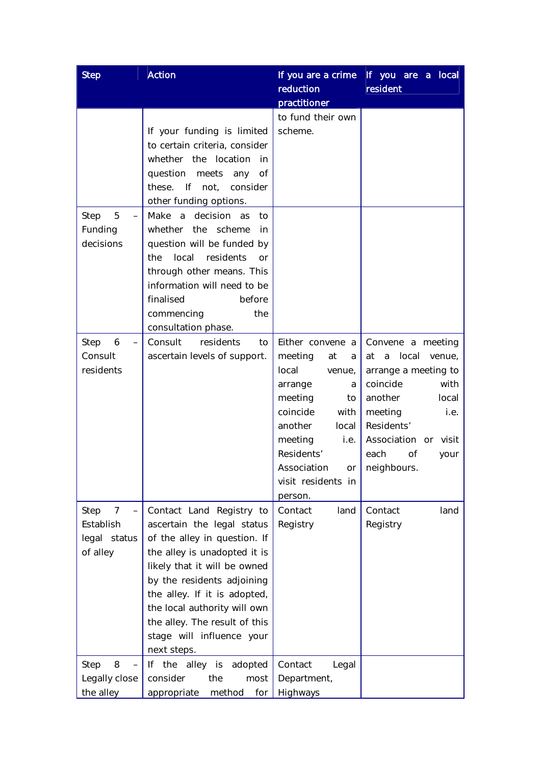| Step | Action | If you are a crime reduction practitioner | If you are a local resident |
|---|---|---|---|
| | If your funding is limited to certain criteria, consider whether the location in question meets any of these. If not, consider other funding options. | to fund their own scheme. | |
| Step 5 – Funding decisions | Make a decision as to whether the scheme in question will be funded by the local residents or through other means. This information will need to be finalised before commencing the consultation phase. | | |
| Step 6 – Consult residents | Consult residents to ascertain levels of support. | Either convene a meeting at a local venue, arrange a meeting to coincide with another local meeting i.e. Residents' Association or visit residents in person. | Convene a meeting at a local venue, arrange a meeting to coincide with another local meeting i.e. Residents' Association or visit each of your neighbours. |
| Step 7 – Establish legal status of alley | Contact Land Registry to ascertain the legal status of the alley in question. If the alley is unadopted it is likely that it will be owned by the residents adjoining the alley. If it is adopted, the local authority will own the alley. The result of this stage will influence your next steps. | Contact land Registry | Contact land Registry |
| Step 8 – Legally close the alley | If the alley is adopted consider the most appropriate method for | Contact Legal Department, Highways | |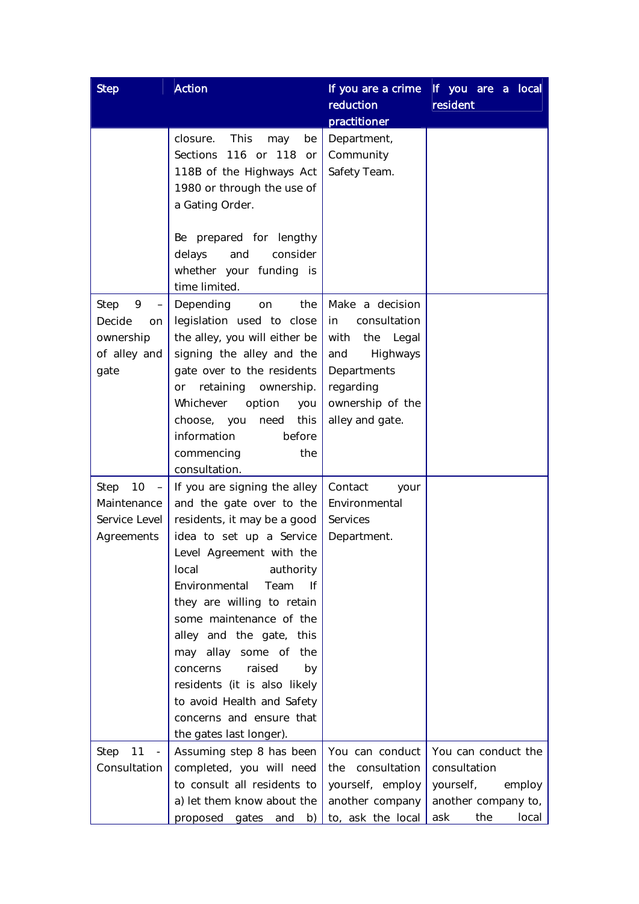| Step | Action | If you are a crime reduction practitioner | If you are a local resident |
|---|---|---|---|
| | closure. This may be Sections 116 or 118 or 118B of the Highways Act 1980 or through the use of a Gating Order.<br><br>Be prepared for lengthy delays and consider whether your funding is time limited. | Department, Community Safety Team. | |
| Step 9 – Decide on ownership of alley and gate | Depending on the legislation used to close the alley, you will either be signing the alley and the gate over to the residents or retaining ownership. Whichever option you choose, you need this information before commencing the consultation. | Make a decision in consultation with the Legal and Highways Departments regarding ownership of the alley and gate. | |
| Step 10 – Maintenance Service Level Agreements | If you are signing the alley and the gate over to the residents, it may be a good idea to set up a Service Level Agreement with the local authority Environmental Team If they are willing to retain some maintenance of the alley and the gate, this may allay some of the concerns raised by residents (it is also likely to avoid Health and Safety concerns and ensure that the gates last longer). | Contact your Environmental Services Department. | |
| Step 11 - Consultation | Assuming step 8 has been completed, you will need to consult all residents to a) let them know about the proposed gates and b) | You can conduct the consultation yourself, employ another company to, ask the local | You can conduct the consultation yourself, employ another company to, ask the local |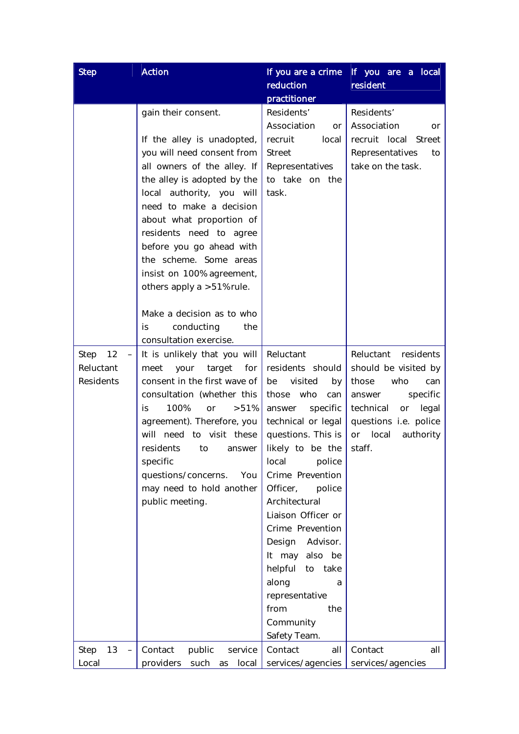| Step | Action | If you are a crime reduction practitioner | If you are a local resident |
|---|---|---|---|
| | gain their consent.<br><br>If the alley is unadopted, you will need consent from all owners of the alley. If the alley is adopted by the local authority, you will need to make a decision about what proportion of residents need to agree before you go ahead with the scheme. Some areas insist on 100% agreement, others apply a >51% rule.<br><br>Make a decision as to who is conducting the consultation exercise. | Residents' Association or recruit local Street Representatives to take on the task. | Residents' Association or recruit local Street Representatives to take on the task. |
| Step 12 – Reluctant Residents | It is unlikely that you will meet your target for consent in the first wave of consultation (whether this is 100% or >51% agreement). Therefore, you will need to visit these residents to answer specific questions/concerns. You may need to hold another public meeting. | Reluctant residents should be visited by those who can answer specific technical or legal questions. This is likely to be the local police Crime Prevention Officer, police Architectural Liaison Officer or Crime Prevention Design Advisor. It may also be helpful to take along a representative from the Community Safety Team. | Reluctant residents should be visited by those who can answer specific technical or legal questions i.e. police or local authority staff. |
| Step 13 – Local | Contact public service providers such as local | Contact all services/agencies | Contact all services/agencies |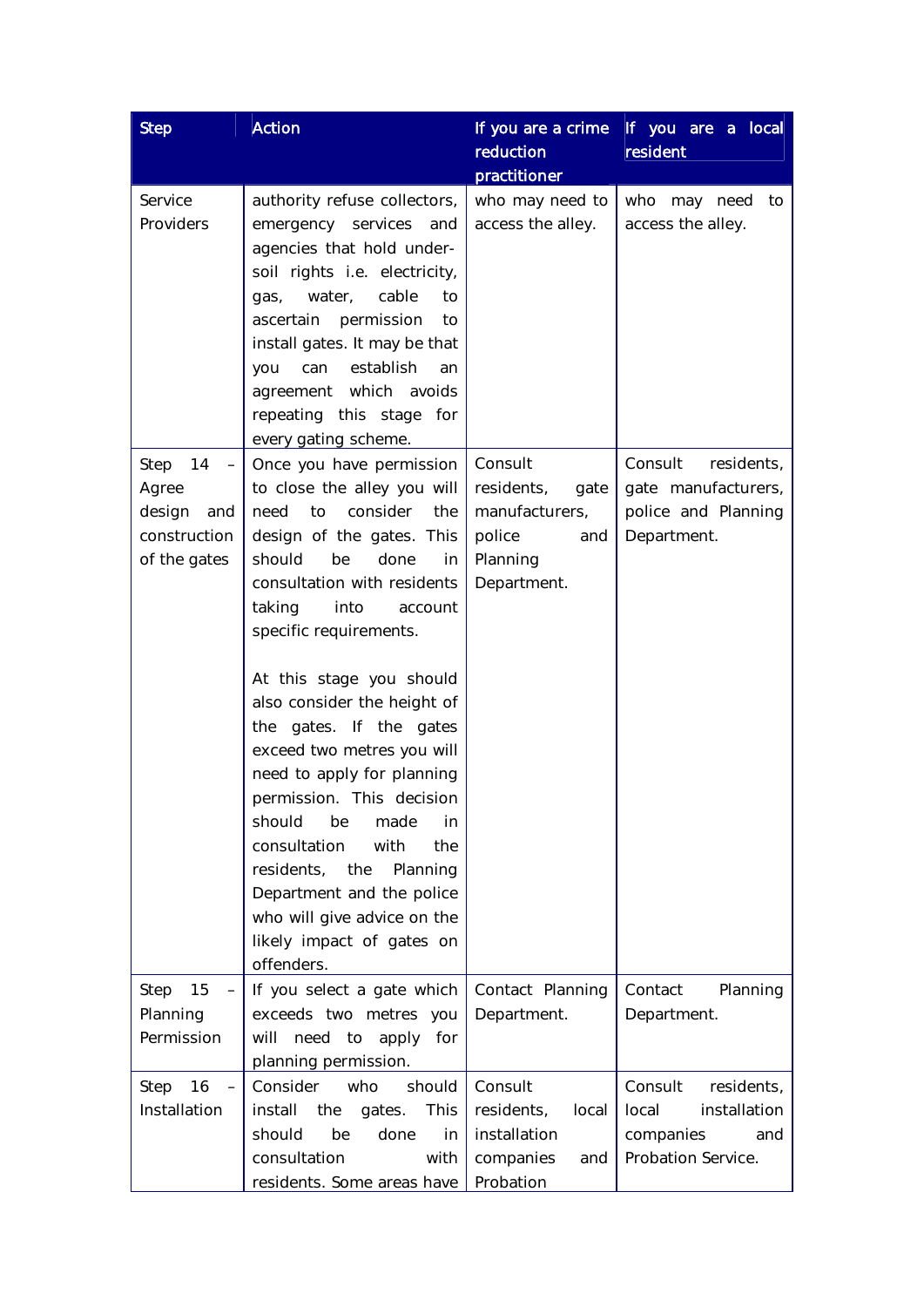| Step | Action | If you are a crime reduction practitioner | If you are a local resident |
| --- | --- | --- | --- |
| Service Providers | authority refuse collectors, emergency services and agencies that hold under-soil rights i.e. electricity, gas, water, cable to ascertain permission to install gates. It may be that you can establish an agreement which avoids repeating this stage for every gating scheme. | who may need to access the alley. | who may need to access the alley. |
| Step 14 – Agree design and construction of the gates | Once you have permission to close the alley you will need to consider the design of the gates. This should be done in consultation with residents taking into account specific requirements.<br><br>At this stage you should also consider the height of the gates. If the gates exceed two metres you will need to apply for planning permission. This decision should be made in consultation with the residents, the Planning Department and the police who will give advice on the likely impact of gates on offenders. | Consult residents, gate manufacturers, police and Planning Department. | Consult residents, gate manufacturers, police and Planning Department. |
| Step 15 – Planning Permission | If you select a gate which exceeds two metres you will need to apply for planning permission. | Contact Planning Department. | Contact Planning Department. |
| Step 16 – Installation | Consider who should install the gates. This should be done in consultation with residents. Some areas have | Consult residents, local installation companies and Probation | Consult residents, local installation companies and Probation Service. |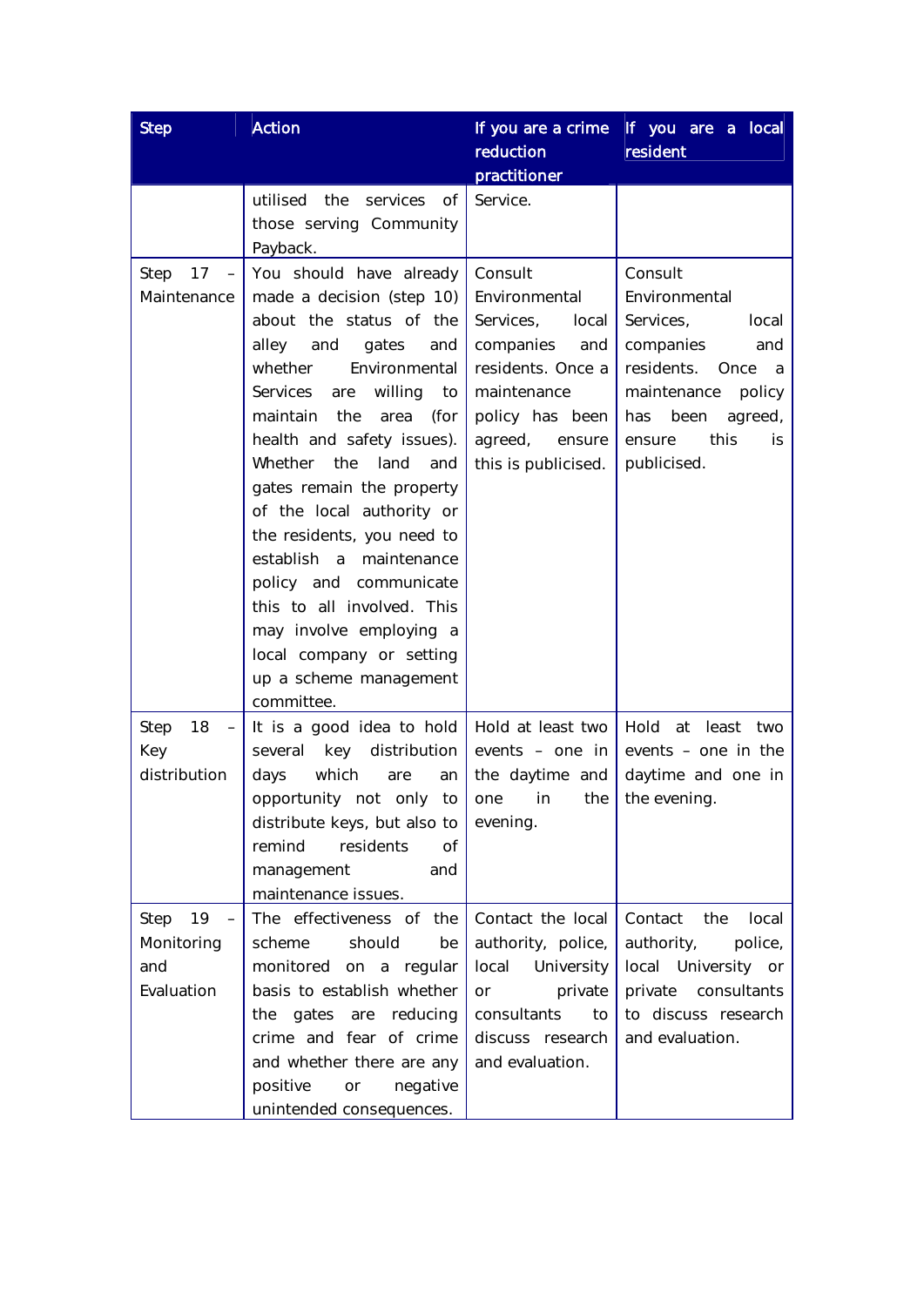| Step | Action | If you are a crime reduction practitioner | If you are a local resident |
|---|---|---|---|
| | utilised the services of those serving Community Payback. | Service. | |
| Step 17 – Maintenance | You should have already made a decision (step 10) about the status of the alley and gates and whether Environmental Services are willing to maintain the area (for health and safety issues). Whether the land and gates remain the property of the local authority or the residents, you need to establish a maintenance policy and communicate this to all involved. This may involve employing a local company or setting up a scheme management committee. | Consult Environmental Services, local companies and residents. Once a maintenance policy has been agreed, ensure this is publicised. | Consult Environmental Services, local companies and residents. Once a maintenance policy has been agreed, ensure this is publicised. |
| Step 18 – Key distribution | It is a good idea to hold several key distribution days which are an opportunity not only to distribute keys, but also to remind residents of management and maintenance issues. | Hold at least two events – one in the daytime and one in the evening. | Hold at least two events – one in the daytime and one in the evening. |
| Step 19 – Monitoring and Evaluation | The effectiveness of the scheme should be monitored on a regular basis to establish whether the gates are reducing crime and fear of crime and whether there are any positive or negative unintended consequences. | Contact the local authority, police, local University or private consultants to discuss research and evaluation. | Contact the local authority, police, local University or private consultants to discuss research and evaluation. |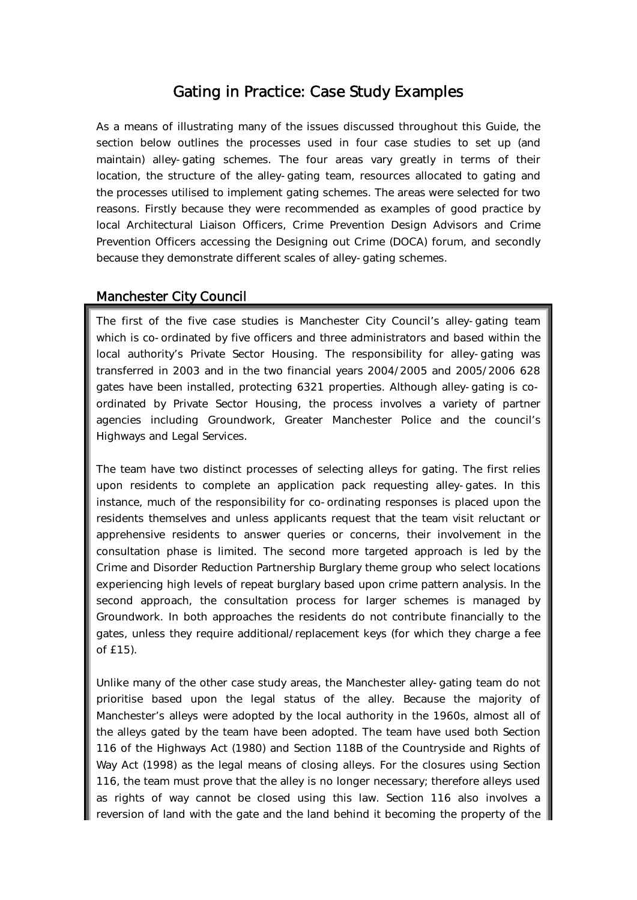# Gating in Practice: Case Study Examples

As a means of illustrating many of the issues discussed throughout this Guide, the section below outlines the processes used in four case studies to set up (and maintain) alley-gating schemes. The four areas vary greatly in terms of their location, the structure of the alley-gating team, resources allocated to gating and the processes utilised to implement gating schemes. The areas were selected for two reasons. Firstly because they were recommended as examples of good practice by local Architectural Liaison Officers, Crime Prevention Design Advisors and Crime Prevention Officers accessing the Designing out Crime (DOCA) forum, and secondly because they demonstrate different scales of alley-gating schemes.

## Manchester City Council

The first of the five case studies is Manchester City Council's alley-gating team which is co-ordinated by five officers and three administrators and based within the local authority's Private Sector Housing. The responsibility for alley-gating was transferred in 2003 and in the two financial years 2004/2005 and 2005/2006 628 gates have been installed, protecting 6321 properties. Although alley-gating is co-ordinated by Private Sector Housing, the process involves a variety of partner agencies including Groundwork, Greater Manchester Police and the council's Highways and Legal Services.

The team have two distinct processes of selecting alleys for gating. The first relies upon residents to complete an application pack requesting alley-gates. In this instance, much of the responsibility for co-ordinating responses is placed upon the residents themselves and unless applicants request that the team visit reluctant or apprehensive residents to answer queries or concerns, their involvement in the consultation phase is limited. The second more targeted approach is led by the Crime and Disorder Reduction Partnership Burglary theme group who select locations experiencing high levels of repeat burglary based upon crime pattern analysis. In the second approach, the consultation process for larger schemes is managed by Groundwork. In both approaches the residents do not contribute financially to the gates, unless they require additional/replacement keys (for which they charge a fee of £15).

Unlike many of the other case study areas, the Manchester alley-gating team do not prioritise based upon the legal status of the alley. Because the majority of Manchester's alleys were adopted by the local authority in the 1960s, almost all of the alleys gated by the team have been adopted. The team have used both Section 116 of the Highways Act (1980) and Section 118B of the Countryside and Rights of Way Act (1998) as the legal means of closing alleys. For the closures using Section 116, the team must prove that the alley is no longer necessary; therefore alleys used as rights of way cannot be closed using this law. Section 116 also involves a reversion of land with the gate and the land behind it becoming the property of the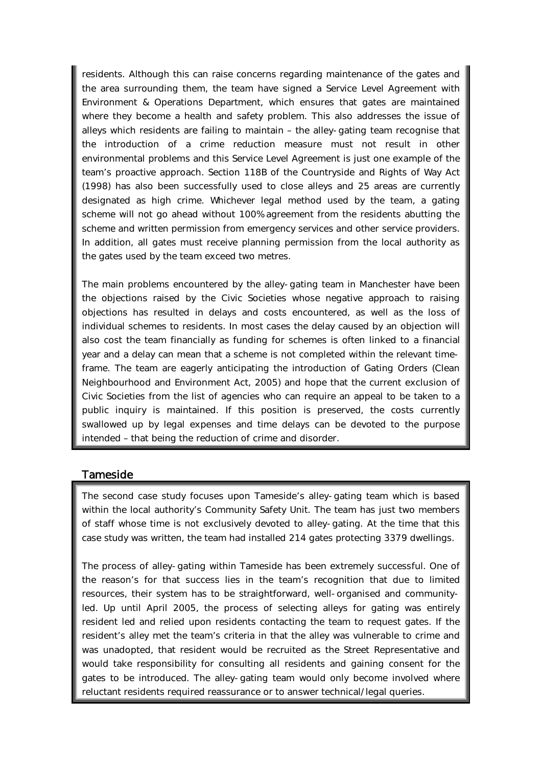residents. Although this can raise concerns regarding maintenance of the gates and the area surrounding them, the team have signed a Service Level Agreement with Environment & Operations Department, which ensures that gates are maintained where they become a health and safety problem. This also addresses the issue of alleys which residents are failing to maintain – the alley-gating team recognise that the introduction of a crime reduction measure must not result in other environmental problems and this Service Level Agreement is just one example of the team's proactive approach. Section 118B of the Countryside and Rights of Way Act (1998) has also been successfully used to close alleys and 25 areas are currently designated as high crime. Whichever legal method used by the team, a gating scheme will not go ahead without 100% agreement from the residents abutting the scheme and written permission from emergency services and other service providers. In addition, all gates must receive planning permission from the local authority as the gates used by the team exceed two metres.

The main problems encountered by the alley-gating team in Manchester have been the objections raised by the Civic Societies whose negative approach to raising objections has resulted in delays and costs encountered, as well as the loss of individual schemes to residents. In most cases the delay caused by an objection will also cost the team financially as funding for schemes is often linked to a financial year and a delay can mean that a scheme is not completed within the relevant time-frame. The team are eagerly anticipating the introduction of Gating Orders (Clean Neighbourhood and Environment Act, 2005) and hope that the current exclusion of Civic Societies from the list of agencies who can require an appeal to be taken to a public inquiry is maintained. If this position is preserved, the costs currently swallowed up by legal expenses and time delays can be devoted to the purpose intended – that being the reduction of crime and disorder.

## Tameside

The second case study focuses upon Tameside's alley-gating team which is based within the local authority's Community Safety Unit. The team has just two members of staff whose time is not exclusively devoted to alley-gating. At the time that this case study was written, the team had installed 214 gates protecting 3379 dwellings.

The process of alley-gating within Tameside has been extremely successful. One of the reason's for that success lies in the team's recognition that due to limited resources, their system has to be straightforward, well-organised and community-led. Up until April 2005, the process of selecting alleys for gating was entirely resident led and relied upon residents contacting the team to request gates. If the resident's alley met the team's criteria in that the alley was vulnerable to crime and was unadopted, that resident would be recruited as the Street Representative and would take responsibility for consulting all residents and gaining consent for the gates to be introduced. The alley-gating team would only become involved where reluctant residents required reassurance or to answer technical/legal queries.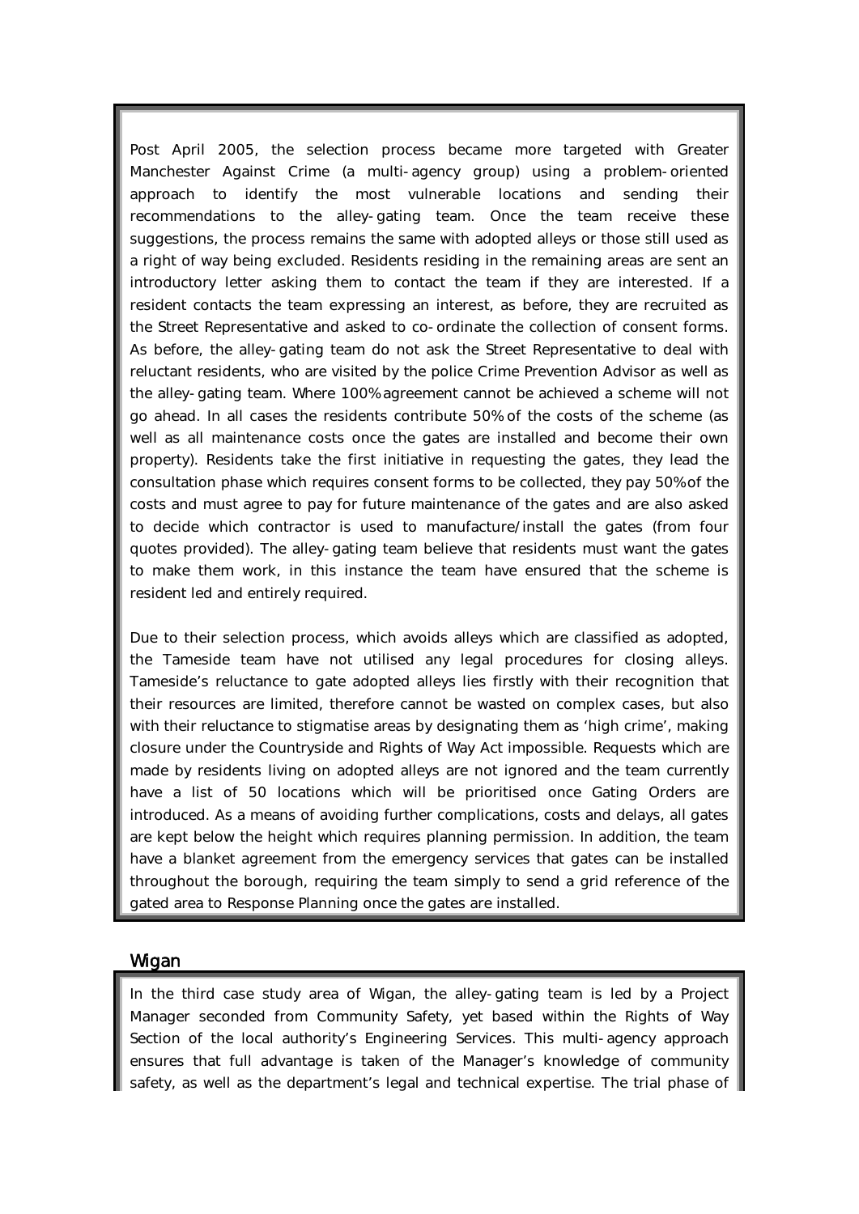Post April 2005, the selection process became more targeted with Greater Manchester Against Crime (a multi-agency group) using a problem-oriented approach to identify the most vulnerable locations and sending their recommendations to the alley-gating team. Once the team receive these suggestions, the process remains the same with adopted alleys or those still used as a right of way being excluded. Residents residing in the remaining areas are sent an introductory letter asking them to contact the team if they are interested. If a resident contacts the team expressing an interest, as before, they are recruited as the Street Representative and asked to co-ordinate the collection of consent forms. As before, the alley-gating team do not ask the Street Representative to deal with reluctant residents, who are visited by the police Crime Prevention Advisor as well as the alley-gating team. Where 100% agreement cannot be achieved a scheme will not go ahead. In all cases the residents contribute 50% of the costs of the scheme (as well as all maintenance costs once the gates are installed and become their own property). Residents take the first initiative in requesting the gates, they lead the consultation phase which requires consent forms to be collected, they pay 50% of the costs and must agree to pay for future maintenance of the gates and are also asked to decide which contractor is used to manufacture/install the gates (from four quotes provided). The alley-gating team believe that residents must want the gates to make them work, in this instance the team have ensured that the scheme is resident led and entirely required.

Due to their selection process, which avoids alleys which are classified as adopted, the Tameside team have not utilised any legal procedures for closing alleys. Tameside's reluctance to gate adopted alleys lies firstly with their recognition that their resources are limited, therefore cannot be wasted on complex cases, but also with their reluctance to stigmatise areas by designating them as 'high crime', making closure under the Countryside and Rights of Way Act impossible. Requests which are made by residents living on adopted alleys are not ignored and the team currently have a list of 50 locations which will be prioritised once Gating Orders are introduced. As a means of avoiding further complications, costs and delays, all gates are kept below the height which requires planning permission. In addition, the team have a blanket agreement from the emergency services that gates can be installed throughout the borough, requiring the team simply to send a grid reference of the gated area to Response Planning once the gates are installed.

## Wigan

In the third case study area of Wigan, the alley-gating team is led by a Project Manager seconded from Community Safety, yet based within the Rights of Way Section of the local authority's Engineering Services. This multi-agency approach ensures that full advantage is taken of the Manager's knowledge of community safety, as well as the department's legal and technical expertise. The trial phase of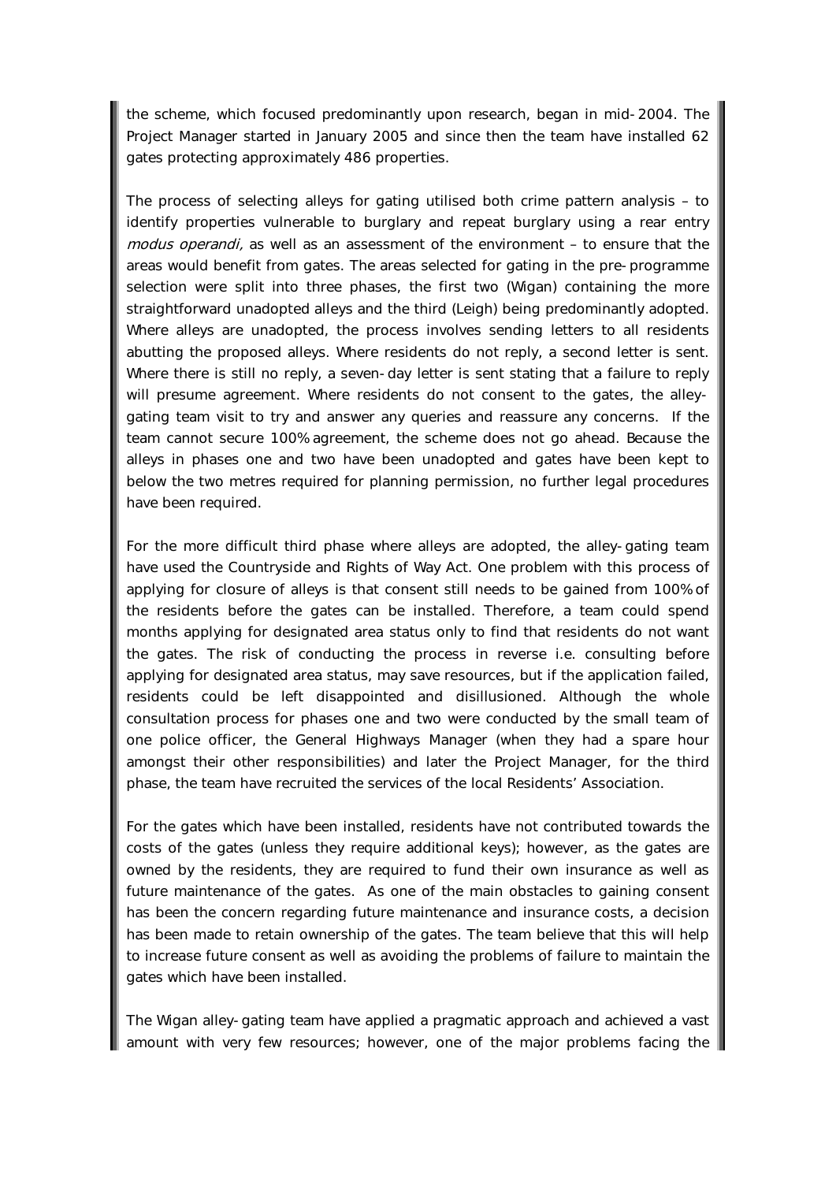the scheme, which focused predominantly upon research, began in mid-2004. The Project Manager started in January 2005 and since then the team have installed 62 gates protecting approximately 486 properties.

The process of selecting alleys for gating utilised both crime pattern analysis – to identify properties vulnerable to burglary and repeat burglary using a rear entry *modus operandi,* as well as an assessment of the environment – to ensure that the areas would benefit from gates. The areas selected for gating in the pre-programme selection were split into three phases, the first two (Wigan) containing the more straightforward unadopted alleys and the third (Leigh) being predominantly adopted. Where alleys are unadopted, the process involves sending letters to all residents abutting the proposed alleys. Where residents do not reply, a second letter is sent. Where there is still no reply, a seven-day letter is sent stating that a failure to reply will presume agreement. Where residents do not consent to the gates, the alley-gating team visit to try and answer any queries and reassure any concerns. If the team cannot secure 100% agreement, the scheme does not go ahead. Because the alleys in phases one and two have been unadopted and gates have been kept to below the two metres required for planning permission, no further legal procedures have been required.

For the more difficult third phase where alleys are adopted, the alley-gating team have used the Countryside and Rights of Way Act. One problem with this process of applying for closure of alleys is that consent still needs to be gained from 100% of the residents before the gates can be installed. Therefore, a team could spend months applying for designated area status only to find that residents do not want the gates. The risk of conducting the process in reverse i.e. consulting before applying for designated area status, may save resources, but if the application failed, residents could be left disappointed and disillusioned. Although the whole consultation process for phases one and two were conducted by the small team of one police officer, the General Highways Manager (when they had a spare hour amongst their other responsibilities) and later the Project Manager, for the third phase, the team have recruited the services of the local Residents' Association.

For the gates which have been installed, residents have not contributed towards the costs of the gates (unless they require additional keys); however, as the gates are owned by the residents, they are required to fund their own insurance as well as future maintenance of the gates. As one of the main obstacles to gaining consent has been the concern regarding future maintenance and insurance costs, a decision has been made to retain ownership of the gates. The team believe that this will help to increase future consent as well as avoiding the problems of failure to maintain the gates which have been installed.

The Wigan alley-gating team have applied a pragmatic approach and achieved a vast amount with very few resources; however, one of the major problems facing the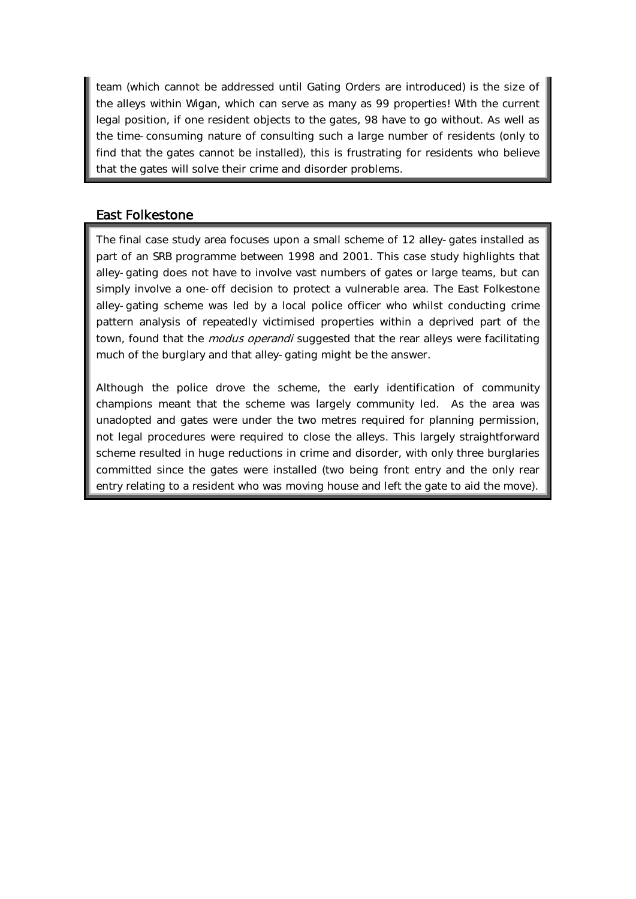team (which cannot be addressed until Gating Orders are introduced) is the size of the alleys within Wigan, which can serve as many as 99 properties! With the current legal position, if one resident objects to the gates, 98 have to go without. As well as the time-consuming nature of consulting such a large number of residents (only to find that the gates cannot be installed), this is frustrating for residents who believe that the gates will solve their crime and disorder problems.

## East Folkestone

The final case study area focuses upon a small scheme of 12 alley-gates installed as part of an SRB programme between 1998 and 2001. This case study highlights that alley-gating does not have to involve vast numbers of gates or large teams, but can simply involve a one-off decision to protect a vulnerable area. The East Folkestone alley-gating scheme was led by a local police officer who whilst conducting crime pattern analysis of repeatedly victimised properties within a deprived part of the town, found that the *modus operandi* suggested that the rear alleys were facilitating much of the burglary and that alley-gating might be the answer.

Although the police drove the scheme, the early identification of community champions meant that the scheme was largely community led. As the area was unadopted and gates were under the two metres required for planning permission, not legal procedures were required to close the alleys. This largely straightforward scheme resulted in huge reductions in crime and disorder, with only three burglaries committed since the gates were installed (two being front entry and the only rear entry relating to a resident who was moving house and left the gate to aid the move).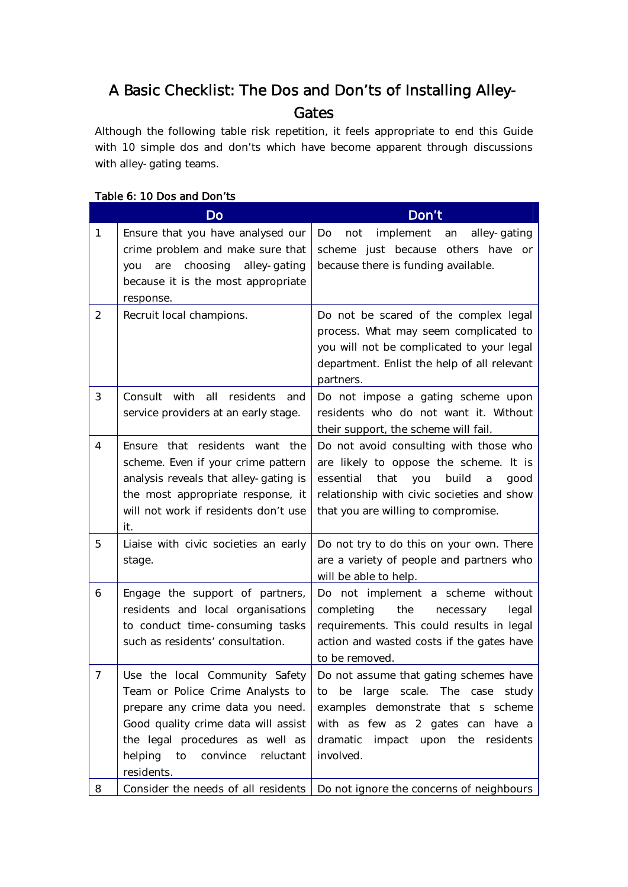# A Basic Checklist: The Dos and Don'ts of Installing Alley-Gates

Although the following table risk repetition, it feels appropriate to end this Guide with 10 simple dos and don'ts which have become apparent through discussions with alley-gating teams.

**Table 6: 10 Dos and Don'ts**

| | Do | Don't |
|---|---|---|
| 1 | Ensure that you have analysed our crime problem and make sure that you are choosing alley-gating because it is the most appropriate response. | Do not implement an alley-gating scheme just because others have or because there is funding available. |
| 2 | Recruit local champions. | Do not be scared of the complex legal process. What may seem complicated to you will not be complicated to your legal department. Enlist the help of all relevant partners. |
| 3 | Consult with all residents and service providers at an early stage. | Do not impose a gating scheme upon residents who do not want it. Without their support, the scheme will fail. |
| 4 | Ensure that residents want the scheme. Even if your crime pattern analysis reveals that alley-gating is the most appropriate response, it will not work if residents don't use it. | Do not avoid consulting with those who are likely to oppose the scheme. It is essential that you build a good relationship with civic societies and show that you are willing to compromise. |
| 5 | Liaise with civic societies an early stage. | Do not try to do this on your own. There are a variety of people and partners who will be able to help. |
| 6 | Engage the support of partners, residents and local organisations to conduct time-consuming tasks such as residents' consultation. | Do not implement a scheme without completing the necessary legal requirements. This could results in legal action and wasted costs if the gates have to be removed. |
| 7 | Use the local Community Safety Team or Police Crime Analysts to prepare any crime data you need. Good quality crime data will assist the legal procedures as well as helping to convince reluctant residents. | Do not assume that gating schemes have to be large scale. The case study examples demonstrate that s scheme with as few as 2 gates can have a dramatic impact upon the residents involved. |
| 8 | Consider the needs of all residents | Do not ignore the concerns of neighbours |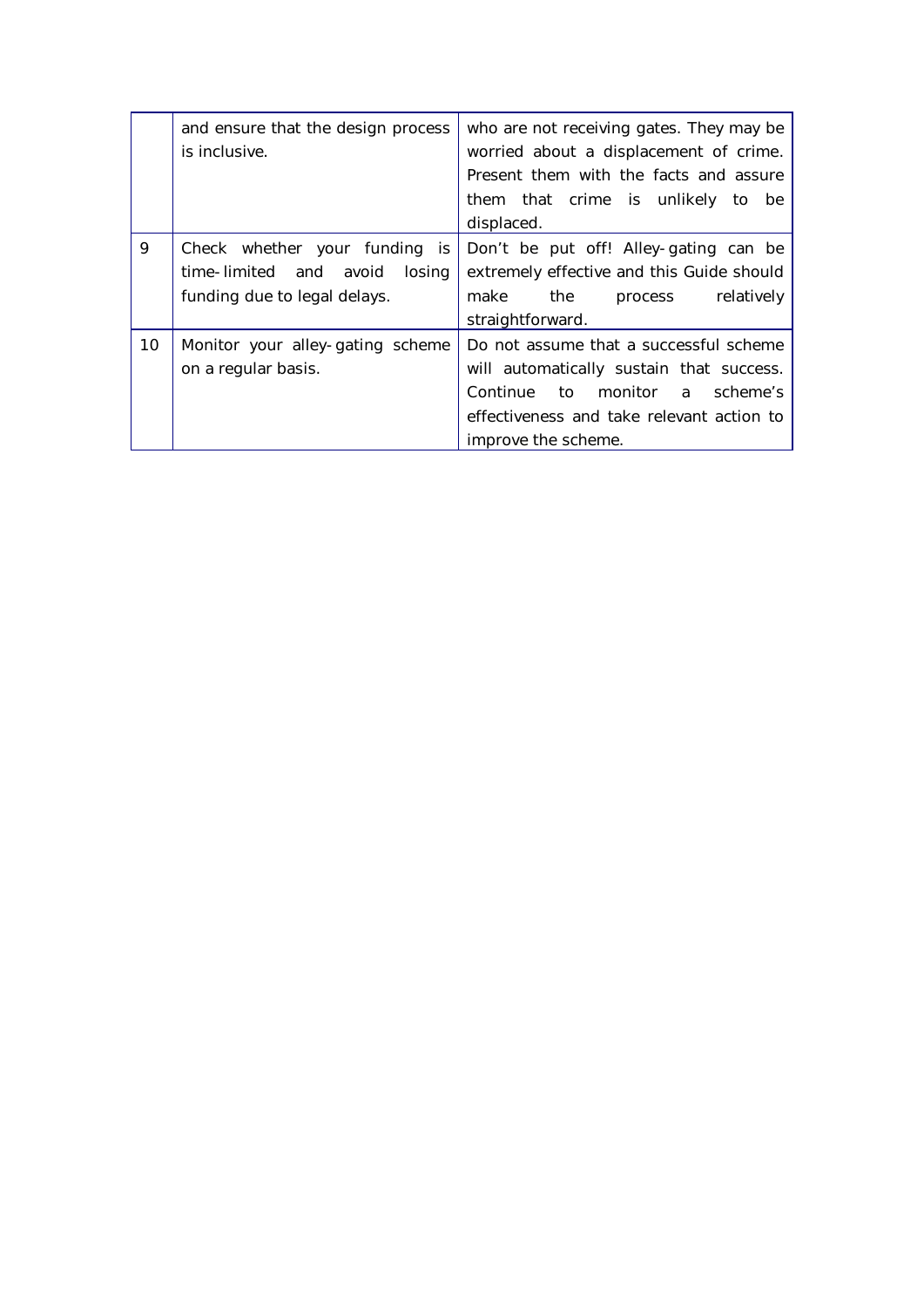| | | |
|---|---|---|
| | and ensure that the design process is inclusive. | who are not receiving gates. They may be worried about a displacement of crime. Present them with the facts and assure them that crime is unlikely to be displaced. |
| 9 | Check whether your funding is time-limited and avoid losing funding due to legal delays. | Don't be put off! Alley-gating can be extremely effective and this Guide should make the process relatively straightforward. |
| 10 | Monitor your alley-gating scheme on a regular basis. | Do not assume that a successful scheme will automatically sustain that success. Continue to monitor a scheme's effectiveness and take relevant action to improve the scheme. |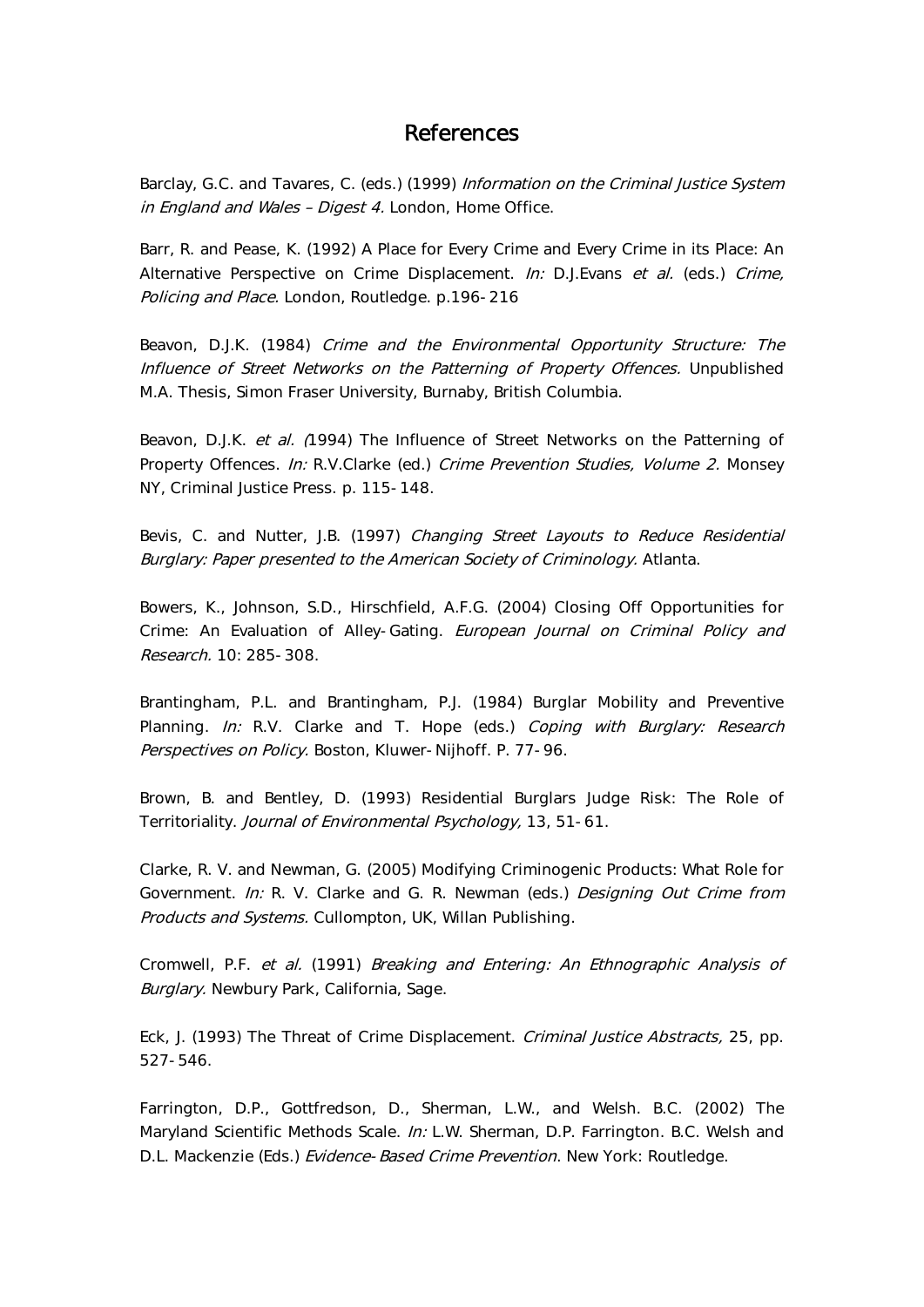# References

Barclay, G.C. and Tavares, C. (eds.) (1999) *Information on the Criminal Justice System in England and Wales – Digest 4.* London, Home Office.

Barr, R. and Pease, K. (1992) A Place for Every Crime and Every Crime in its Place: An Alternative Perspective on Crime Displacement. *In:* D.J.Evans *et al.* (eds.) *Crime, Policing and Place.* London, Routledge. p.196-216

Beavon, D.J.K. (1984) *Crime and the Environmental Opportunity Structure: The Influence of Street Networks on the Patterning of Property Offences.* Unpublished M.A. Thesis, Simon Fraser University, Burnaby, British Columbia.

Beavon, D.J.K. *et al.* (1994) The Influence of Street Networks on the Patterning of Property Offences. *In:* R.V.Clarke (ed.) *Crime Prevention Studies, Volume 2.* Monsey NY, Criminal Justice Press. p. 115-148.

Bevis, C. and Nutter, J.B. (1997) *Changing Street Layouts to Reduce Residential Burglary: Paper presented to the American Society of Criminology.* Atlanta.

Bowers, K., Johnson, S.D., Hirschfield, A.F.G. (2004) Closing Off Opportunities for Crime: An Evaluation of Alley-Gating. *European Journal on Criminal Policy and Research.* 10: 285-308.

Brantingham, P.L. and Brantingham, P.J. (1984) Burglar Mobility and Preventive Planning. *In:* R.V. Clarke and T. Hope (eds.) *Coping with Burglary: Research Perspectives on Policy.* Boston, Kluwer-Nijhoff. P. 77-96.

Brown, B. and Bentley, D. (1993) Residential Burglars Judge Risk: The Role of Territoriality. *Journal of Environmental Psychology,* 13, 51-61.

Clarke, R. V. and Newman, G. (2005) Modifying Criminogenic Products: What Role for Government. *In:* R. V. Clarke and G. R. Newman (eds.) *Designing Out Crime from Products and Systems.* Cullompton, UK, Willan Publishing.

Cromwell, P.F. *et al.* (1991) *Breaking and Entering: An Ethnographic Analysis of Burglary.* Newbury Park, California, Sage.

Eck, J. (1993) The Threat of Crime Displacement. *Criminal Justice Abstracts,* 25, pp. 527-546.

Farrington, D.P., Gottfredson, D., Sherman, L.W., and Welsh. B.C. (2002) The Maryland Scientific Methods Scale. *In:* L.W. Sherman, D.P. Farrington. B.C. Welsh and D.L. Mackenzie (Eds.) *Evidence-Based Crime Prevention*. New York: Routledge.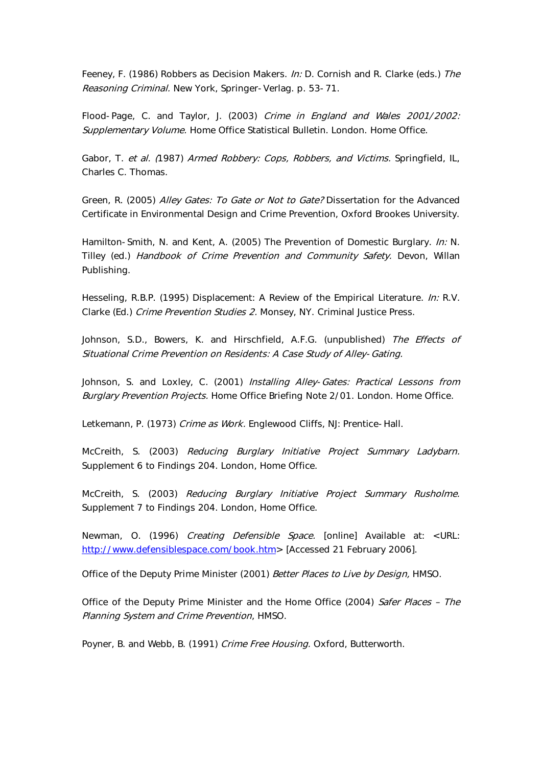Feeney, F. (1986) Robbers as Decision Makers. *In:* D. Cornish and R. Clarke (eds.) *The Reasoning Criminal.* New York, Springer-Verlag. p. 53-71.

Flood-Page, C. and Taylor, J. (2003) *Crime in England and Wales 2001/2002: Supplementary Volume.* Home Office Statistical Bulletin. London. Home Office.

Gabor, T. *et al. (*1987) *Armed Robbery: Cops, Robbers, and Victims.* Springfield, IL, Charles C. Thomas.

Green, R. (2005) *Alley Gates: To Gate or Not to Gate?* Dissertation for the Advanced Certificate in Environmental Design and Crime Prevention, Oxford Brookes University.

Hamilton-Smith, N. and Kent, A. (2005) The Prevention of Domestic Burglary. *In:* N. Tilley (ed.) *Handbook of Crime Prevention and Community Safety.* Devon, Willan Publishing.

Hesseling, R.B.P. (1995) Displacement: A Review of the Empirical Literature. *In:* R.V. Clarke (Ed.) *Crime Prevention Studies 2.* Monsey, NY. Criminal Justice Press.

Johnson, S.D., Bowers, K. and Hirschfield, A.F.G. (unpublished) *The Effects of Situational Crime Prevention on Residents: A Case Study of Alley-Gating.*

Johnson, S. and Loxley, C. (2001) *Installing Alley-Gates: Practical Lessons from Burglary Prevention Projects.* Home Office Briefing Note 2/01. London. Home Office.

Letkemann, P. (1973) *Crime as Work.* Englewood Cliffs, NJ: Prentice-Hall.

McCreith, S. (2003) *Reducing Burglary Initiative Project Summary Ladybarn.* Supplement 6 to Findings 204. London, Home Office.

McCreith, S. (2003) *Reducing Burglary Initiative Project Summary Rusholme.* Supplement 7 to Findings 204. London, Home Office.

Newman, O. (1996) *Creating Defensible Space.* [online] Available at: <URL: http://www.defensiblespace.com/book.htm> [Accessed 21 February 2006].

Office of the Deputy Prime Minister (2001) *Better Places to Live by Design,* HMSO.

Office of the Deputy Prime Minister and the Home Office (2004) *Safer Places – The Planning System and Crime Prevention*, HMSO.

Poyner, B. and Webb, B. (1991) *Crime Free Housing.* Oxford, Butterworth.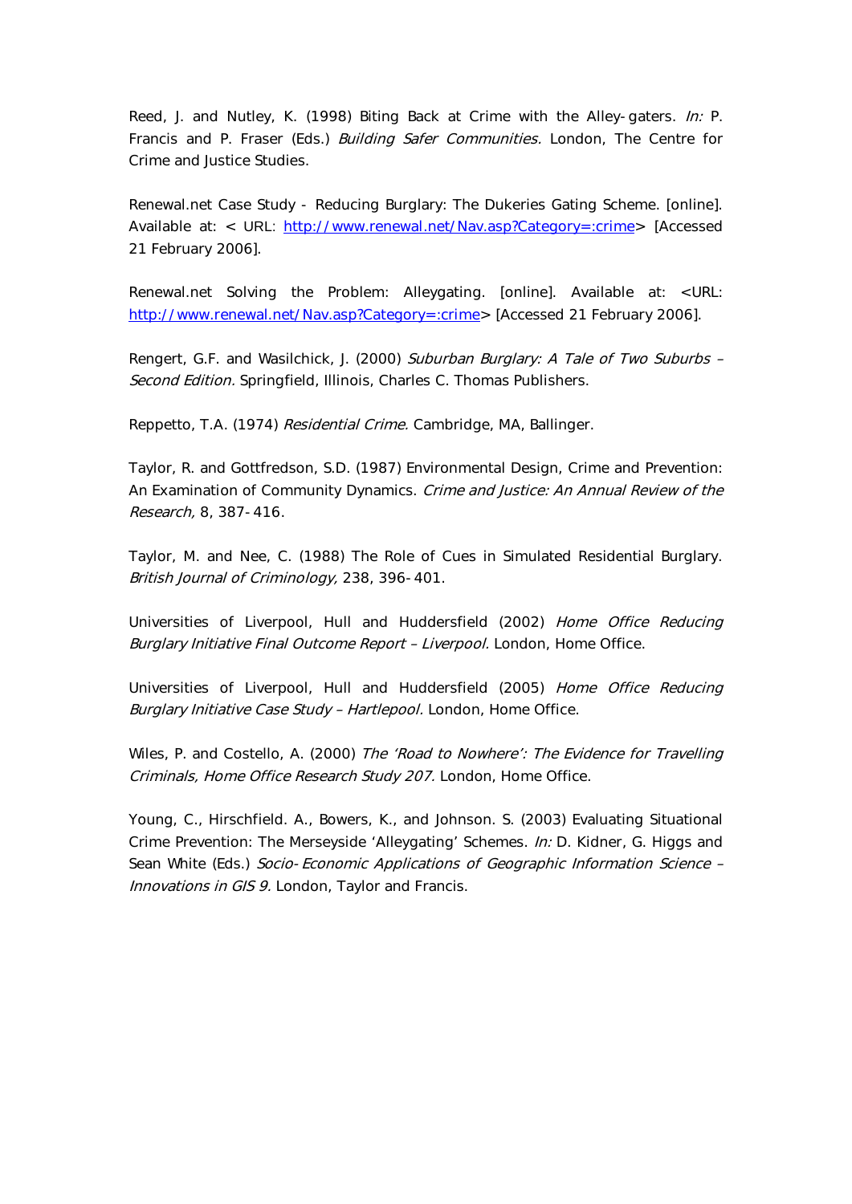Reed, J. and Nutley, K. (1998) Biting Back at Crime with the Alley-gaters. *In:* P. Francis and P. Fraser (Eds.) *Building Safer Communities.* London, The Centre for Crime and Justice Studies.

Renewal.net Case Study - Reducing Burglary: The Dukeries Gating Scheme. [online]. Available at: < URL: http://www.renewal.net/Nav.asp?Category=:crime> [Accessed 21 February 2006].

Renewal.net Solving the Problem: Alleygating. [online]. Available at: <URL: http://www.renewal.net/Nav.asp?Category=:crime> [Accessed 21 February 2006].

Rengert, G.F. and Wasilchick, J. (2000) *Suburban Burglary: A Tale of Two Suburbs – Second Edition.* Springfield, Illinois, Charles C. Thomas Publishers.

Reppetto, T.A. (1974) *Residential Crime.* Cambridge, MA, Ballinger.

Taylor, R. and Gottfredson, S.D. (1987) Environmental Design, Crime and Prevention: An Examination of Community Dynamics. *Crime and Justice: An Annual Review of the Research,* 8, 387-416.

Taylor, M. and Nee, C. (1988) The Role of Cues in Simulated Residential Burglary. *British Journal of Criminology,* 238, 396-401.

Universities of Liverpool, Hull and Huddersfield (2002) *Home Office Reducing Burglary Initiative Final Outcome Report – Liverpool.* London, Home Office.

Universities of Liverpool, Hull and Huddersfield (2005) *Home Office Reducing Burglary Initiative Case Study – Hartlepool.* London, Home Office.

Wiles, P. and Costello, A. (2000) *The 'Road to Nowhere': The Evidence for Travelling Criminals, Home Office Research Study 207.* London, Home Office.

Young, C., Hirschfield. A., Bowers, K., and Johnson. S. (2003) Evaluating Situational Crime Prevention: The Merseyside 'Alleygating' Schemes. *In:* D. Kidner, G. Higgs and Sean White (Eds.) *Socio-Economic Applications of Geographic Information Science – Innovations in GIS 9.* London, Taylor and Francis.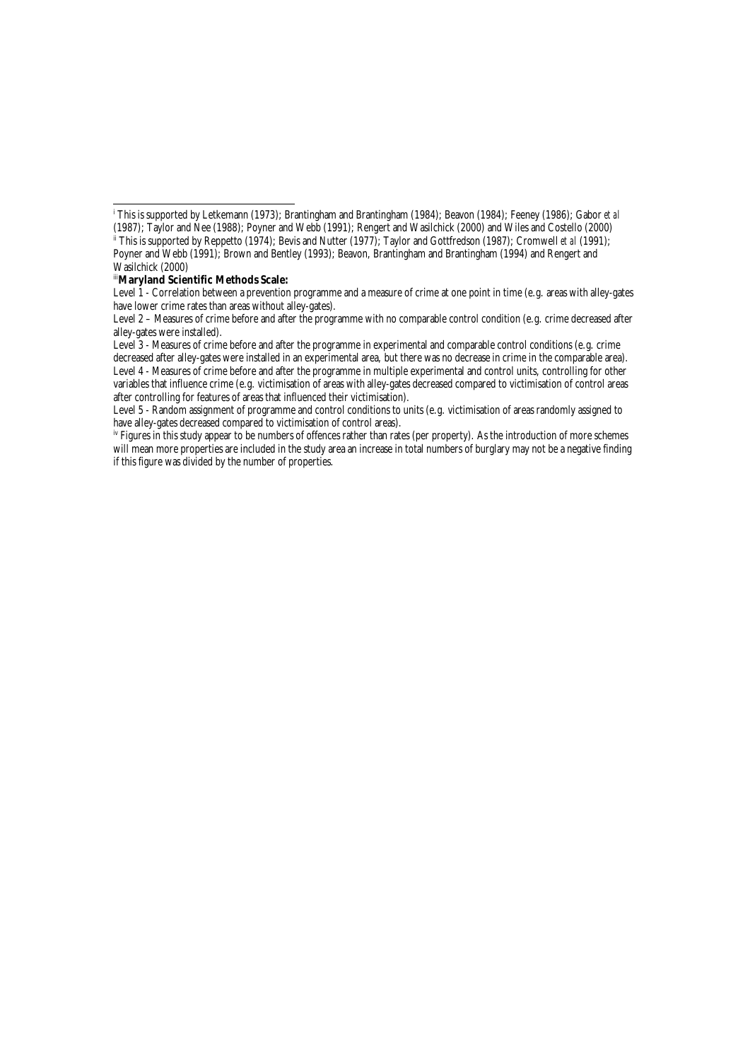[i] This is supported by Letkemann (1973); Brantingham and Brantingham (1984); Beavon (1984); Feeney (1986); Gabor *et al* (1987); Taylor and Nee (1988); Poyner and Webb (1991); Rengert and Wasilchick (2000) and Wiles and Costello (2000)

[ii] This is supported by Reppetto (1974); Bevis and Nutter (1977); Taylor and Gottfredson (1987); Cromwell *et al* (1991); Poyner and Webb (1991); Brown and Bentley (1993); Beavon, Brantingham and Brantingham (1994) and Rengert and Wasilchick (2000)

[iii] **Maryland Scientific Methods Scale:**

Level 1 - Correlation between a prevention programme and a measure of crime at one point in time (e.g. areas with alley-gates have lower crime rates than areas without alley-gates).

Level 2 – Measures of crime before and after the programme with no comparable control condition (e.g. crime decreased after alley-gates were installed).

Level 3 - Measures of crime before and after the programme in experimental and comparable control conditions (e.g. crime decreased after alley-gates were installed in an experimental area, but there was no decrease in crime in the comparable area).

Level 4 - Measures of crime before and after the programme in multiple experimental and control units, controlling for other variables that influence crime (e.g. victimisation of areas with alley-gates decreased compared to victimisation of control areas after controlling for features of areas that influenced their victimisation).

Level 5 - Random assignment of programme and control conditions to units (e.g. victimisation of areas randomly assigned to have alley-gates decreased compared to victimisation of control areas).

[iv] Figures in this study appear to be numbers of offences rather than rates (per property). As the introduction of more schemes will mean more properties are included in the study area an increase in total numbers of burglary may not be a negative finding if this figure was divided by the number of properties.